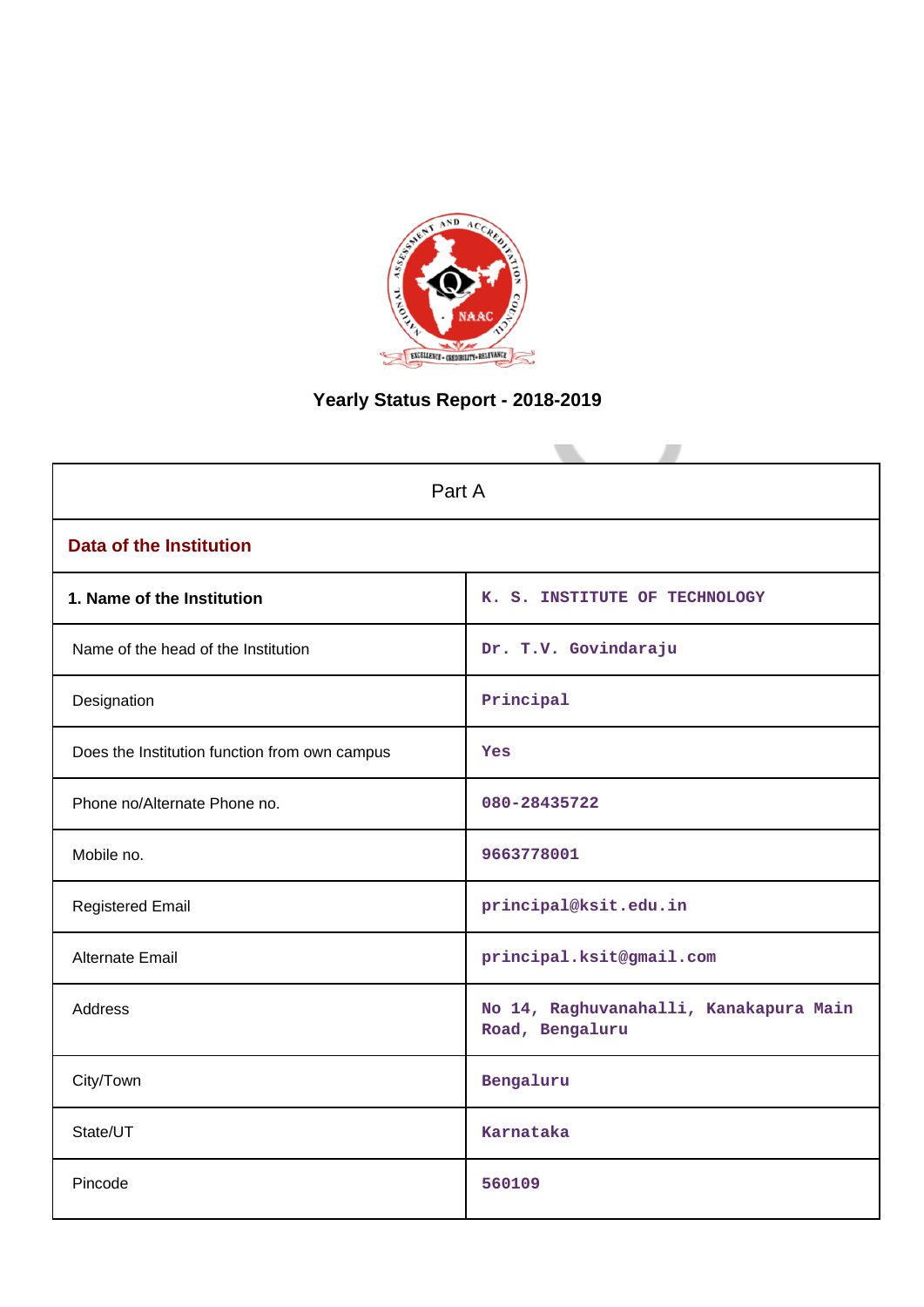# Yearly Status Report - 2018-2019

| Part A | |
|---|---|
| **Data of the Institution** | |
| **1. Name of the Institution** | K. S. INSTITUTE OF TECHNOLOGY |
| Name of the head of the Institution | Dr. T.V. Govindaraju |
| Designation | Principal |
| Does the Institution function from own campus | Yes |
| Phone no/Alternate Phone no. | 080-28435722 |
| Mobile no. | 9663778001 |
| Registered Email | principal@ksit.edu.in |
| Alternate Email | principal.ksit@gmail.com |
| Address | No 14, Raghuvanahalli, Kanakapura Main Road, Bengaluru |
| City/Town | Bengaluru |
| State/UT | Karnataka |
| Pincode | 560109 |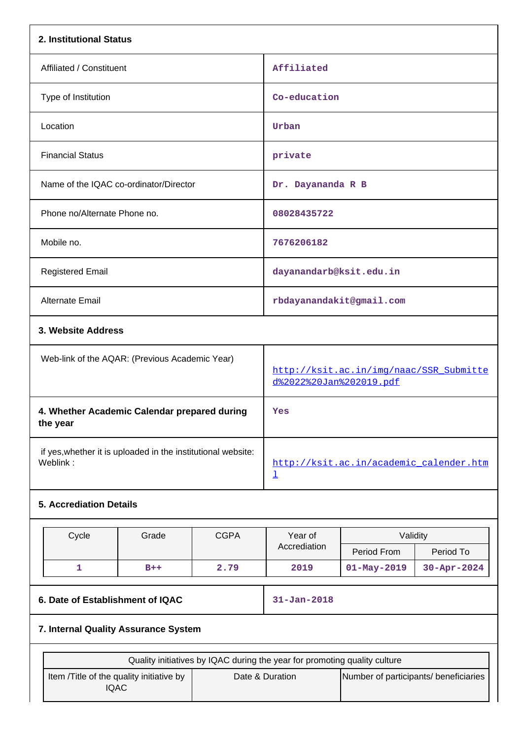**2. Institutional Status**

| | |
|---|---|
| Affiliated / Constituent | Affiliated |
| Type of Institution | Co-education |
| Location | Urban |
| Financial Status | private |
| Name of the IQAC co-ordinator/Director | Dr. Dayananda R B |
| Phone no/Alternate Phone no. | 08028435722 |
| Mobile no. | 7676206182 |
| Registered Email | dayanandarb@ksit.edu.in |
| Alternate Email | rbdayanandakit@gmail.com |

**3. Website Address**

| | |
|---|---|
| Web-link of the AQAR: (Previous Academic Year) | http://ksit.ac.in/img/naac/SSR_Submitted%2022%20Jan%202019.pdf |
| **4. Whether Academic Calendar prepared during the year** | Yes |
| if yes,whether it is uploaded in the institutional website: Weblink : | http://ksit.ac.in/academic_calender.html |

**5. Accrediation Details**

| Cycle | Grade | CGPA | Year of Accrediation | Validity | |
|---|---|---|---|---|---|
| | | | | Period From | Period To |
| 1 | B++ | 2.79 | 2019 | 01-May-2019 | 30-Apr-2024 |

| | |
|---|---|
| **6. Date of Establishment of IQAC** | 31-Jan-2018 |

**7. Internal Quality Assurance System**

| Quality initiatives by IQAC during the year for promoting quality culture | | |
|---|---|---|
| Item /Title of the quality initiative by IQAC | Date & Duration | Number of participants/ beneficiaries |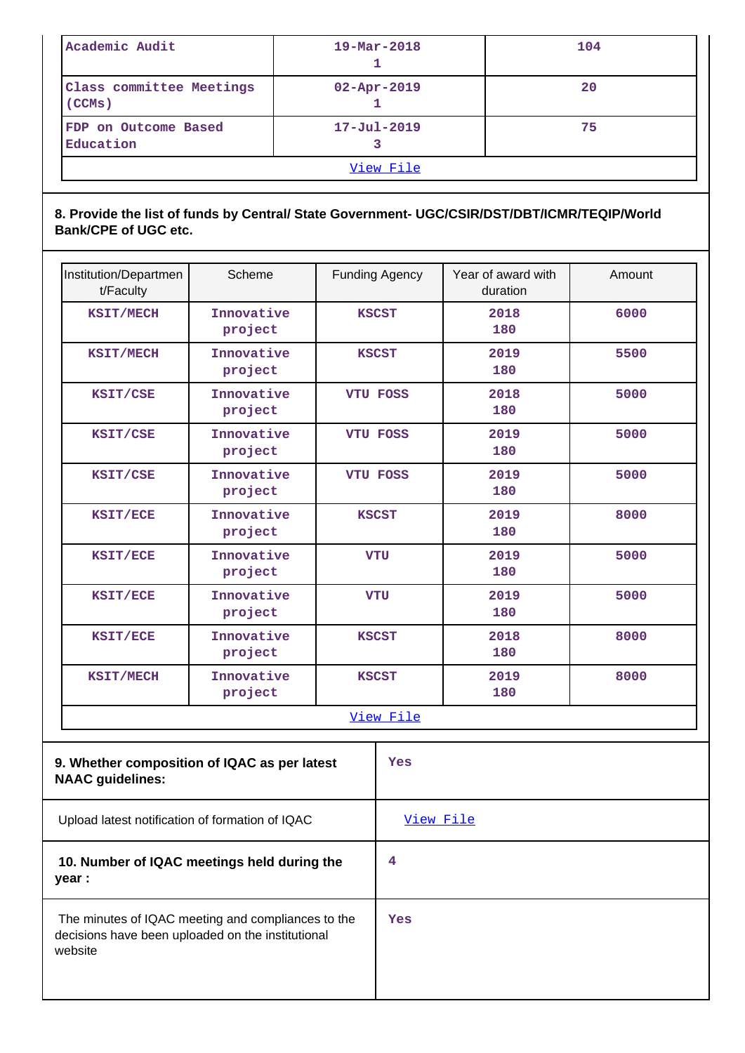| | | |
|---|---|---|
| Academic Audit | 19-Mar-2018<br>1 | 104 |
| Class committee Meetings (CCMs) | 02-Apr-2019<br>1 | 20 |
| FDP on Outcome Based Education | 17-Jul-2019<br>3 | 75 |
| View File | | |

**8. Provide the list of funds by Central/ State Government- UGC/CSIR/DST/DBT/ICMR/TEQIP/World Bank/CPE of UGC etc.**

| Institution/Department/Faculty | Scheme | Funding Agency | Year of award with duration | Amount |
|---|---|---|---|---|
| KSIT/MECH | Innovative project | KSCST | 2018<br>180 | 6000 |
| KSIT/MECH | Innovative project | KSCST | 2019<br>180 | 5500 |
| KSIT/CSE | Innovative project | VTU FOSS | 2018<br>180 | 5000 |
| KSIT/CSE | Innovative project | VTU FOSS | 2019<br>180 | 5000 |
| KSIT/CSE | Innovative project | VTU FOSS | 2019<br>180 | 5000 |
| KSIT/ECE | Innovative project | KSCST | 2019<br>180 | 8000 |
| KSIT/ECE | Innovative project | VTU | 2019<br>180 | 5000 |
| KSIT/ECE | Innovative project | VTU | 2019<br>180 | 5000 |
| KSIT/ECE | Innovative project | KSCST | 2018<br>180 | 8000 |
| KSIT/MECH | Innovative project | KSCST | 2019<br>180 | 8000 |
| View File | | | | |

| | |
|---|---|
| **9. Whether composition of IQAC as per latest NAAC guidelines:** | Yes |
| Upload latest notification of formation of IQAC | View File |
| **10. Number of IQAC meetings held during the year :** | 4 |
| The minutes of IQAC meeting and compliances to the decisions have been uploaded on the institutional website | Yes |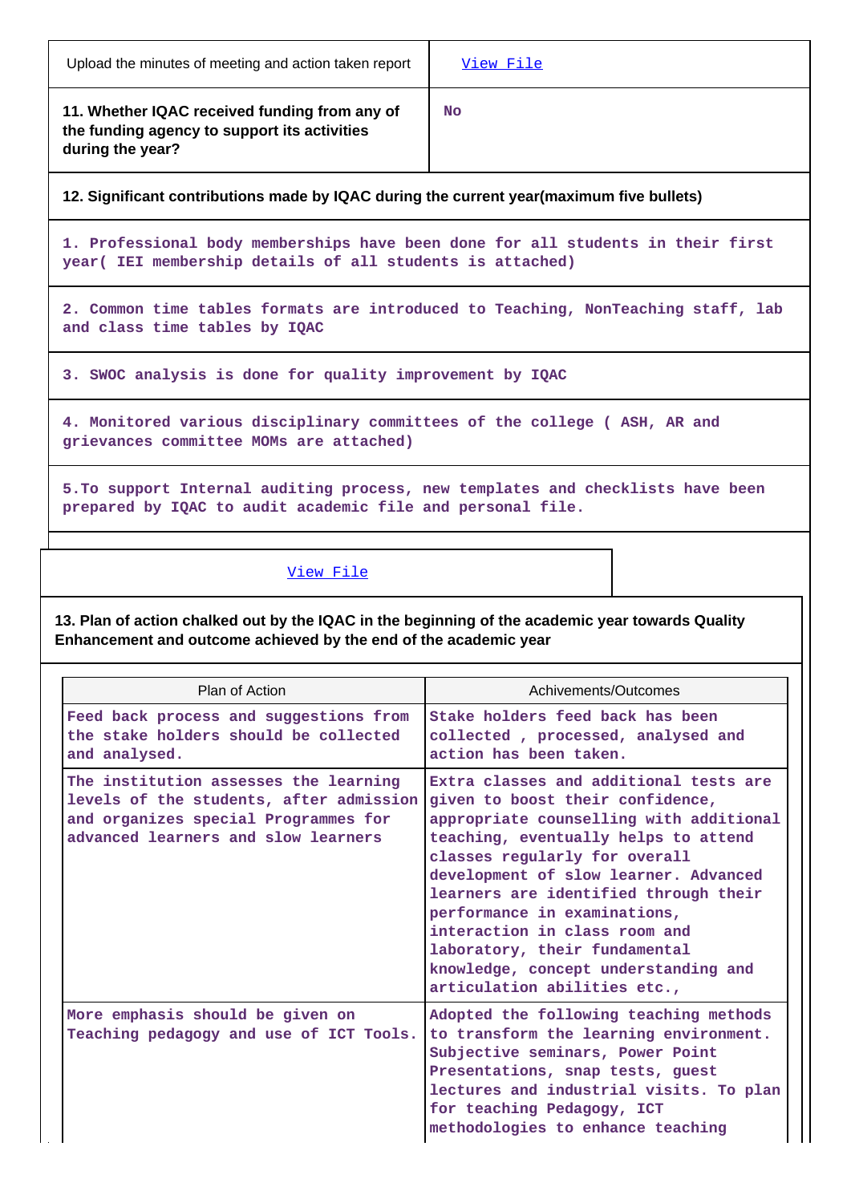| | |
|---|---|
| Upload the minutes of meeting and action taken report | View File |
| **11. Whether IQAC received funding from any of the funding agency to support its activities during the year?** | No |

**12. Significant contributions made by IQAC during the current year(maximum five bullets)**

1. Professional body memberships have been done for all students in their first year( IEI membership details of all students is attached)

2. Common time tables formats are introduced to Teaching, NonTeaching staff, lab and class time tables by IQAC

3. SWOC analysis is done for quality improvement by IQAC

4. Monitored various disciplinary committees of the college ( ASH, AR and grievances committee MOMs are attached)

5.To support Internal auditing process, new templates and checklists have been prepared by IQAC to audit academic file and personal file.

View File

**13. Plan of action chalked out by the IQAC in the beginning of the academic year towards Quality Enhancement and outcome achieved by the end of the academic year**

| Plan of Action | Achivements/Outcomes |
|---|---|
| Feed back process and suggestions from the stake holders should be collected and analysed. | Stake holders feed back has been collected , processed, analysed and action has been taken. |
| The institution assesses the learning levels of the students, after admission and organizes special Programmes for advanced learners and slow learners | Extra classes and additional tests are given to boost their confidence, appropriate counselling with additional teaching, eventually helps to attend classes regularly for overall development of slow learner. Advanced learners are identified through their performance in examinations, interaction in class room and laboratory, their fundamental knowledge, concept understanding and articulation abilities etc., |
| More emphasis should be given on Teaching pedagogy and use of ICT Tools. | Adopted the following teaching methods to transform the learning environment. Subjective seminars, Power Point Presentations, snap tests, guest lectures and industrial visits. To plan for teaching Pedagogy, ICT methodologies to enhance teaching |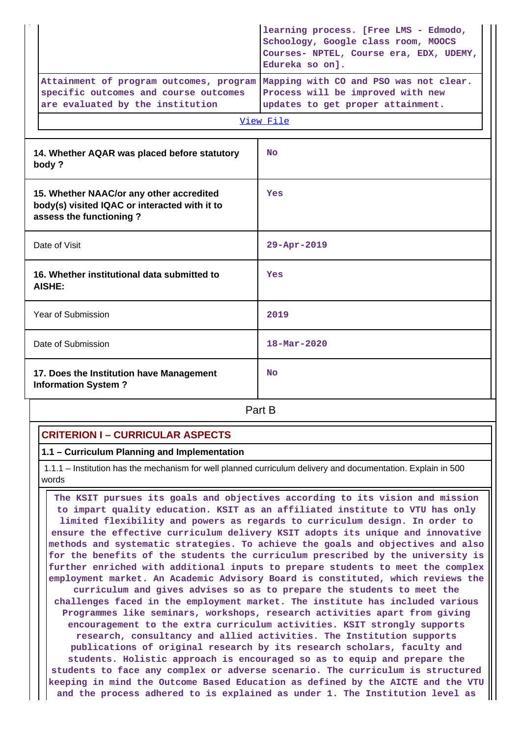| | |
|---|---|
| | learning process. [Free LMS - Edmodo, Schoology, Google class room, MOOCS Courses- NPTEL, Course era, EDX, UDEMY, Edureka so on]. |
| Attainment of program outcomes, program specific outcomes and course outcomes are evaluated by the institution | Mapping with CO and PSO was not clear. Process will be improved with new updates to get proper attainment. |
| View File | |

| | |
|---|---|
| 14. Whether AQAR was placed before statutory body ? | No |
| 15. Whether NAAC/or any other accredited body(s) visited IQAC or interacted with it to assess the functioning ? | Yes |
| Date of Visit | 29-Apr-2019 |
| 16. Whether institutional data submitted to AISHE: | Yes |
| Year of Submission | 2019 |
| Date of Submission | 18-Mar-2020 |
| 17. Does the Institution have Management Information System ? | No |

## Part B

### CRITERION I – CURRICULAR ASPECTS

#### 1.1 – Curriculum Planning and Implementation

1.1.1 – Institution has the mechanism for well planned curriculum delivery and documentation. Explain in 500 words

The KSIT pursues its goals and objectives according to its vision and mission to impart quality education. KSIT as an affiliated institute to VTU has only limited flexibility and powers as regards to curriculum design. In order to ensure the effective curriculum delivery KSIT adopts its unique and innovative methods and systematic strategies. To achieve the goals and objectives and also for the benefits of the students the curriculum prescribed by the university is further enriched with additional inputs to prepare students to meet the complex employment market. An Academic Advisory Board is constituted, which reviews the curriculum and gives advises so as to prepare the students to meet the challenges faced in the employment market. The institute has included various Programmes like seminars, workshops, research activities apart from giving encouragement to the extra curriculum activities. KSIT strongly supports research, consultancy and allied activities. The Institution supports publications of original research by its research scholars, faculty and students. Holistic approach is encouraged so as to equip and prepare the students to face any complex or adverse scenario. The curriculum is structured keeping in mind the Outcome Based Education as defined by the AICTE and the VTU and the process adhered to is explained as under 1. The Institution level as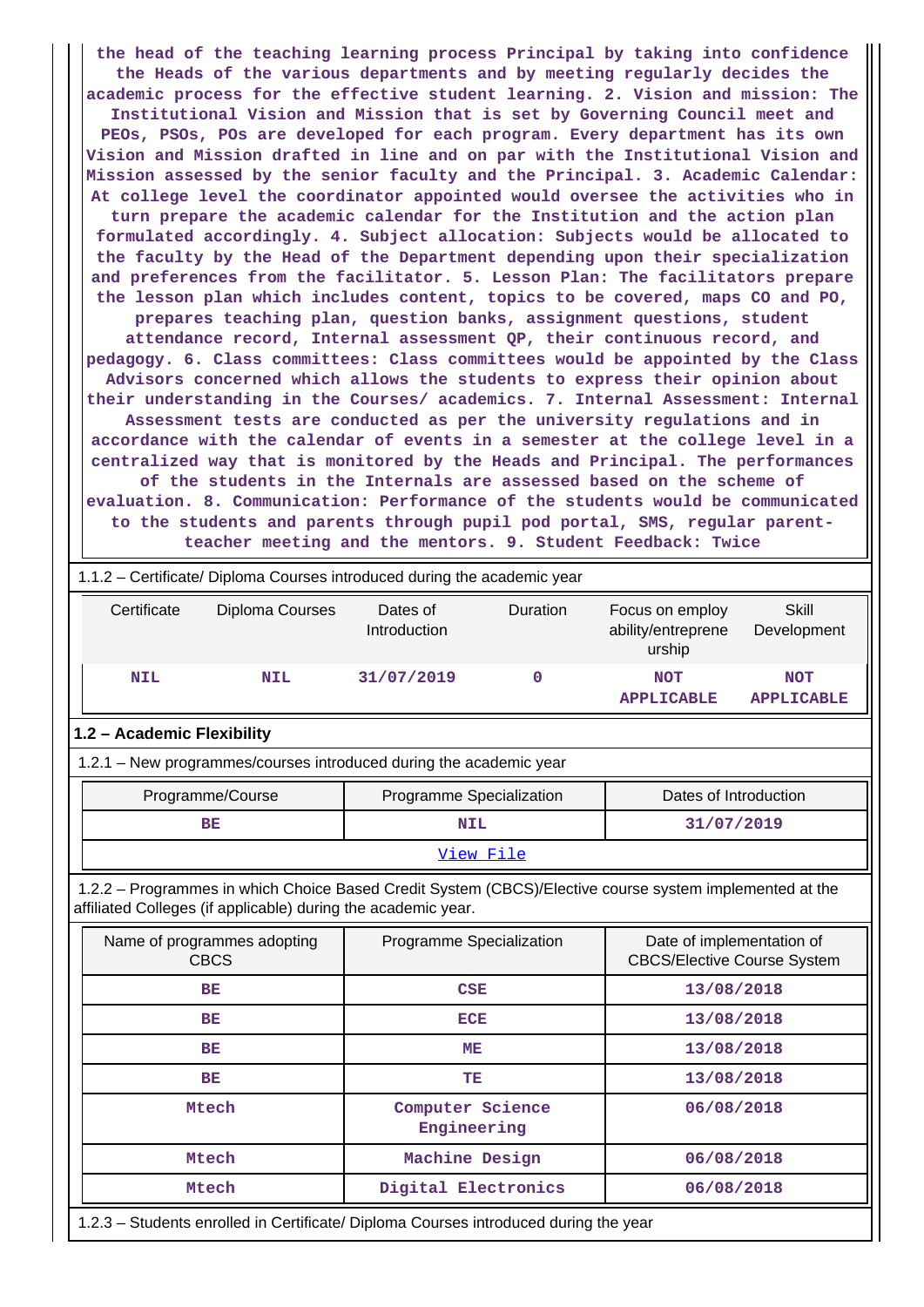the head of the teaching learning process Principal by taking into confidence the Heads of the various departments and by meeting regularly decides the academic process for the effective student learning. 2. Vision and mission: The Institutional Vision and Mission that is set by Governing Council meet and PEOs, PSOs, POs are developed for each program. Every department has its own Vision and Mission drafted in line and on par with the Institutional Vision and Mission assessed by the senior faculty and the Principal. 3. Academic Calendar: At college level the coordinator appointed would oversee the activities who in turn prepare the academic calendar for the Institution and the action plan formulated accordingly. 4. Subject allocation: Subjects would be allocated to the faculty by the Head of the Department depending upon their specialization and preferences from the facilitator. 5. Lesson Plan: The facilitators prepare the lesson plan which includes content, topics to be covered, maps CO and PO, prepares teaching plan, question banks, assignment questions, student attendance record, Internal assessment QP, their continuous record, and pedagogy. 6. Class committees: Class committees would be appointed by the Class Advisors concerned which allows the students to express their opinion about their understanding in the Courses/ academics. 7. Internal Assessment: Internal Assessment tests are conducted as per the university regulations and in accordance with the calendar of events in a semester at the college level in a centralized way that is monitored by the Heads and Principal. The performances of the students in the Internals are assessed based on the scheme of evaluation. 8. Communication: Performance of the students would be communicated to the students and parents through pupil pod portal, SMS, regular parent-teacher meeting and the mentors. 9. Student Feedback: Twice

1.1.2 – Certificate/ Diploma Courses introduced during the academic year

| Certificate | Diploma Courses | Dates of Introduction | Duration | Focus on employ ability/entrepreneurship | Skill Development |
|---|---|---|---|---|---|
| NIL | NIL | 31/07/2019 | 0 | NOT APPLICABLE | NOT APPLICABLE |

## 1.2 – Academic Flexibility

1.2.1 – New programmes/courses introduced during the academic year

| Programme/Course | Programme Specialization | Dates of Introduction |
|---|---|---|
| BE | NIL | 31/07/2019 |
| View File | | |

1.2.2 – Programmes in which Choice Based Credit System (CBCS)/Elective course system implemented at the affiliated Colleges (if applicable) during the academic year.

| Name of programmes adopting CBCS | Programme Specialization | Date of implementation of CBCS/Elective Course System |
|---|---|---|
| BE | CSE | 13/08/2018 |
| BE | ECE | 13/08/2018 |
| BE | ME | 13/08/2018 |
| BE | TE | 13/08/2018 |
| Mtech | Computer Science Engineering | 06/08/2018 |
| Mtech | Machine Design | 06/08/2018 |
| Mtech | Digital Electronics | 06/08/2018 |

1.2.3 – Students enrolled in Certificate/ Diploma Courses introduced during the year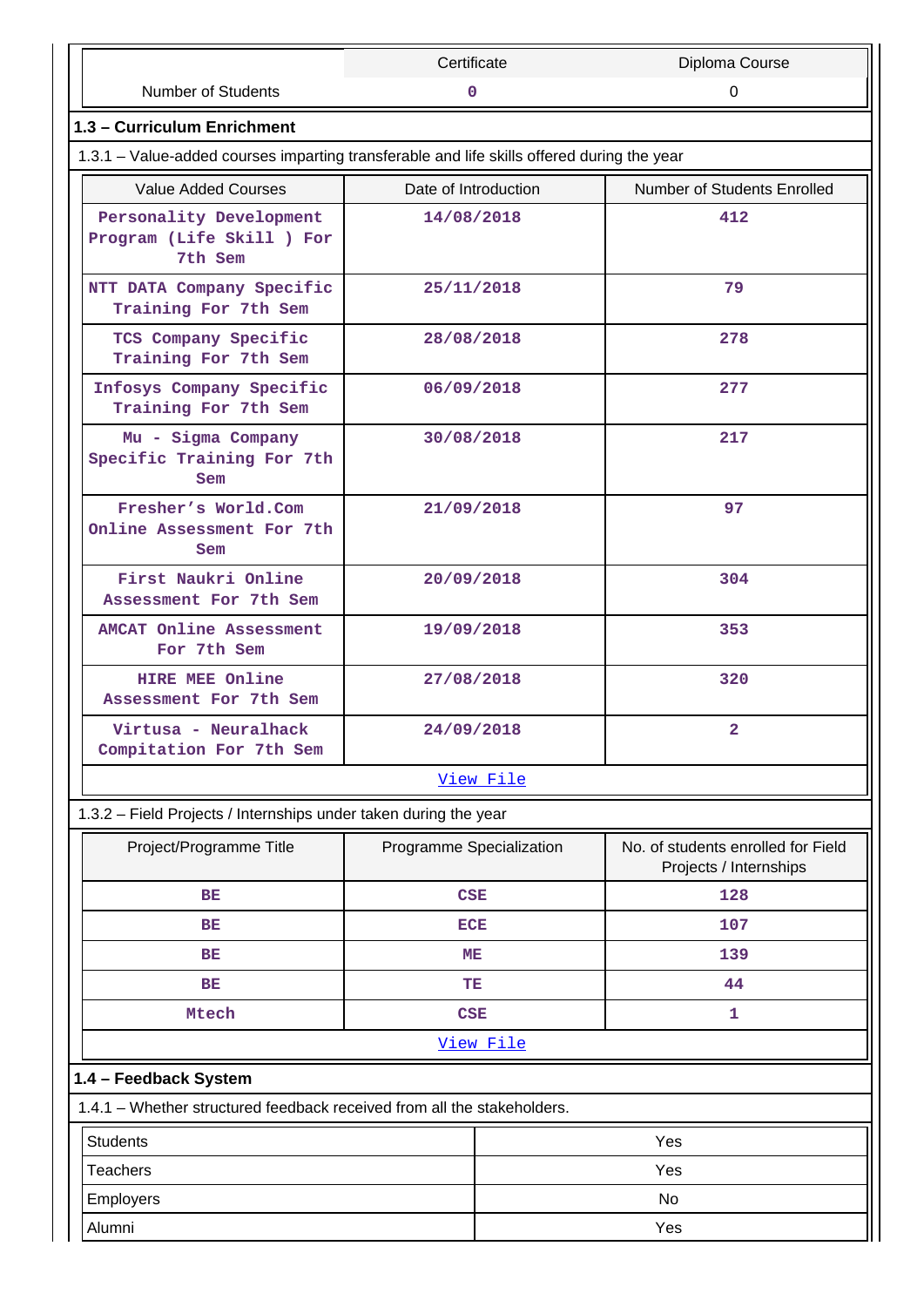| | Certificate | Diploma Course |
|---|---|---|
| Number of Students | 0 | 0 |

## 1.3 – Curriculum Enrichment

1.3.1 – Value-added courses imparting transferable and life skills offered during the year

| Value Added Courses | Date of Introduction | Number of Students Enrolled |
|---|---|---|
| Personality Development Program (Life Skill ) For 7th Sem | 14/08/2018 | 412 |
| NTT DATA Company Specific Training For 7th Sem | 25/11/2018 | 79 |
| TCS Company Specific Training For 7th Sem | 28/08/2018 | 278 |
| Infosys Company Specific Training For 7th Sem | 06/09/2018 | 277 |
| Mu - Sigma Company Specific Training For 7th Sem | 30/08/2018 | 217 |
| Fresher's World.Com Online Assessment For 7th Sem | 21/09/2018 | 97 |
| First Naukri Online Assessment For 7th Sem | 20/09/2018 | 304 |
| AMCAT Online Assessment For 7th Sem | 19/09/2018 | 353 |
| HIRE MEE Online Assessment For 7th Sem | 27/08/2018 | 320 |
| Virtusa - Neuralhack Compitation For 7th Sem | 24/09/2018 | 2 |

View File

1.3.2 – Field Projects / Internships under taken during the year

| Project/Programme Title | Programme Specialization | No. of students enrolled for Field Projects / Internships |
|---|---|---|
| BE | CSE | 128 |
| BE | ECE | 107 |
| BE | ME | 139 |
| BE | TE | 44 |
| Mtech | CSE | 1 |

View File

## 1.4 – Feedback System

1.4.1 – Whether structured feedback received from all the stakeholders.

| | |
|---|---|
| Students | Yes |
| Teachers | Yes |
| Employers | No |
| Alumni | Yes |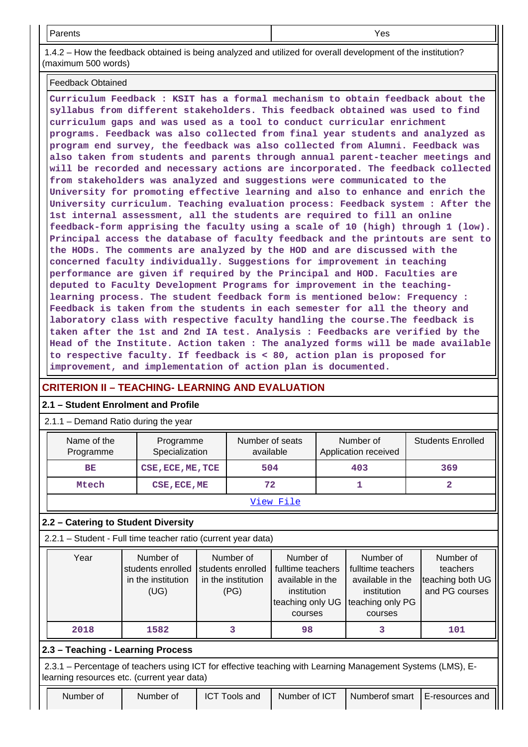| Parents | Yes |
|---|---|

1.4.2 – How the feedback obtained is being analyzed and utilized for overall development of the institution? (maximum 500 words)

| Feedback Obtained |
|---|
| **Curriculum Feedback : KSIT has a formal mechanism to obtain feedback about the syllabus from different stakeholders. This feedback obtained was used to find curriculum gaps and was used as a tool to conduct curricular enrichment programs. Feedback was also collected from final year students and analyzed as program end survey, the feedback was also collected from Alumni. Feedback was also taken from students and parents through annual parent-teacher meetings and will be recorded and necessary actions are incorporated. The feedback collected from stakeholders was analyzed and suggestions were communicated to the University for promoting effective learning and also to enhance and enrich the University curriculum. Teaching evaluation process: Feedback system : After the 1st internal assessment, all the students are required to fill an online feedback-form apprising the faculty using a scale of 10 (high) through 1 (low). Principal access the database of faculty feedback and the printouts are sent to the HODs. The comments are analyzed by the HOD and are discussed with the concerned faculty individually. Suggestions for improvement in teaching performance are given if required by the Principal and HOD. Faculties are deputed to Faculty Development Programs for improvement in the teaching-learning process. The student feedback form is mentioned below: Frequency : Feedback is taken from the students in each semester for all the theory and laboratory class with respective faculty handling the course.The feedback is taken after the 1st and 2nd IA test. Analysis : Feedbacks are verified by the Head of the Institute. Action taken : The analyzed forms will be made available to respective faculty. If feedback is < 80, action plan is proposed for improvement, and implementation of action plan is documented.** |

## CRITERION II – TEACHING- LEARNING AND EVALUATION

### 2.1 – Student Enrolment and Profile

2.1.1 – Demand Ratio during the year

| Name of the Programme | Programme Specialization | Number of seats available | Number of Application received | Students Enrolled |
|---|---|---|---|---|
| BE | CSE,ECE,ME,TCE | 504 | 403 | 369 |
| Mtech | CSE,ECE,ME | 72 | 1 | 2 |
| View File | | | | |

### 2.2 – Catering to Student Diversity

2.2.1 – Student - Full time teacher ratio (current year data)

| Year | Number of students enrolled in the institution (UG) | Number of students enrolled in the institution (PG) | Number of fulltime teachers available in the institution teaching only UG courses | Number of fulltime teachers available in the institution teaching only PG courses | Number of teachers teaching both UG and PG cources |
|---|---|---|---|---|---|
| 2018 | 1582 | 3 | 98 | 3 | 101 |

### 2.3 – Teaching - Learning Process

2.3.1 – Percentage of teachers using ICT for effective teaching with Learning Management Systems (LMS), E-learning resources etc. (current year data)

| Number of | Number of | ICT Tools and | Number of ICT | Numberof smart | E-resources and |
|---|---|---|---|---|---|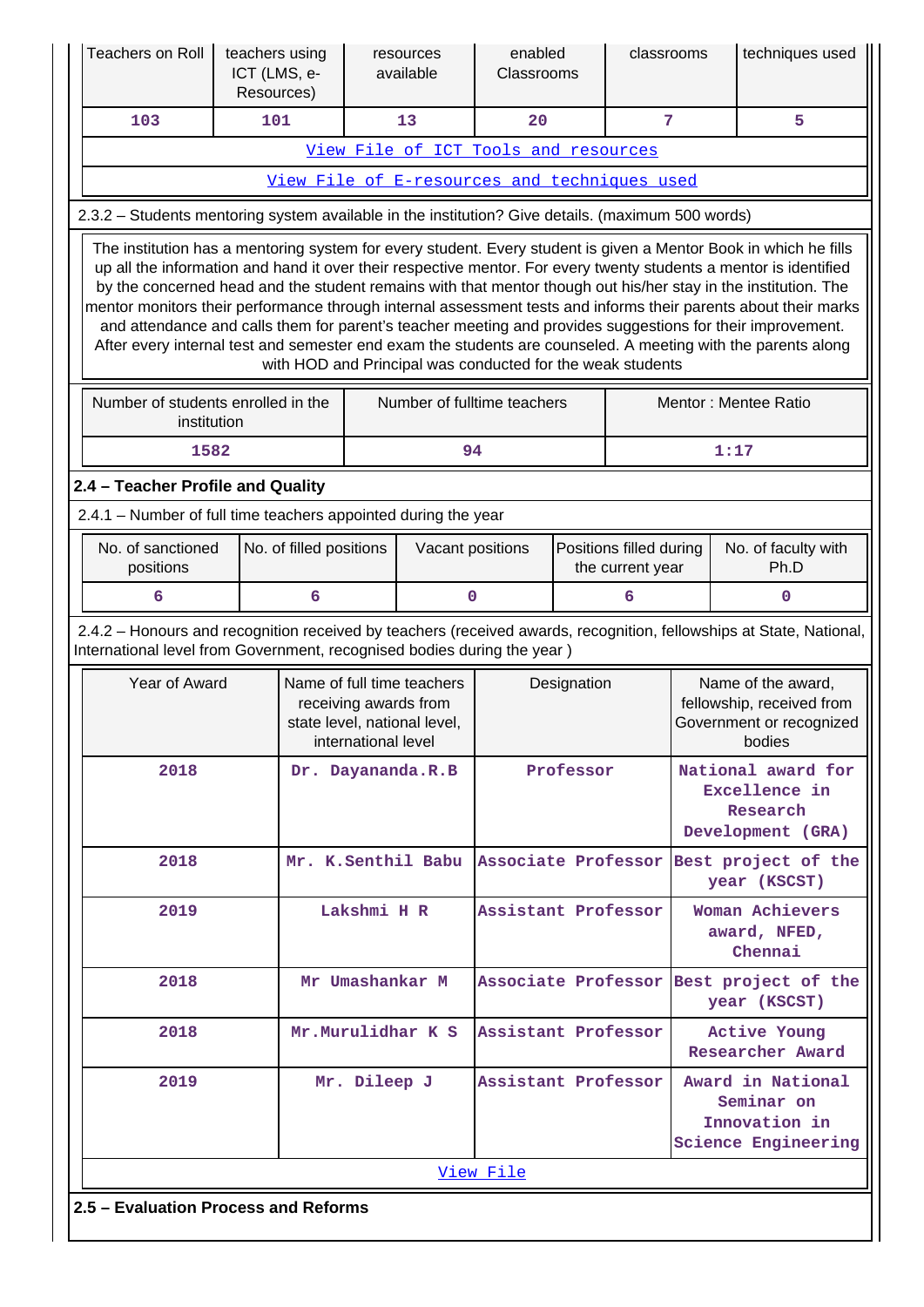| Teachers on Roll | teachers using ICT (LMS, e-Resources) | resources available | enabled Classrooms | classrooms | techniques used |
|---|---|---|---|---|---|
| 103 | 101 | 13 | 20 | 7 | 5 |
| View File of ICT Tools and resources | | | | | |
| View File of E-resources and techniques used | | | | | |

2.3.2 – Students mentoring system available in the institution? Give details. (maximum 500 words)

The institution has a mentoring system for every student. Every student is given a Mentor Book in which he fills up all the information and hand it over their respective mentor. For every twenty students a mentor is identified by the concerned head and the student remains with that mentor though out his/her stay in the institution. The mentor monitors their performance through internal assessment tests and informs their parents about their marks and attendance and calls them for parent's teacher meeting and provides suggestions for their improvement. After every internal test and semester end exam the students are counseled. A meeting with the parents along with HOD and Principal was conducted for the weak students

| Number of students enrolled in the institution | Number of fulltime teachers | Mentor : Mentee Ratio |
|---|---|---|
| 1582 | 94 | 1:17 |

## 2.4 – Teacher Profile and Quality

2.4.1 – Number of full time teachers appointed during the year

| No. of sanctioned positions | No. of filled positions | Vacant positions | Positions filled during the current year | No. of faculty with Ph.D |
|---|---|---|---|---|
| 6 | 6 | 0 | 6 | 0 |

2.4.2 – Honours and recognition received by teachers (received awards, recognition, fellowships at State, National, International level from Government, recognised bodies during the year )

| Year of Award | Name of full time teachers receiving awards from state level, national level, international level | Designation | Name of the award, fellowship, received from Government or recognized bodies |
|---|---|---|---|
| 2018 | Dr. Dayananda.R.B | Professor | National award for Excellence in Research Development (GRA) |
| 2018 | Mr. K.Senthil Babu | Associate Professor | Best project of the year (KSCST) |
| 2019 | Lakshmi H R | Assistant Professor | Woman Achievers award, NFED, Chennai |
| 2018 | Mr Umashankar M | Associate Professor | Best project of the year (KSCST) |
| 2018 | Mr.Murulidhar K S | Assistant Professor | Active Young Researcher Award |
| 2019 | Mr. Dileep J | Assistant Professor | Award in National Seminar on Innovation in Science Engineering |
| View File | | | |

## 2.5 – Evaluation Process and Reforms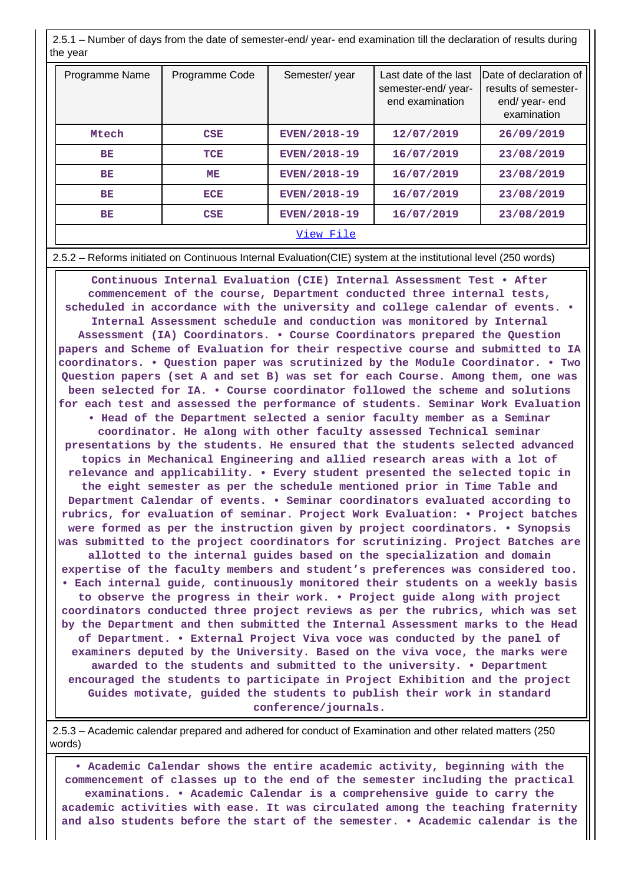2.5.1 – Number of days from the date of semester-end/ year- end examination till the declaration of results during the year

| Programme Name | Programme Code | Semester/ year | Last date of the last semester-end/ year-end examination | Date of declaration of results of semester-end/ year- end examination |
|---|---|---|---|---|
| Mtech | CSE | EVEN/2018-19 | 12/07/2019 | 26/09/2019 |
| BE | TCE | EVEN/2018-19 | 16/07/2019 | 23/08/2019 |
| BE | ME | EVEN/2018-19 | 16/07/2019 | 23/08/2019 |
| BE | ECE | EVEN/2018-19 | 16/07/2019 | 23/08/2019 |
| BE | CSE | EVEN/2018-19 | 16/07/2019 | 23/08/2019 |

View File

2.5.2 – Reforms initiated on Continuous Internal Evaluation(CIE) system at the institutional level (250 words)

Continuous Internal Evaluation (CIE) Internal Assessment Test • After commencement of the course, Department conducted three internal tests, scheduled in accordance with the university and college calendar of events. • Internal Assessment schedule and conduction was monitored by Internal Assessment (IA) Coordinators. • Course Coordinators prepared the Question papers and Scheme of Evaluation for their respective course and submitted to IA coordinators. • Question paper was scrutinized by the Module Coordinator. • Two Question papers (set A and set B) was set for each Course. Among them, one was been selected for IA. • Course coordinator followed the scheme and solutions for each test and assessed the performance of students. Seminar Work Evaluation • Head of the Department selected a senior faculty member as a Seminar coordinator. He along with other faculty assessed Technical seminar presentations by the students. He ensured that the students selected advanced topics in Mechanical Engineering and allied research areas with a lot of relevance and applicability. • Every student presented the selected topic in the eight semester as per the schedule mentioned prior in Time Table and Department Calendar of events. • Seminar coordinators evaluated according to rubrics, for evaluation of seminar. Project Work Evaluation: • Project batches were formed as per the instruction given by project coordinators. • Synopsis was submitted to the project coordinators for scrutinizing. Project Batches are allotted to the internal guides based on the specialization and domain expertise of the faculty members and student's preferences was considered too. • Each internal guide, continuously monitored their students on a weekly basis to observe the progress in their work. • Project guide along with project coordinators conducted three project reviews as per the rubrics, which was set by the Department and then submitted the Internal Assessment marks to the Head of Department. • External Project Viva voce was conducted by the panel of examiners deputed by the University. Based on the viva voce, the marks were awarded to the students and submitted to the university. • Department encouraged the students to participate in Project Exhibition and the project Guides motivate, guided the students to publish their work in standard conference/journals.

2.5.3 – Academic calendar prepared and adhered for conduct of Examination and other related matters (250 words)

• Academic Calendar shows the entire academic activity, beginning with the commencement of classes up to the end of the semester including the practical examinations. • Academic Calendar is a comprehensive guide to carry the academic activities with ease. It was circulated among the teaching fraternity and also students before the start of the semester. • Academic calendar is the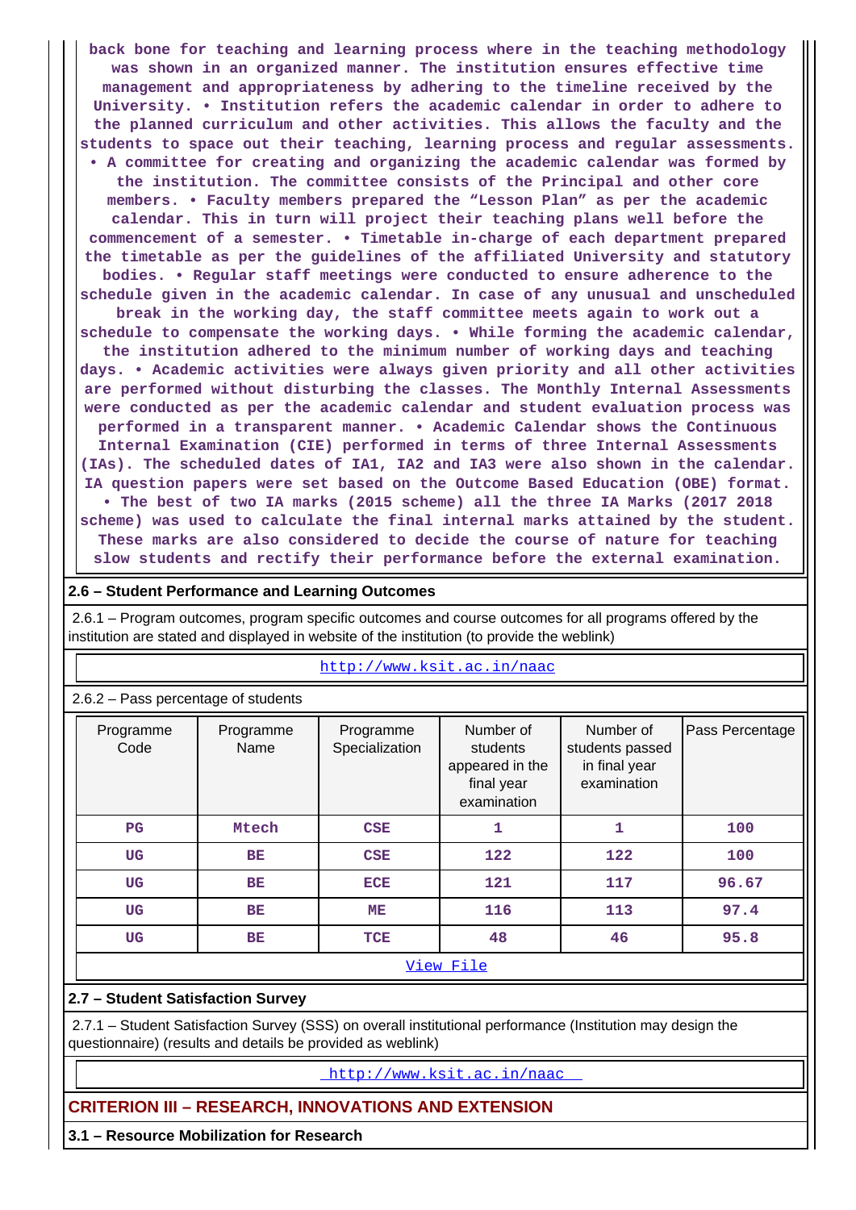back bone for teaching and learning process where in the teaching methodology was shown in an organized manner. The institution ensures effective time management and appropriateness by adhering to the timeline received by the University. • Institution refers the academic calendar in order to adhere to the planned curriculum and other activities. This allows the faculty and the students to space out their teaching, learning process and regular assessments. • A committee for creating and organizing the academic calendar was formed by the institution. The committee consists of the Principal and other core members. • Faculty members prepared the “Lesson Plan” as per the academic calendar. This in turn will project their teaching plans well before the commencement of a semester. • Timetable in-charge of each department prepared the timetable as per the guidelines of the affiliated University and statutory bodies. • Regular staff meetings were conducted to ensure adherence to the schedule given in the academic calendar. In case of any unusual and unscheduled break in the working day, the staff committee meets again to work out a schedule to compensate the working days. • While forming the academic calendar, the institution adhered to the minimum number of working days and teaching days. • Academic activities were always given priority and all other activities are performed without disturbing the classes. The Monthly Internal Assessments were conducted as per the academic calendar and student evaluation process was performed in a transparent manner. • Academic Calendar shows the Continuous Internal Examination (CIE) performed in terms of three Internal Assessments (IAs). The scheduled dates of IA1, IA2 and IA3 were also shown in the calendar. IA question papers were set based on the Outcome Based Education (OBE) format. • The best of two IA marks (2015 scheme) all the three IA Marks (2017 2018 scheme) was used to calculate the final internal marks attained by the student. These marks are also considered to decide the course of nature for teaching slow students and rectify their performance before the external examination.

**2.6 – Student Performance and Learning Outcomes**

2.6.1 – Program outcomes, program specific outcomes and course outcomes for all programs offered by the institution are stated and displayed in website of the institution (to provide the weblink)

http://www.ksit.ac.in/naac

2.6.2 – Pass percentage of students

| Programme Code | Programme Name | Programme Specialization | Number of students appeared in the final year examination | Number of students passed in final year examination | Pass Percentage |
|---|---|---|---|---|---|
| PG | Mtech | CSE | 1 | 1 | 100 |
| UG | BE | CSE | 122 | 122 | 100 |
| UG | BE | ECE | 121 | 117 | 96.67 |
| UG | BE | ME | 116 | 113 | 97.4 |
| UG | BE | TCE | 48 | 46 | 95.8 |

View File

**2.7 – Student Satisfaction Survey**

2.7.1 – Student Satisfaction Survey (SSS) on overall institutional performance (Institution may design the questionnaire) (results and details be provided as weblink)

http://www.ksit.ac.in/naac

## CRITERION III – RESEARCH, INNOVATIONS AND EXTENSION

**3.1 – Resource Mobilization for Research**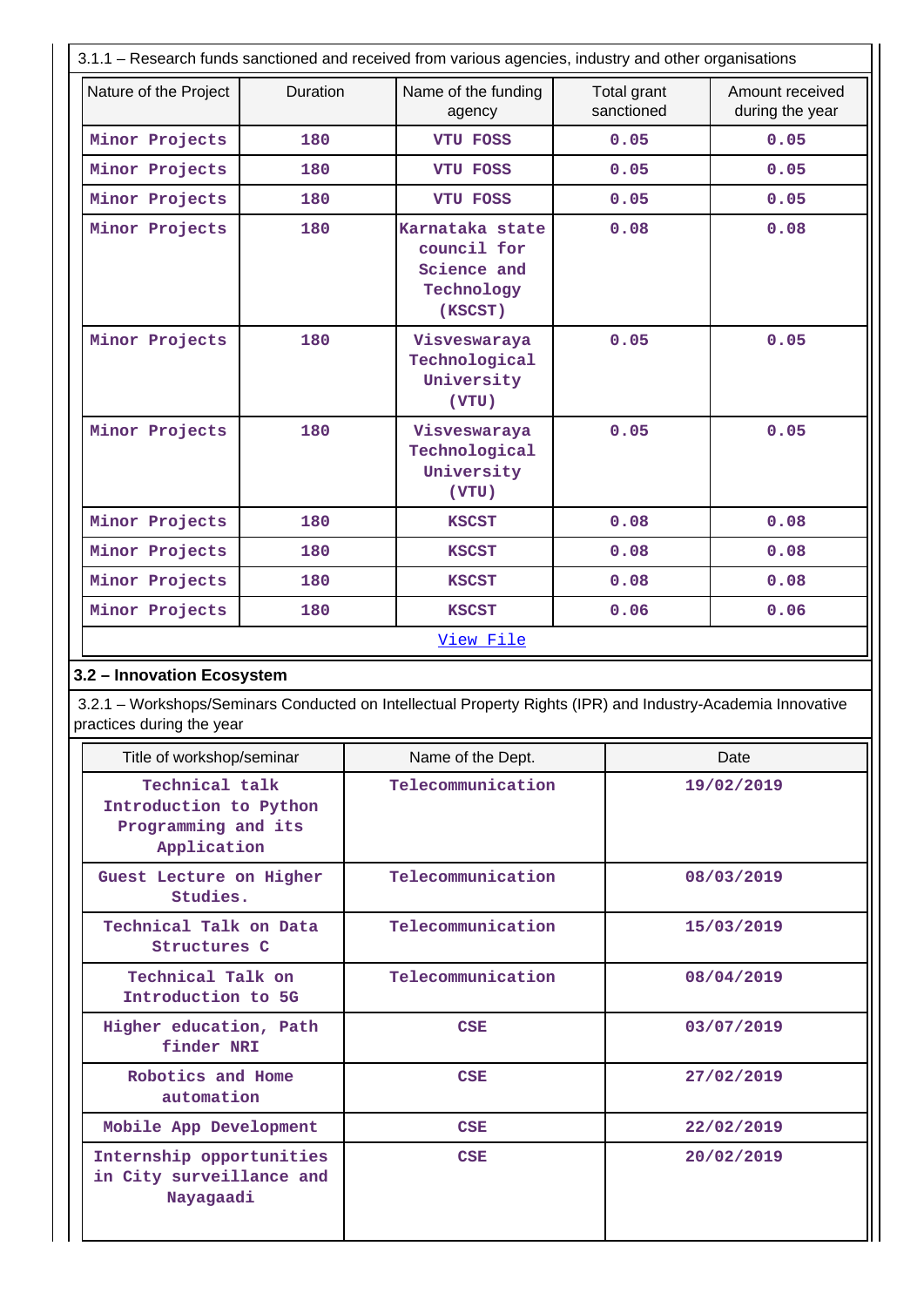3.1.1 – Research funds sanctioned and received from various agencies, industry and other organisations

| Nature of the Project | Duration | Name of the funding agency | Total grant sanctioned | Amount received during the year |
|---|---|---|---|---|
| Minor Projects | 180 | VTU FOSS | 0.05 | 0.05 |
| Minor Projects | 180 | VTU FOSS | 0.05 | 0.05 |
| Minor Projects | 180 | VTU FOSS | 0.05 | 0.05 |
| Minor Projects | 180 | Karnataka state council for Science and Technology (KSCST) | 0.08 | 0.08 |
| Minor Projects | 180 | Visveswaraya Technological University (VTU) | 0.05 | 0.05 |
| Minor Projects | 180 | Visveswaraya Technological University (VTU) | 0.05 | 0.05 |
| Minor Projects | 180 | KSCST | 0.08 | 0.08 |
| Minor Projects | 180 | KSCST | 0.08 | 0.08 |
| Minor Projects | 180 | KSCST | 0.08 | 0.08 |
| Minor Projects | 180 | KSCST | 0.06 | 0.06 |

View File

### 3.2 – Innovation Ecosystem

3.2.1 – Workshops/Seminars Conducted on Intellectual Property Rights (IPR) and Industry-Academia Innovative practices during the year

| Title of workshop/seminar | Name of the Dept. | Date |
|---|---|---|
| Technical talk Introduction to Python Programming and its Application | Telecommunication | 19/02/2019 |
| Guest Lecture on Higher Studies. | Telecommunication | 08/03/2019 |
| Technical Talk on Data Structures C | Telecommunication | 15/03/2019 |
| Technical Talk on Introduction to 5G | Telecommunication | 08/04/2019 |
| Higher education, Path finder NRI | CSE | 03/07/2019 |
| Robotics and Home automation | CSE | 27/02/2019 |
| Mobile App Development | CSE | 22/02/2019 |
| Internship opportunities in City surveillance and Nayagaadi | CSE | 20/02/2019 |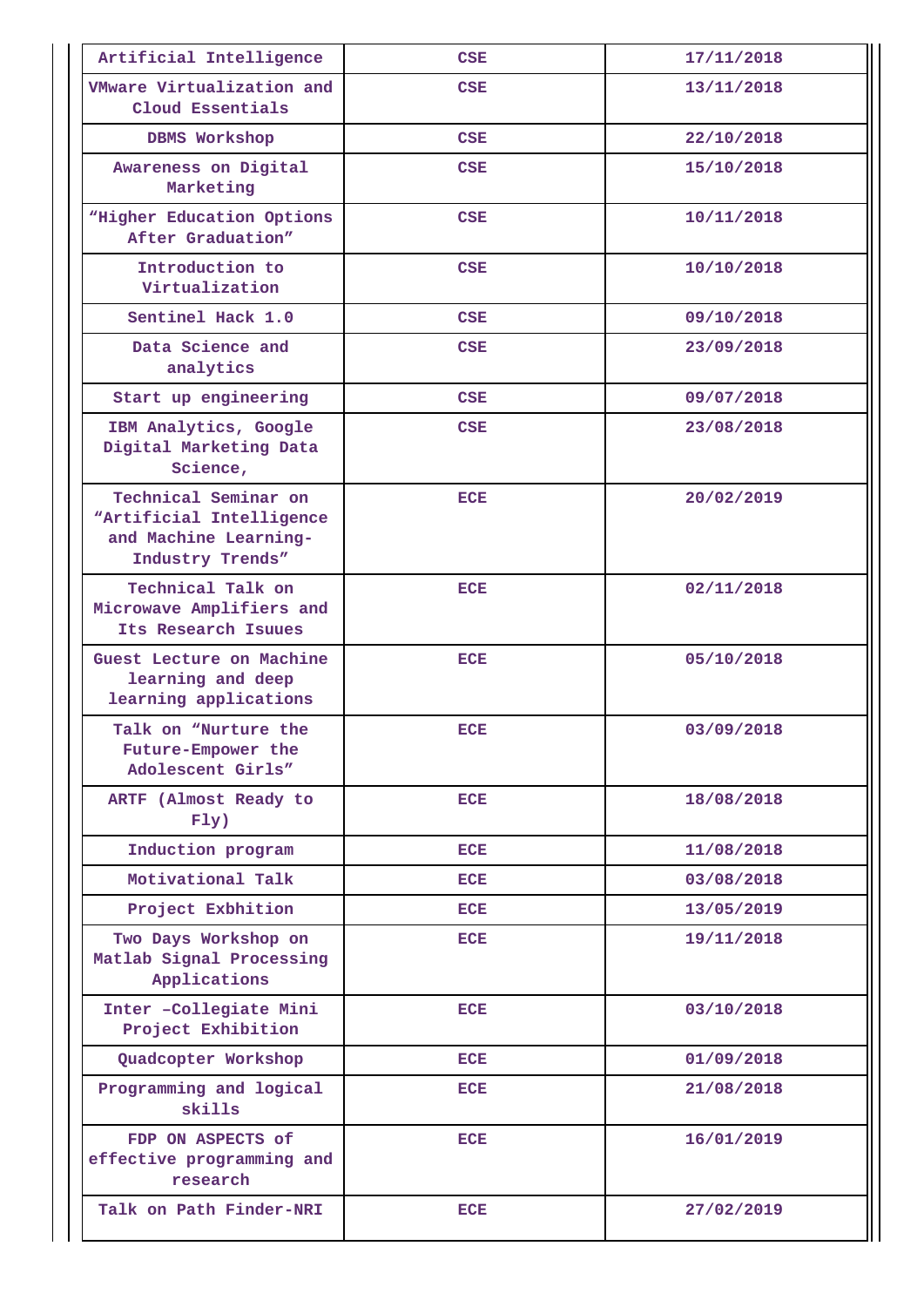| Artificial Intelligence | CSE | 17/11/2018 |
|---|---|---|
| VMware Virtualization and Cloud Essentials | CSE | 13/11/2018 |
| DBMS Workshop | CSE | 22/10/2018 |
| Awareness on Digital Marketing | CSE | 15/10/2018 |
| “Higher Education Options After Graduation” | CSE | 10/11/2018 |
| Introduction to Virtualization | CSE | 10/10/2018 |
| Sentinel Hack 1.0 | CSE | 09/10/2018 |
| Data Science and analytics | CSE | 23/09/2018 |
| Start up engineering | CSE | 09/07/2018 |
| IBM Analytics, Google Digital Marketing Data Science, | CSE | 23/08/2018 |
| Technical Seminar on “Artificial Intelligence and Machine Learning-Industry Trends” | ECE | 20/02/2019 |
| Technical Talk on Microwave Amplifiers and Its Research Isuues | ECE | 02/11/2018 |
| Guest Lecture on Machine learning and deep learning applications | ECE | 05/10/2018 |
| Talk on “Nurture the Future-Empower the Adolescent Girls” | ECE | 03/09/2018 |
| ARTF (Almost Ready to Fly) | ECE | 18/08/2018 |
| Induction program | ECE | 11/08/2018 |
| Motivational Talk | ECE | 03/08/2018 |
| Project Exbhition | ECE | 13/05/2019 |
| Two Days Workshop on Matlab Signal Processing Applications | ECE | 19/11/2018 |
| Inter –Collegiate Mini Project Exhibition | ECE | 03/10/2018 |
| Quadcopter Workshop | ECE | 01/09/2018 |
| Programming and logical skills | ECE | 21/08/2018 |
| FDP ON ASPECTS of effective programming and research | ECE | 16/01/2019 |
| Talk on Path Finder-NRI | ECE | 27/02/2019 |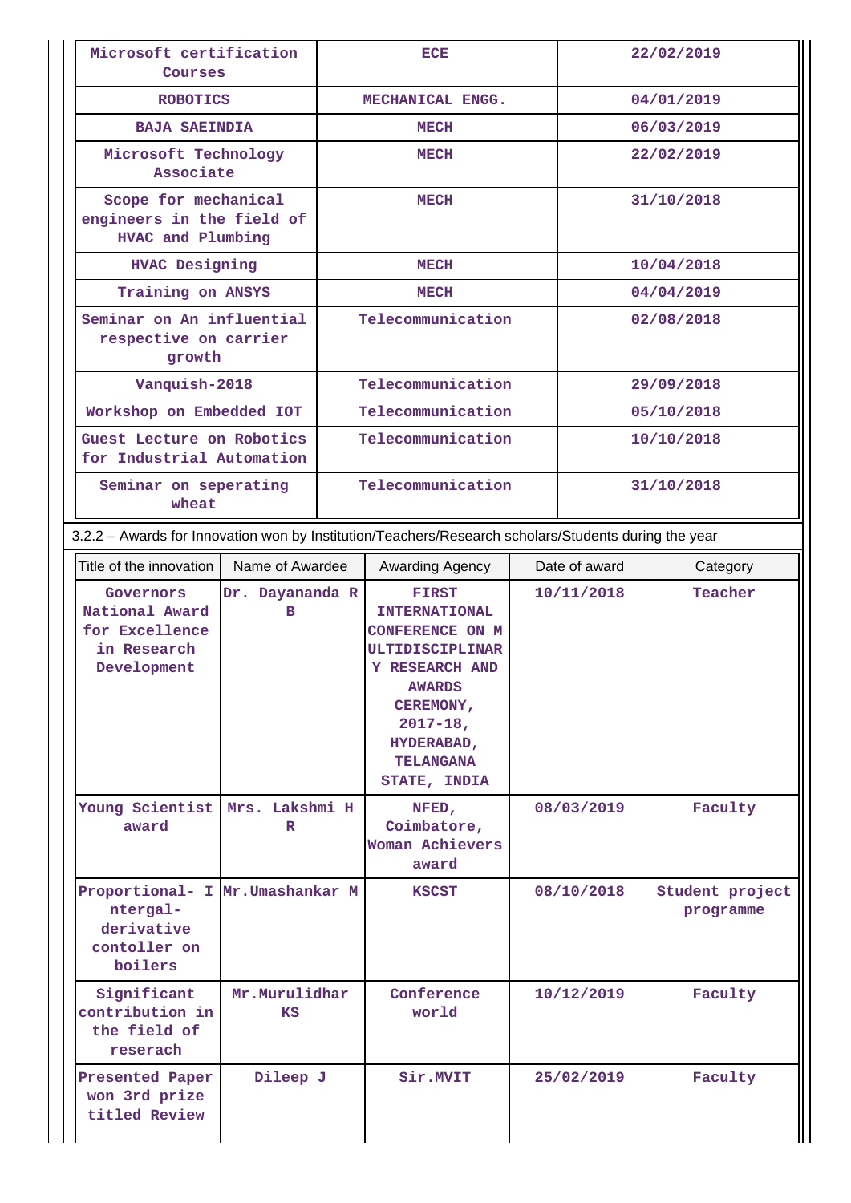| | | |
|---|---|---|
| Microsoft certification Courses | ECE | 22/02/2019 |
| ROBOTICS | MECHANICAL ENGG. | 04/01/2019 |
| BAJA SAEINDIA | MECH | 06/03/2019 |
| Microsoft Technology Associate | MECH | 22/02/2019 |
| Scope for mechanical engineers in the field of HVAC and Plumbing | MECH | 31/10/2018 |
| HVAC Designing | MECH | 10/04/2018 |
| Training on ANSYS | MECH | 04/04/2019 |
| Seminar on An influential respective on carrier growth | Telecommunication | 02/08/2018 |
| Vanquish-2018 | Telecommunication | 29/09/2018 |
| Workshop on Embedded IOT | Telecommunication | 05/10/2018 |
| Guest Lecture on Robotics for Industrial Automation | Telecommunication | 10/10/2018 |
| Seminar on seperating wheat | Telecommunication | 31/10/2018 |

3.2.2 – Awards for Innovation won by Institution/Teachers/Research scholars/Students during the year

| Title of the innovation | Name of Awardee | Awarding Agency | Date of award | Category |
|---|---|---|---|---|
| Governors National Award for Excellence in Research Development | Dr. Dayananda R B | FIRST INTERNATIONAL CONFERENCE ON MULTIDISCIPLINARY RESEARCH AND AWARDS CEREMONY, 2017-18, HYDERABAD, TELANGANA STATE, INDIA | 10/11/2018 | Teacher |
| Young Scientist award | Mrs. Lakshmi H R | NFED, Coimbatore, Woman Achievers award | 08/03/2019 | Faculty |
| Proportional- Intergal-derivative contoller on boilers | Mr.Umashankar M | KSCST | 08/10/2018 | Student project programme |
| Significant contribution in the field of reserach | Mr.Murulidhar KS | Conference world | 10/12/2019 | Faculty |
| Presented Paper won 3rd prize titled Review | Dileep J | Sir.MVIT | 25/02/2019 | Faculty |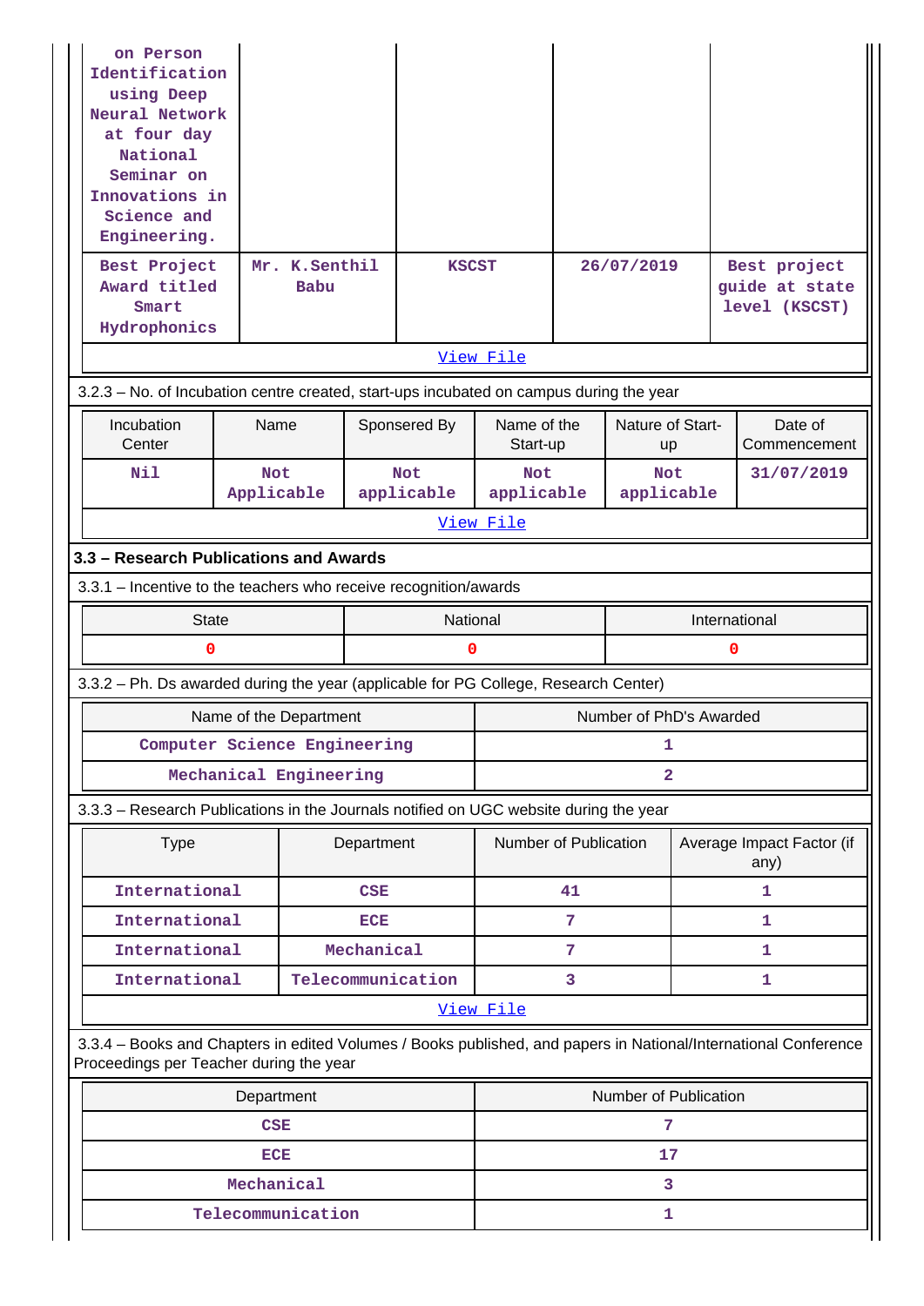| | | | | |
|---|---|---|---|---|
| on Person Identification using Deep Neural Network at four day National Seminar on Innovations in Science and Engineering. | | | | |
| Best Project Award titled Smart Hydrophonics | Mr. K.Senthil Babu | KSCST | 26/07/2019 | Best project guide at state level (KSCST) |

View File

3.2.3 – No. of Incubation centre created, start-ups incubated on campus during the year

| Incubation Center | Name | Sponsered By | Name of the Start-up | Nature of Start-up | Date of Commencement |
|---|---|---|---|---|---|
| Nil | Not Applicable | Not applicable | Not applicable | Not applicable | 31/07/2019 |

View File

### 3.3 – Research Publications and Awards

3.3.1 – Incentive to the teachers who receive recognition/awards

| State | National | International |
|---|---|---|
| 0 | 0 | 0 |

3.3.2 – Ph. Ds awarded during the year (applicable for PG College, Research Center)

| Name of the Department | Number of PhD's Awarded |
|---|---|
| Computer Science Engineering | 1 |
| Mechanical Engineering | 2 |

3.3.3 – Research Publications in the Journals notified on UGC website during the year

| Type | Department | Number of Publication | Average Impact Factor (if any) |
|---|---|---|---|
| International | CSE | 41 | 1 |
| International | ECE | 7 | 1 |
| International | Mechanical | 7 | 1 |
| International | Telecommunication | 3 | 1 |

View File

3.3.4 – Books and Chapters in edited Volumes / Books published, and papers in National/International Conference Proceedings per Teacher during the year

| Department | Number of Publication |
|---|---|
| CSE | 7 |
| ECE | 17 |
| Mechanical | 3 |
| Telecommunication | 1 |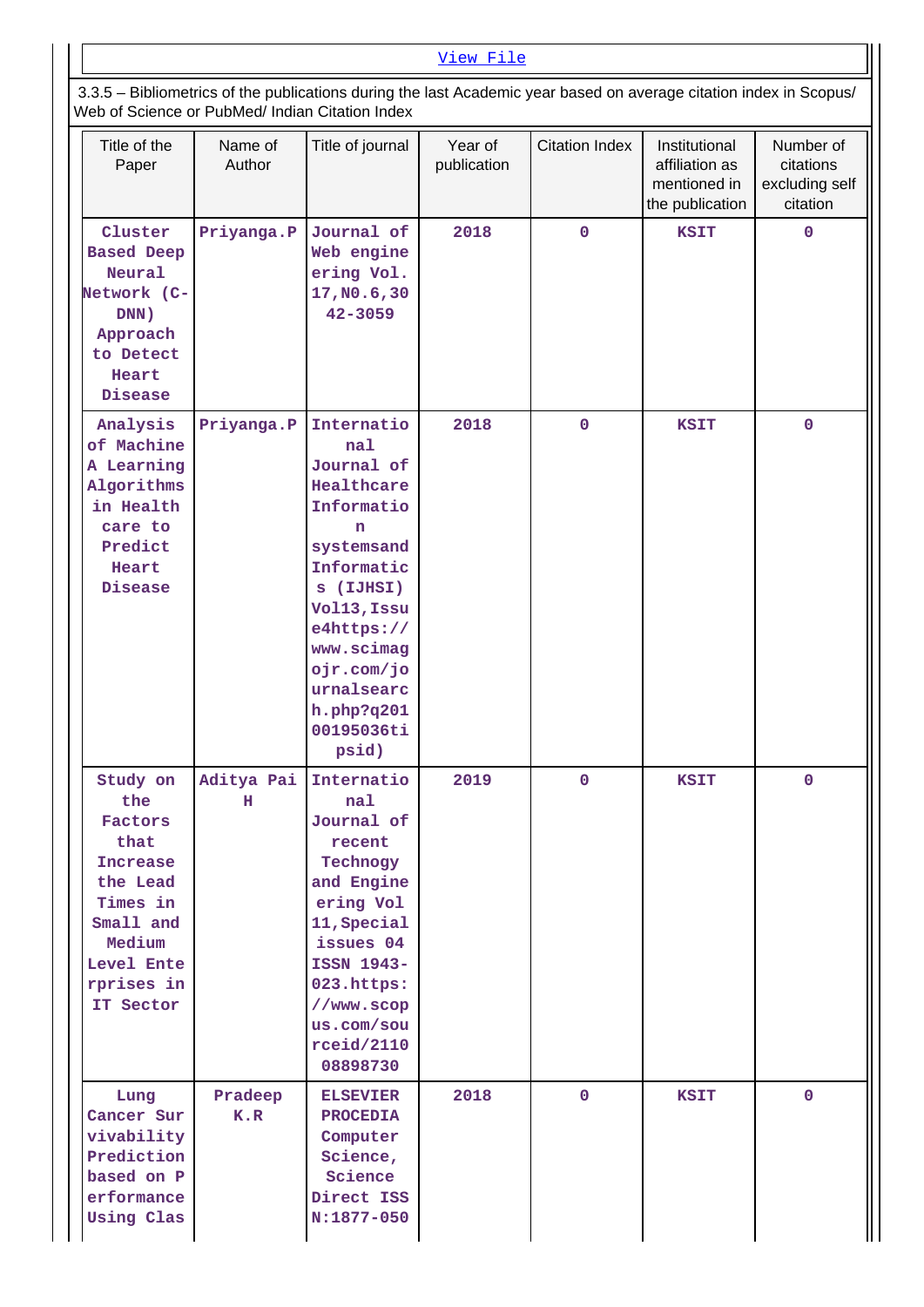View File

3.3.5 – Bibliometrics of the publications during the last Academic year based on average citation index in Scopus/ Web of Science or PubMed/ Indian Citation Index

| Title of the Paper | Name of Author | Title of journal | Year of publication | Citation Index | Institutional affiliation as mentioned in the publication | Number of citations excluding self citation |
|---|---|---|---|---|---|---|
| Cluster Based Deep Neural Network (C-DNN) Approach to Detect Heart Disease | Priyanga.P | Journal of Web engineering Vol. 17,N0.6,3042-3059 | 2018 | 0 | KSIT | 0 |
| Analysis of Machine A Learning Algorithms in Health care to Predict Heart Disease | Priyanga.P | International Journal of Healthcare Information systemsand Informatics (IJHSI) Vol13,Issue4https://www.scimagojr.com/journalsearch.php?q20100195036tipsid) | 2018 | 0 | KSIT | 0 |
| Study on the Factors that Increase the Lead Times in Small and Medium Level Enterprises in IT Sector | Aditya Pai H | International Journal of recent Technogy and Engineering Vol 11,Special issues 04 ISSN 1943-023.https://www.scopus.com/sourceid/2110088898730 | 2019 | 0 | KSIT | 0 |
| Lung Cancer Survivability Prediction based on Performance Using Clas | Pradeep K.R | ELSEVIER PROCEDIA Computer Science, Science Direct ISSN:1877-050 | 2018 | 0 | KSIT | 0 |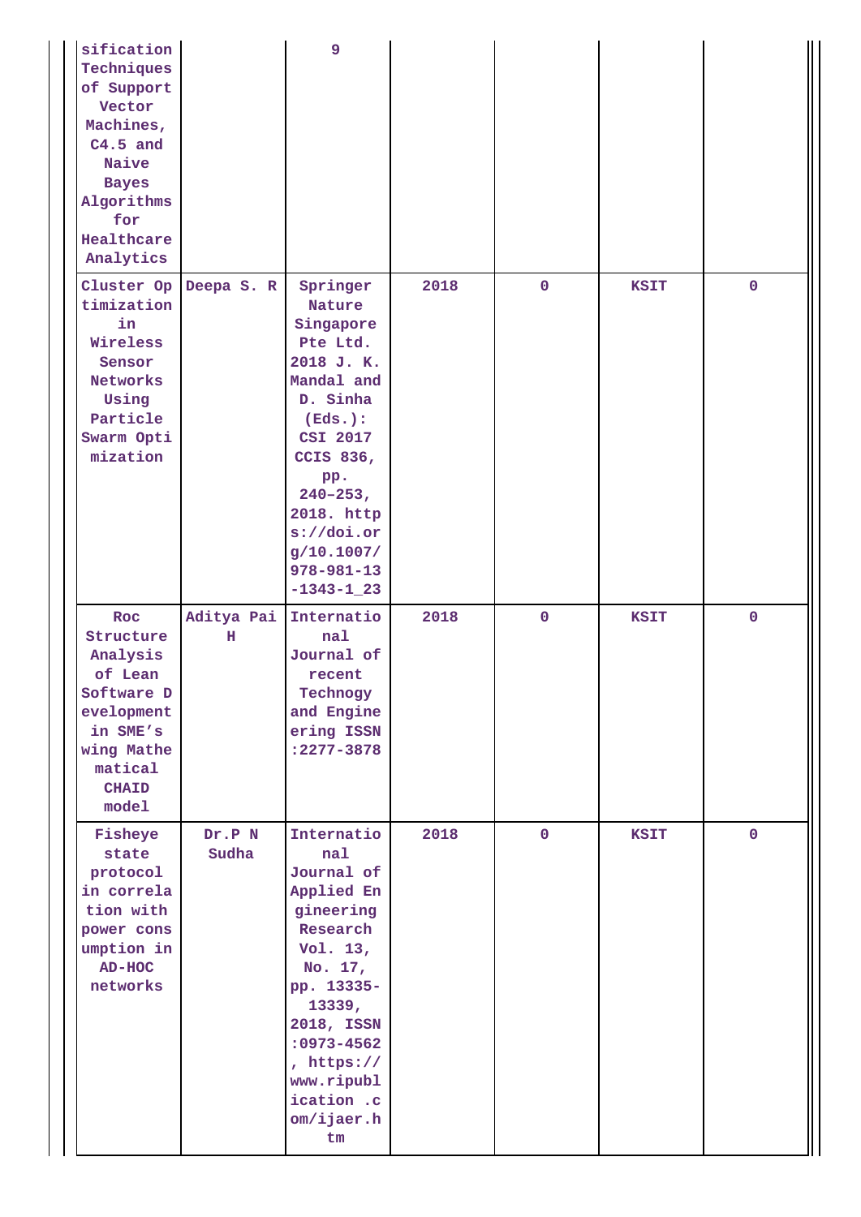| | | | | | | |
|---|---|---|---|---|---|---|
| sification Techniques of Support Vector Machines, C4.5 and Naive Bayes Algorithms for Healthcare Analytics | | 9 | | | | |
| Cluster Optimization in Wireless Sensor Networks Using Particle Swarm Optimization | Deepa S. R | Springer Nature Singapore Pte Ltd. 2018 J. K. Mandal and D. Sinha (Eds.): CSI 2017 CCIS 836, pp. 240–253, 2018. https://doi.org/10.1007/978-981-13-1343-1_23 | 2018 | 0 | KSIT | 0 |
| Roc Structure Analysis of Lean Software Development in SME's wing Mathematical CHAID model | Aditya Pai H | International Journal of recent Technogy and Engineering ISSN :2277-3878 | 2018 | 0 | KSIT | 0 |
| Fisheye state protocol in correlation with power consumption in AD-HOC networks | Dr.P N Sudha | International Journal of Applied Engineering Research Vol. 13, No. 17, pp. 13335-13339, 2018, ISSN :0973-4562, https://www.ripublication .com/ijaer.htm | 2018 | 0 | KSIT | 0 |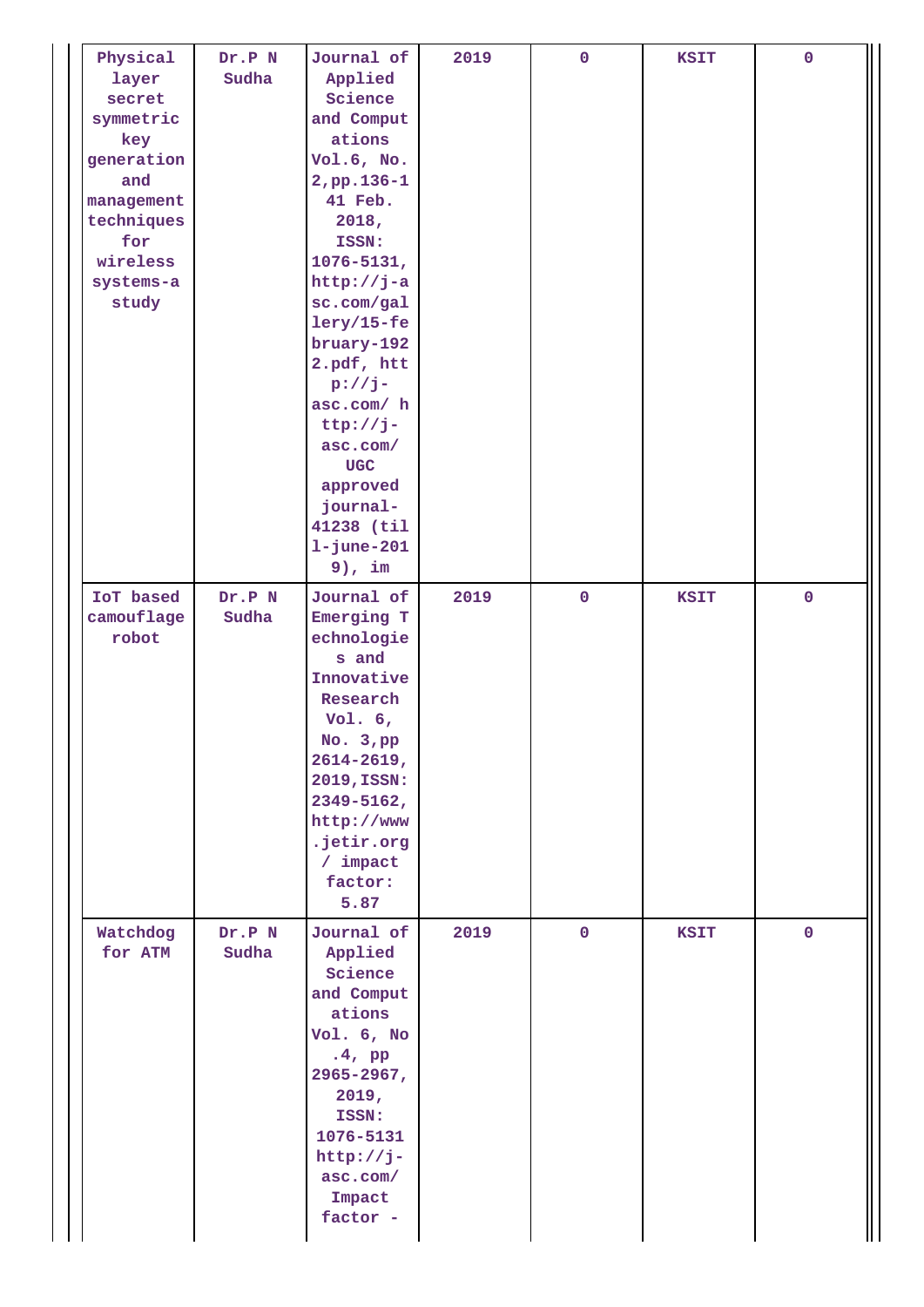| | | | | | | |
|---|---|---|---|---|---|---|
| Physical layer secret symmetric key generation and management techniques for wireless systems-a study | Dr.P N Sudha | Journal of Applied Science and Computations Vol.6, No. 2,pp.136-141 Feb. 2018, ISSN: 1076-5131, http://j-asc.com/gallery/15-february-1922.pdf, http://j-asc.com/ http://j-asc.com/ UGC approved journal-41238 (till-june-2019), im | 2019 | 0 | KSIT | 0 |
| IoT based camouflage robot | Dr.P N Sudha | Journal of Emerging Technologies and Innovative Research Vol. 6, No. 3,pp 2614-2619, 2019,ISSN: 2349-5162, http://www.jetir.org / impact factor: 5.87 | 2019 | 0 | KSIT | 0 |
| Watchdog for ATM | Dr.P N Sudha | Journal of Applied Science and Computations Vol. 6, No .4, pp 2965-2967, 2019, ISSN: 1076-5131 http://j-asc.com/ Impact factor - | 2019 | 0 | KSIT | 0 |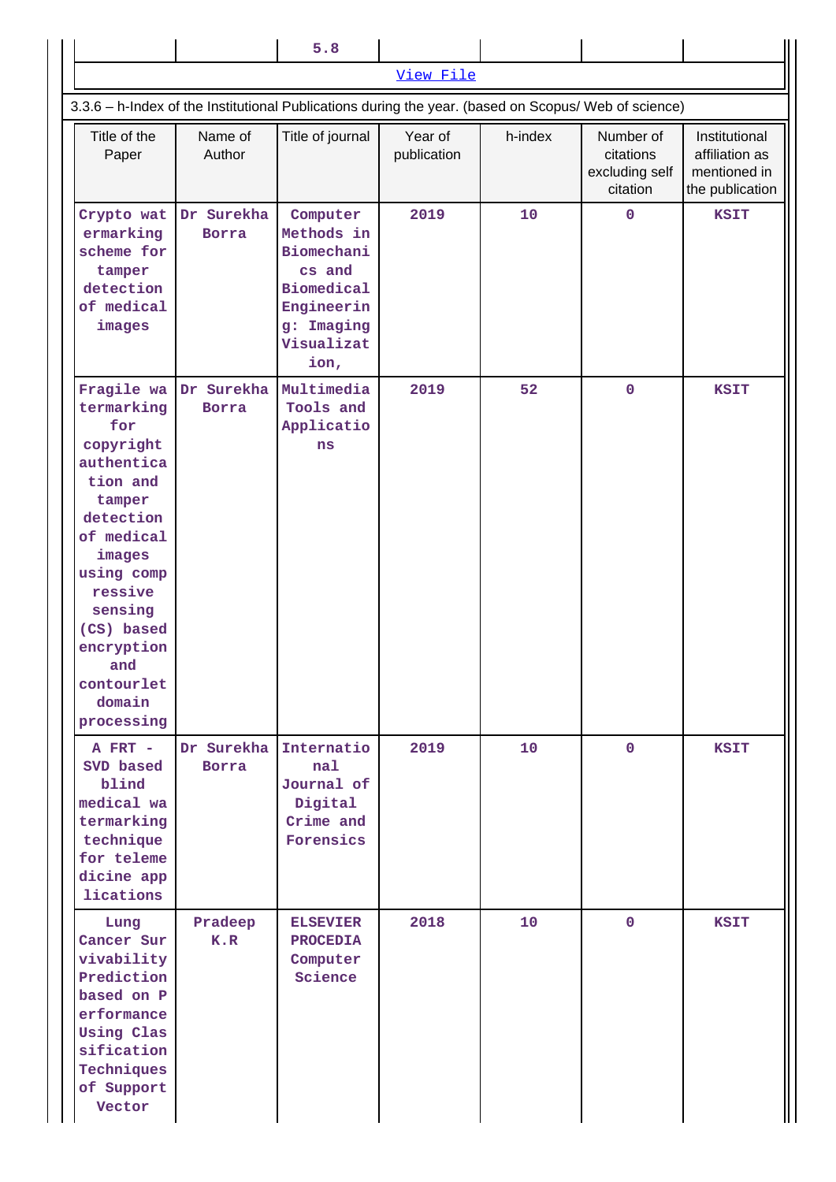| | | 5.8 | | | | |
|---|---|---|---|---|---|---|

[View File]

3.3.6 – h-Index of the Institutional Publications during the year. (based on Scopus/ Web of science)

| Title of the Paper | Name of Author | Title of journal | Year of publication | h-index | Number of citations excluding self citation | Institutional affiliation as mentioned in the publication |
|---|---|---|---|---|---|---|
| Crypto watermarking scheme for tamper detection of medical images | Dr Surekha Borra | Computer Methods in Biomechanics and Biomedical Engineering: Imaging Visualization, | 2019 | 10 | 0 | KSIT |
| Fragile watermarking for copyright authentication and tamper detection of medical images using compressive sensing (CS) based encryption and contourlet domain processing | Dr Surekha Borra | Multimedia Tools and Applications | 2019 | 52 | 0 | KSIT |
| A FRT - SVD based blind medical watermarking technique for telemedicine applications | Dr Surekha Borra | International Journal of Digital Crime and Forensics | 2019 | 10 | 0 | KSIT |
| Lung Cancer Survivability Prediction based on Performance Using Classification Techniques of Support Vector | Pradeep K.R | ELSEVIER PROCEDIA Computer Science | 2018 | 10 | 0 | KSIT |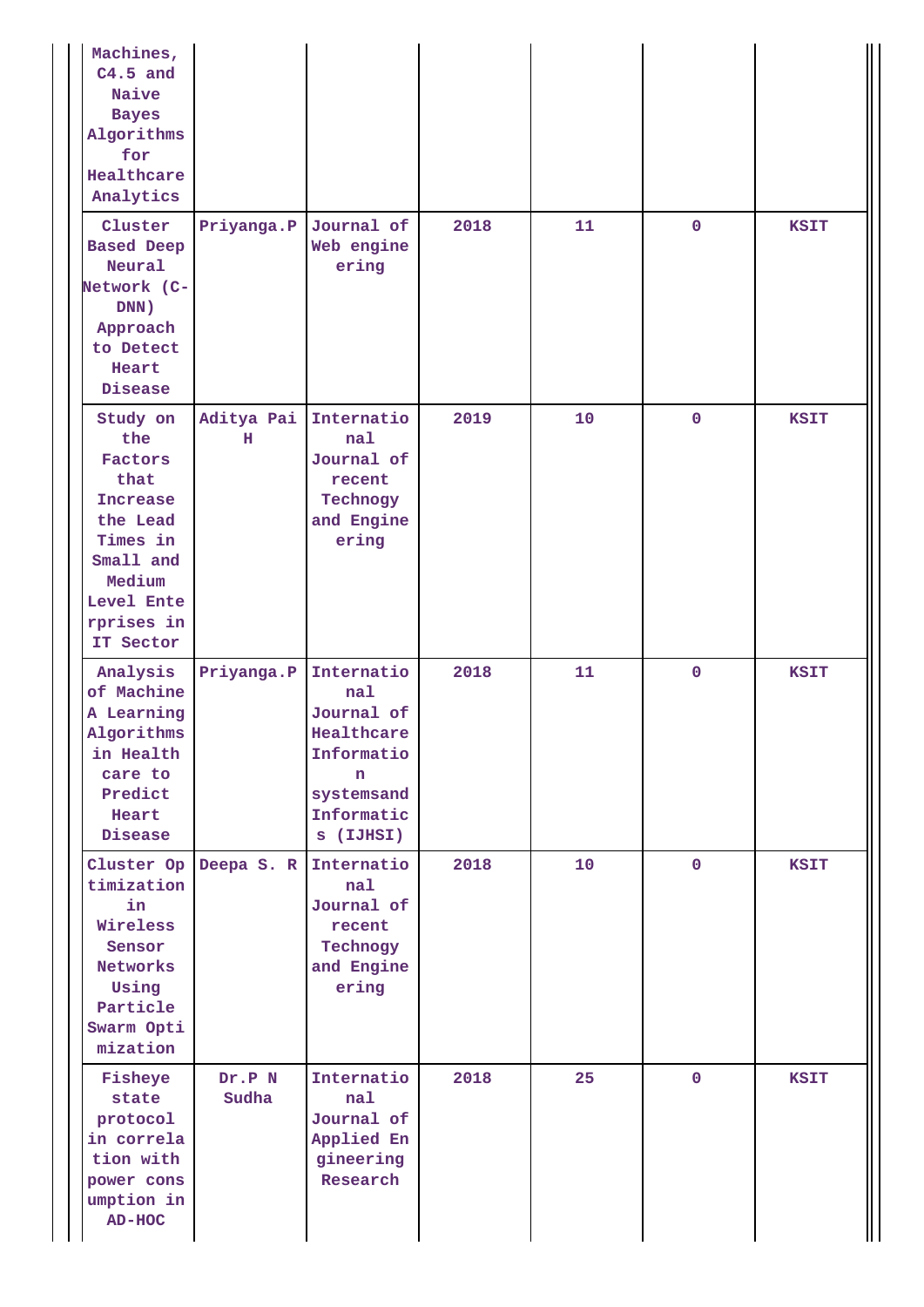| | | | | | | |
|---|---|---|---|---|---|---|
| Machines, C4.5 and Naive Bayes Algorithms for Healthcare Analytics | | | | | | |
| Cluster Based Deep Neural Network (C-DNN) Approach to Detect Heart Disease | Priyanga.P | Journal of Web engineering | 2018 | 11 | 0 | KSIT |
| Study on the Factors that Increase the Lead Times in Small and Medium Level Enterprises in IT Sector | Aditya Pai H | International Journal of recent Technogy and Engineering | 2019 | 10 | 0 | KSIT |
| Analysis of Machine A Learning Algorithms in Health care to Predict Heart Disease | Priyanga.P | International Journal of Healthcare Information systemsand Informatics (IJHSI) | 2018 | 11 | 0 | KSIT |
| Cluster Optimization in Wireless Sensor Networks Using Particle Swarm Optimization | Deepa S. R | International Journal of recent Technogy and Engineering | 2018 | 10 | 0 | KSIT |
| Fisheye state protocol in correlation with power consumption in AD-HOC | Dr.P N Sudha | International Journal of Applied Engineering Research | 2018 | 25 | 0 | KSIT |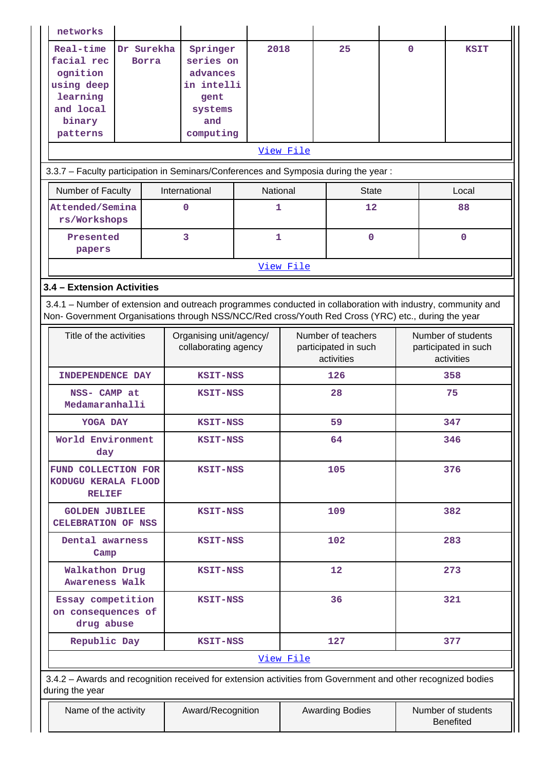| networks | | | | | | |
|---|---|---|---|---|---|---|
| Real-time facial recognition using deep learning and local binary patterns | Dr Surekha Borra | Springer series on advances in intelligent systems and computing | 2018 | 25 | 0 | KSIT |
| [View File](#) | | | | | | |

3.3.7 – Faculty participation in Seminars/Conferences and Symposia during the year :

| Number of Faculty | International | National | State | Local |
|---|---|---|---|---|
| Attended/Seminars/Workshops | 0 | 1 | 12 | 88 |
| Presented papers | 3 | 1 | 0 | 0 |
| [View File](#) | | | | |

**3.4 – Extension Activities**

3.4.1 – Number of extension and outreach programmes conducted in collaboration with industry, community and Non- Government Organisations through NSS/NCC/Red cross/Youth Red Cross (YRC) etc., during the year

| Title of the activities | Organising unit/agency/ collaborating agency | Number of teachers participated in such activities | Number of students participated in such activities |
|---|---|---|---|
| INDEPENDENCE DAY | KSIT-NSS | 126 | 358 |
| NSS- CAMP at Medamaranhalli | KSIT-NSS | 28 | 75 |
| YOGA DAY | KSIT-NSS | 59 | 347 |
| World Environment day | KSIT-NSS | 64 | 346 |
| FUND COLLECTION FOR KODUGU KERALA FLOOD RELIEF | KSIT-NSS | 105 | 376 |
| GOLDEN JUBILEE CELEBRATION OF NSS | KSIT-NSS | 109 | 382 |
| Dental awarness Camp | KSIT-NSS | 102 | 283 |
| Walkathon Drug Awareness Walk | KSIT-NSS | 12 | 273 |
| Essay competition on consequences of drug abuse | KSIT-NSS | 36 | 321 |
| Republic Day | KSIT-NSS | 127 | 377 |
| [View File](#) | | | |

3.4.2 – Awards and recognition received for extension activities from Government and other recognized bodies during the year

| Name of the activity | Award/Recognition | Awarding Bodies | Number of students Benefited |
|---|---|---|---|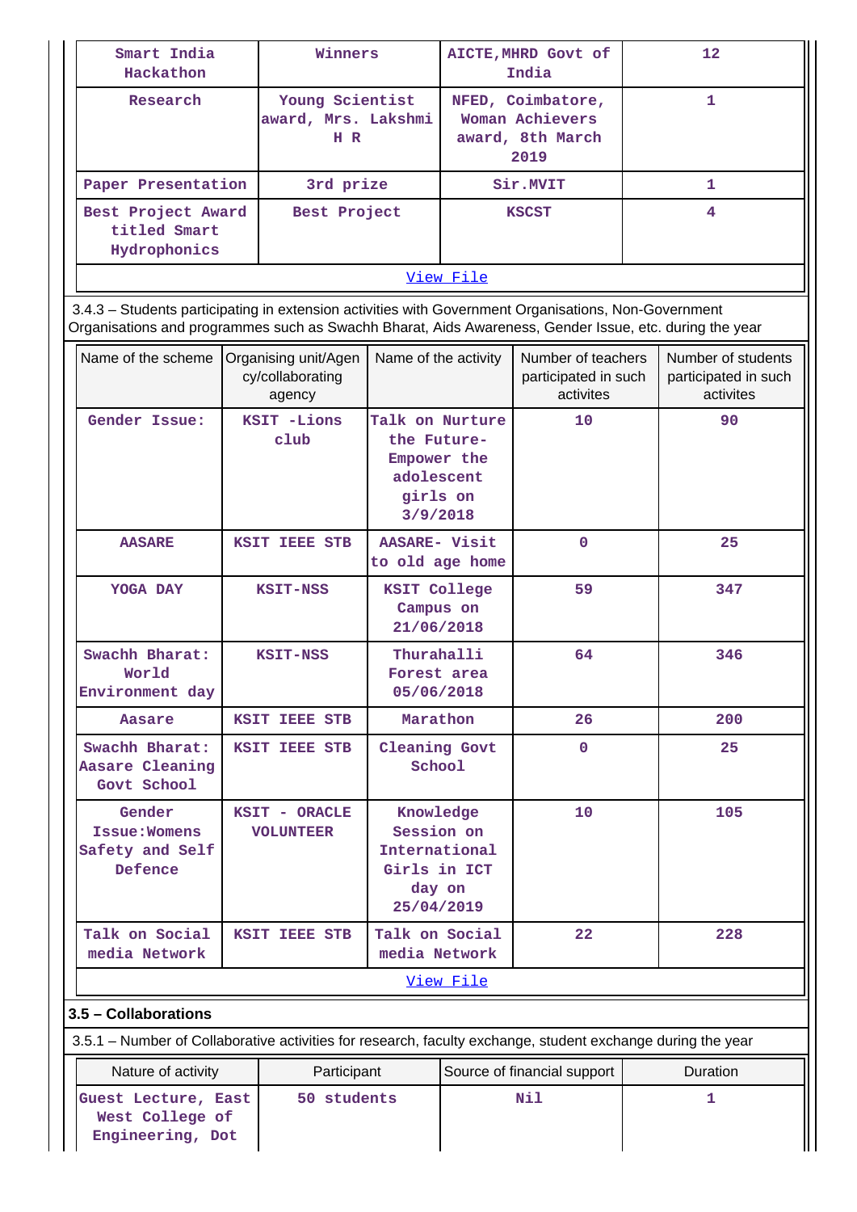| Smart India Hackathon | Winners | AICTE,MHRD Govt of India | 12 |
|---|---|---|---|
| Research | Young Scientist award, Mrs. Lakshmi H R | NFED, Coimbatore, Woman Achievers award, 8th March 2019 | 1 |
| Paper Presentation | 3rd prize | Sir.MVIT | 1 |
| Best Project Award titled Smart Hydrophonics | Best Project | KSCST | 4 |

View File

3.4.3 – Students participating in extension activities with Government Organisations, Non-Government Organisations and programmes such as Swachh Bharat, Aids Awareness, Gender Issue, etc. during the year

| Name of the scheme | Organising unit/Agency/collaborating agency | Name of the activity | Number of teachers participated in such activites | Number of students participated in such activites |
|---|---|---|---|---|
| Gender Issue: | KSIT -Lions club | Talk on Nurture the Future- Empower the adolescent girls on 3/9/2018 | 10 | 90 |
| AASARE | KSIT IEEE STB | AASARE- Visit to old age home | 0 | 25 |
| YOGA DAY | KSIT-NSS | KSIT College Campus on 21/06/2018 | 59 | 347 |
| Swachh Bharat: World Environment day | KSIT-NSS | Thurahalli Forest area 05/06/2018 | 64 | 346 |
| Aasare | KSIT IEEE STB | Marathon | 26 | 200 |
| Swachh Bharat: Aasare Cleaning Govt School | KSIT IEEE STB | Cleaning Govt School | 0 | 25 |
| Gender Issue:Womens Safety and Self Defence | KSIT - ORACLE VOLUNTEER | Knowledge Session on International Girls in ICT day on 25/04/2019 | 10 | 105 |
| Talk on Social media Network | KSIT IEEE STB | Talk on Social media Network | 22 | 228 |

View File

**3.5 – Collaborations**

3.5.1 – Number of Collaborative activities for research, faculty exchange, student exchange during the year

| Nature of activity | Participant | Source of financial support | Duration |
|---|---|---|---|
| Guest Lecture, East West College of Engineering, Dot | 50 students | Nil | 1 |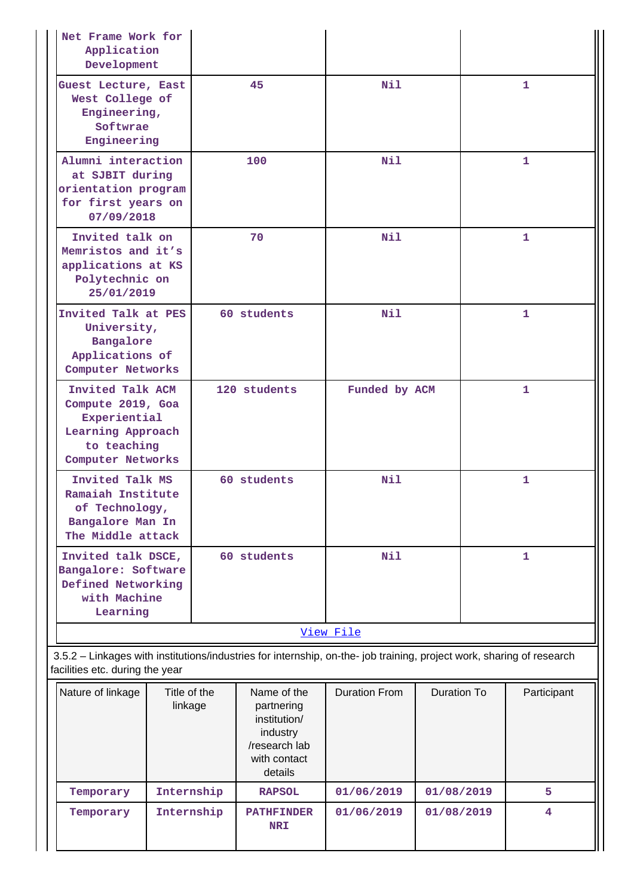| | | | |
|---|---|---|---|
| Net Frame Work for Application Development | | | |
| Guest Lecture, East West College of Engineering, Softwrae Engineering | 45 | Nil | 1 |
| Alumni interaction at SJBIT during orientation program for first years on 07/09/2018 | 100 | Nil | 1 |
| Invited talk on Memristos and it's applications at KS Polytechnic on 25/01/2019 | 70 | Nil | 1 |
| Invited Talk at PES University, Bangalore Applications of Computer Networks | 60 students | Nil | 1 |
| Invited Talk ACM Compute 2019, Goa Experiential Learning Approach to teaching Computer Networks | 120 students | Funded by ACM | 1 |
| Invited Talk MS Ramaiah Institute of Technology, Bangalore Man In The Middle attack | 60 students | Nil | 1 |
| Invited talk DSCE, Bangalore: Software Defined Networking with Machine Learning | 60 students | Nil | 1 |

View File

3.5.2 – Linkages with institutions/industries for internship, on-the- job training, project work, sharing of research facilities etc. during the year

| Nature of linkage | Title of the linkage | Name of the partnering institution/ industry /research lab with contact details | Duration From | Duration To | Participant |
|---|---|---|---|---|---|
| Temporary | Internship | RAPSOL | 01/06/2019 | 01/08/2019 | 5 |
| Temporary | Internship | PATHFINDER NRI | 01/06/2019 | 01/08/2019 | 4 |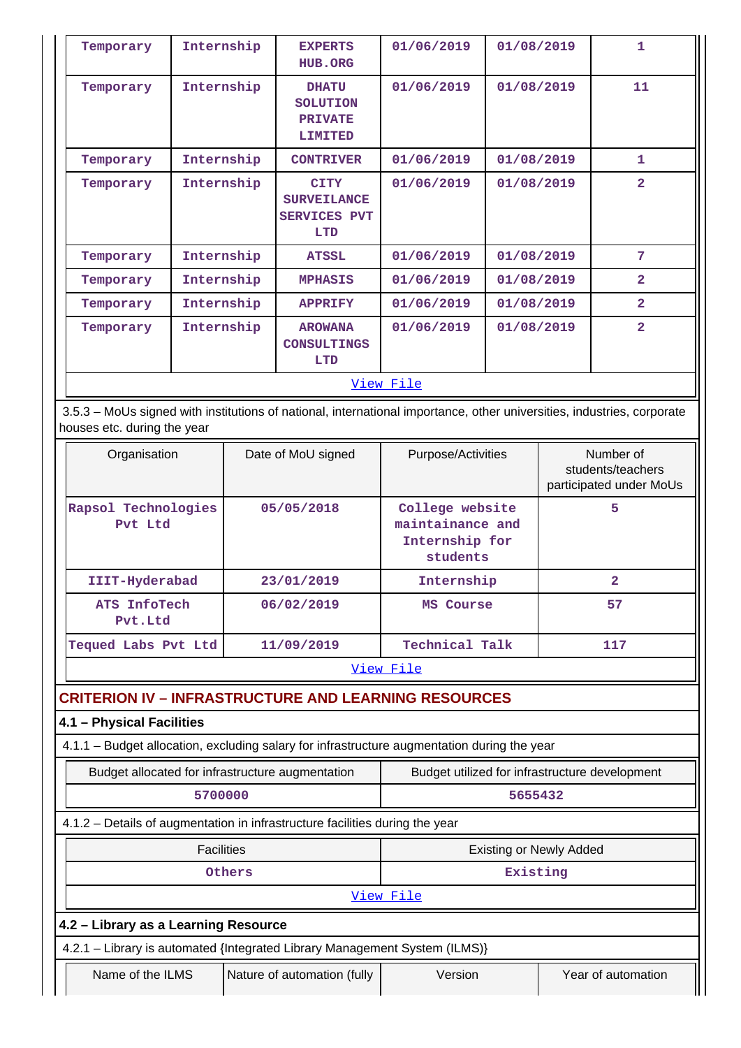| Temporary | Internship | EXPERTS HUB.ORG | 01/06/2019 | 01/08/2019 | 1 |
|---|---|---|---|---|---|
| Temporary | Internship | DHATU SOLUTION PRIVATE LIMITED | 01/06/2019 | 01/08/2019 | 11 |
| Temporary | Internship | CONTRIVER | 01/06/2019 | 01/08/2019 | 1 |
| Temporary | Internship | CITY SURVEILANCE SERVICES PVT LTD | 01/06/2019 | 01/08/2019 | 2 |
| Temporary | Internship | ATSSL | 01/06/2019 | 01/08/2019 | 7 |
| Temporary | Internship | MPHASIS | 01/06/2019 | 01/08/2019 | 2 |
| Temporary | Internship | APPRIFY | 01/06/2019 | 01/08/2019 | 2 |
| Temporary | Internship | AROWANA CONSULTINGS LTD | 01/06/2019 | 01/08/2019 | 2 |

View File

3.5.3 – MoUs signed with institutions of national, international importance, other universities, industries, corporate houses etc. during the year

| Organisation | Date of MoU signed | Purpose/Activities | Number of students/teachers participated under MoUs |
|---|---|---|---|
| Rapsol Technologies Pvt Ltd | 05/05/2018 | College website maintainance and Internship for students | 5 |
| IIIT-Hyderabad | 23/01/2019 | Internship | 2 |
| ATS InfoTech Pvt.Ltd | 06/02/2019 | MS Course | 57 |
| Tequed Labs Pvt Ltd | 11/09/2019 | Technical Talk | 117 |

View File

## CRITERION IV – INFRASTRUCTURE AND LEARNING RESOURCES

### 4.1 – Physical Facilities

4.1.1 – Budget allocation, excluding salary for infrastructure augmentation during the year

| Budget allocated for infrastructure augmentation | Budget utilized for infrastructure development |
|---|---|
| 5700000 | 5655432 |

4.1.2 – Details of augmentation in infrastructure facilities during the year

| Facilities | Existing or Newly Added |
|---|---|
| Others | Existing |

View File

### 4.2 – Library as a Learning Resource

4.2.1 – Library is automated {Integrated Library Management System (ILMS)}

| Name of the ILMS | Nature of automation (fully | Version | Year of automation |
|---|---|---|---|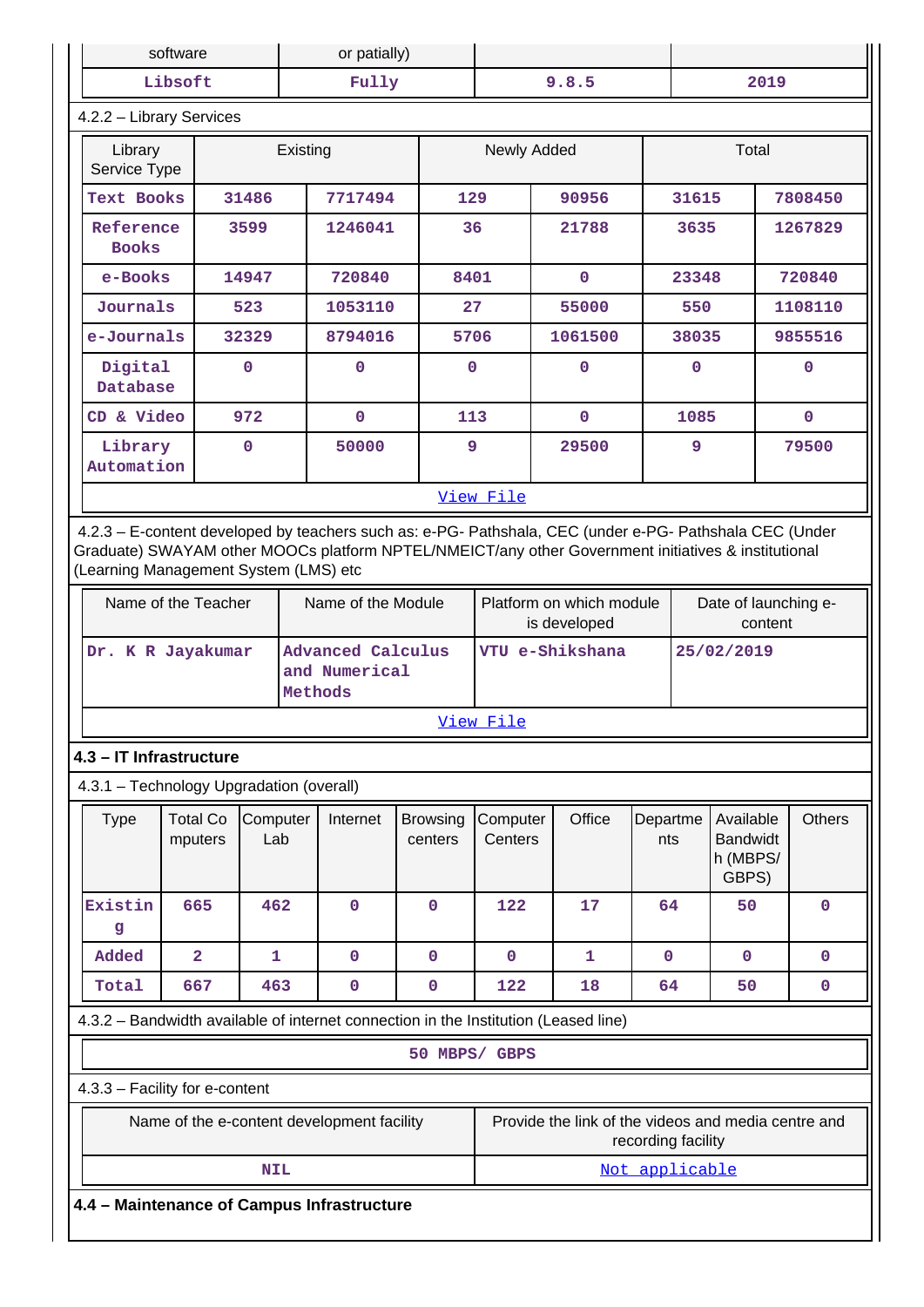| software | or patially) | | |
|---|---|---|---|
| Libsoft | Fully | 9.8.5 | 2019 |

4.2.2 – Library Services

| Library Service Type | Existing | | Newly Added | | Total | |
|---|---|---|---|---|---|---|
| Text Books | 31486 | 7717494 | 129 | 90956 | 31615 | 7808450 |
| Reference Books | 3599 | 1246041 | 36 | 21788 | 3635 | 1267829 |
| e-Books | 14947 | 720840 | 8401 | 0 | 23348 | 720840 |
| Journals | 523 | 1053110 | 27 | 55000 | 550 | 1108110 |
| e-Journals | 32329 | 8794016 | 5706 | 1061500 | 38035 | 9855516 |
| Digital Database | 0 | 0 | 0 | 0 | 0 | 0 |
| CD & Video | 972 | 0 | 113 | 0 | 1085 | 0 |
| Library Automation | 0 | 50000 | 9 | 29500 | 9 | 79500 |

View File

4.2.3 – E-content developed by teachers such as: e-PG- Pathshala, CEC (under e-PG- Pathshala CEC (Under Graduate) SWAYAM other MOOCs platform NPTEL/NMEICT/any other Government initiatives & institutional (Learning Management System (LMS) etc

| Name of the Teacher | Name of the Module | Platform on which module is developed | Date of launching e-content |
|---|---|---|---|
| Dr. K R Jayakumar | Advanced Calculus and Numerical Methods | VTU e-Shikshana | 25/02/2019 |

View File

**4.3 – IT Infrastructure**

4.3.1 – Technology Upgradation (overall)

| Type | Total Computers | Computer Lab | Internet | Browsing centers | Computer Centers | Office | Departments | Available Bandwidth (MBPS/ GBPS) | Others |
|---|---|---|---|---|---|---|---|---|---|
| Existing | 665 | 462 | 0 | 0 | 122 | 17 | 64 | 50 | 0 |
| Added | 2 | 1 | 0 | 0 | 0 | 1 | 0 | 0 | 0 |
| Total | 667 | 463 | 0 | 0 | 122 | 18 | 64 | 50 | 0 |

4.3.2 – Bandwidth available of internet connection in the Institution (Leased line)

50 MBPS/ GBPS

4.3.3 – Facility for e-content

| Name of the e-content development facility | Provide the link of the videos and media centre and recording facility |
|---|---|
| NIL | Not applicable |

**4.4 – Maintenance of Campus Infrastructure**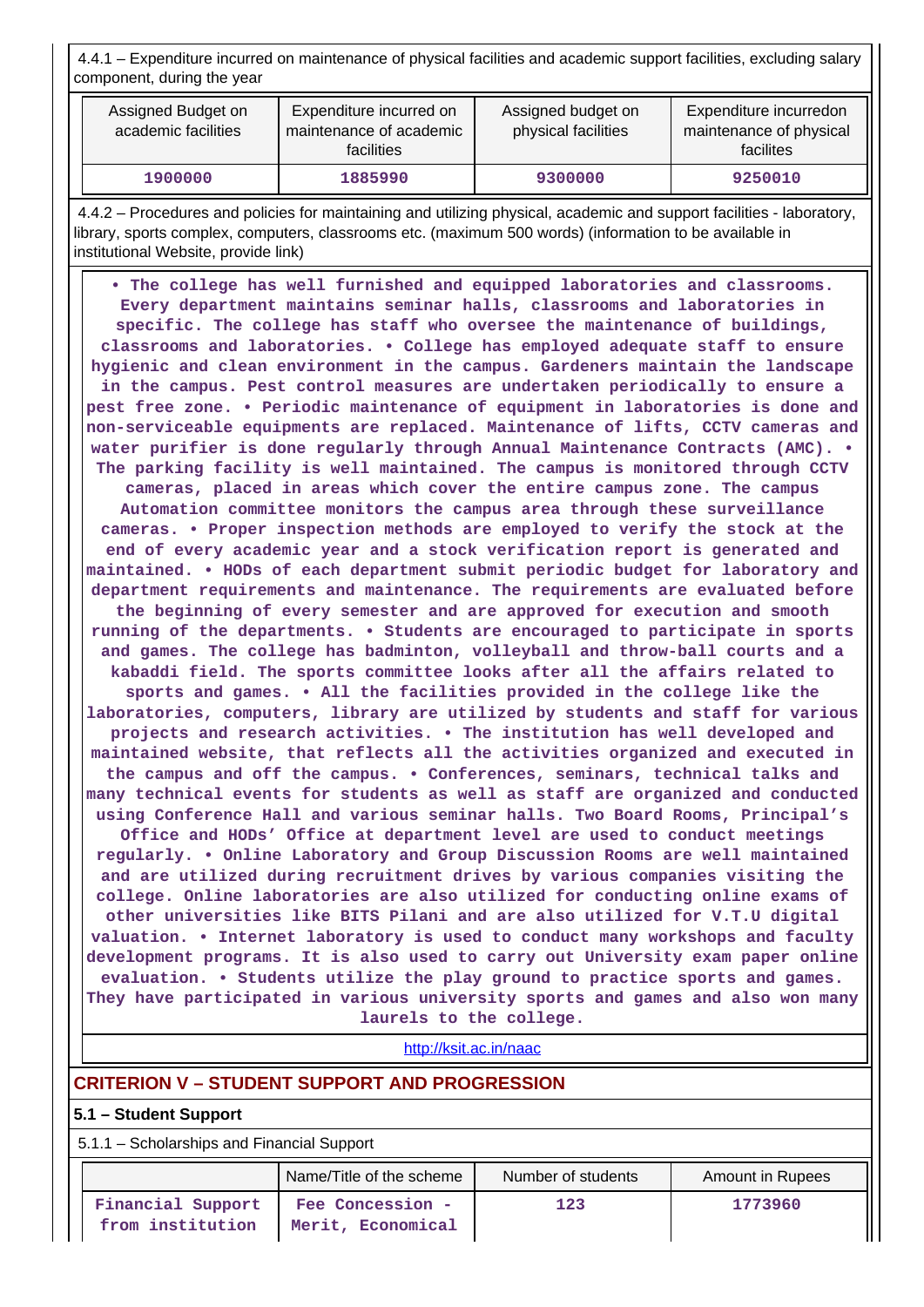4.4.1 – Expenditure incurred on maintenance of physical facilities and academic support facilities, excluding salary component, during the year

| Assigned Budget on academic facilities | Expenditure incurred on maintenance of academic facilities | Assigned budget on physical facilities | Expenditure incurredon maintenance of physical facilites |
|---|---|---|---|
| 1900000 | 1885990 | 9300000 | 9250010 |

4.4.2 – Procedures and policies for maintaining and utilizing physical, academic and support facilities - laboratory, library, sports complex, computers, classrooms etc. (maximum 500 words) (information to be available in institutional Website, provide link)

• The college has well furnished and equipped laboratories and classrooms. Every department maintains seminar halls, classrooms and laboratories in specific. The college has staff who oversee the maintenance of buildings, classrooms and laboratories. • College has employed adequate staff to ensure hygienic and clean environment in the campus. Gardeners maintain the landscape in the campus. Pest control measures are undertaken periodically to ensure a pest free zone. • Periodic maintenance of equipment in laboratories is done and non-serviceable equipments are replaced. Maintenance of lifts, CCTV cameras and water purifier is done regularly through Annual Maintenance Contracts (AMC). • The parking facility is well maintained. The campus is monitored through CCTV cameras, placed in areas which cover the entire campus zone. The campus Automation committee monitors the campus area through these surveillance cameras. • Proper inspection methods are employed to verify the stock at the end of every academic year and a stock verification report is generated and maintained. • HODs of each department submit periodic budget for laboratory and department requirements and maintenance. The requirements are evaluated before the beginning of every semester and are approved for execution and smooth running of the departments. • Students are encouraged to participate in sports and games. The college has badminton, volleyball and throw-ball courts and a kabaddi field. The sports committee looks after all the affairs related to sports and games. • All the facilities provided in the college like the laboratories, computers, library are utilized by students and staff for various projects and research activities. • The institution has well developed and maintained website, that reflects all the activities organized and executed in the campus and off the campus. • Conferences, seminars, technical talks and many technical events for students as well as staff are organized and conducted using Conference Hall and various seminar halls. Two Board Rooms, Principal's Office and HODs' Office at department level are used to conduct meetings regularly. • Online Laboratory and Group Discussion Rooms are well maintained and are utilized during recruitment drives by various companies visiting the college. Online laboratories are also utilized for conducting online exams of other universities like BITS Pilani and are also utilized for V.T.U digital valuation. • Internet laboratory is used to conduct many workshops and faculty development programs. It is also used to carry out University exam paper online evaluation. • Students utilize the play ground to practice sports and games. They have participated in various university sports and games and also won many laurels to the college.

http://ksit.ac.in/naac

## CRITERION V – STUDENT SUPPORT AND PROGRESSION

### 5.1 – Student Support

5.1.1 – Scholarships and Financial Support

| | Name/Title of the scheme | Number of students | Amount in Rupees |
|---|---|---|---|
| Financial Support from institution | Fee Concession - Merit, Economical | 123 | 1773960 |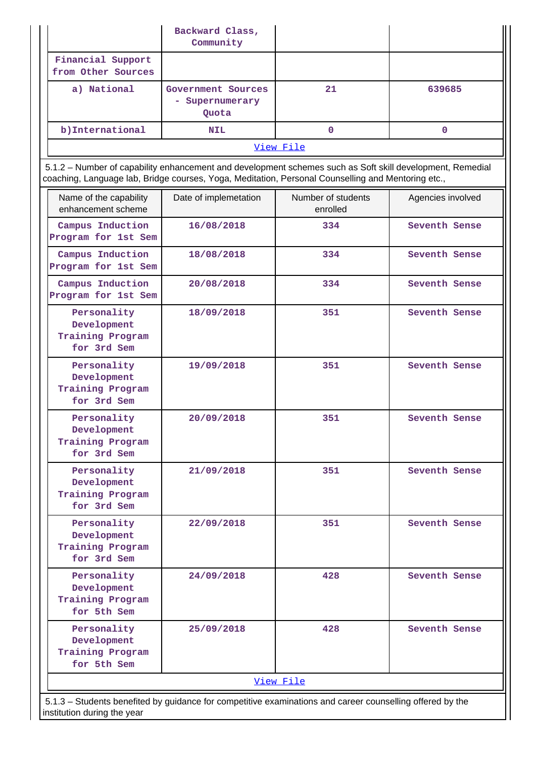|  | Backward Class, Community |  |  |
|---|---|---|---|
| Financial Support from Other Sources |  |  |  |
| a) National | Government Sources - Supernumerary Quota | 21 | 639685 |
| b)International | NIL | 0 | 0 |
| View File | | | |

5.1.2 – Number of capability enhancement and development schemes such as Soft skill development, Remedial coaching, Language lab, Bridge courses, Yoga, Meditation, Personal Counselling and Mentoring etc.,

| Name of the capability enhancement scheme | Date of implemetation | Number of students enrolled | Agencies involved |
|---|---|---|---|
| Campus Induction Program for 1st Sem | 16/08/2018 | 334 | Seventh Sense |
| Campus Induction Program for 1st Sem | 18/08/2018 | 334 | Seventh Sense |
| Campus Induction Program for 1st Sem | 20/08/2018 | 334 | Seventh Sense |
| Personality Development Training Program for 3rd Sem | 18/09/2018 | 351 | Seventh Sense |
| Personality Development Training Program for 3rd Sem | 19/09/2018 | 351 | Seventh Sense |
| Personality Development Training Program for 3rd Sem | 20/09/2018 | 351 | Seventh Sense |
| Personality Development Training Program for 3rd Sem | 21/09/2018 | 351 | Seventh Sense |
| Personality Development Training Program for 3rd Sem | 22/09/2018 | 351 | Seventh Sense |
| Personality Development Training Program for 5th Sem | 24/09/2018 | 428 | Seventh Sense |
| Personality Development Training Program for 5th Sem | 25/09/2018 | 428 | Seventh Sense |
| View File | | | |

5.1.3 – Students benefited by guidance for competitive examinations and career counselling offered by the institution during the year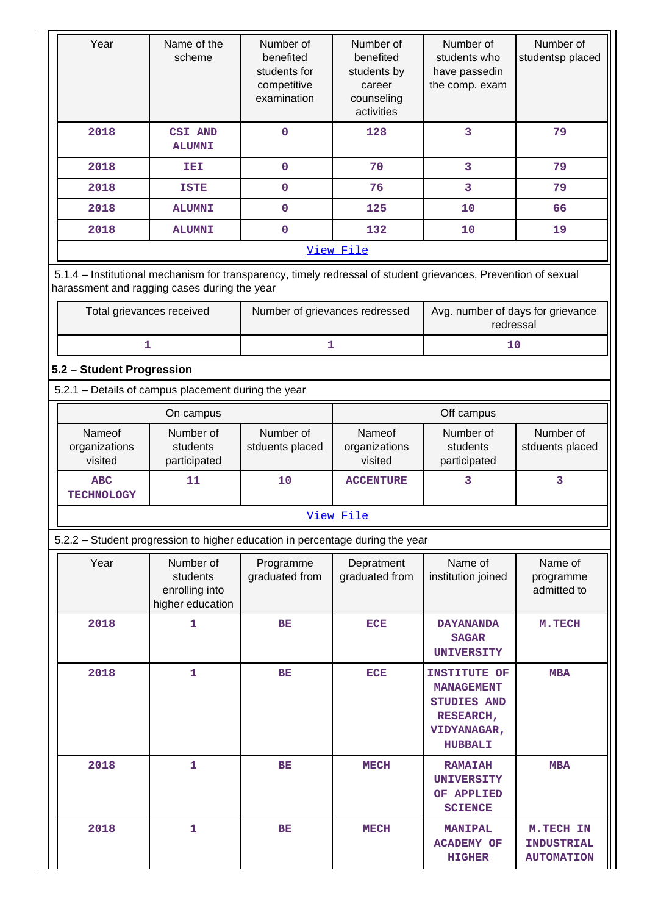| Year | Name of the scheme | Number of benefited students for competitive examination | Number of benefited students by career counseling activities | Number of students who have passedin the comp. exam | Number of studentsp placed |
|---|---|---|---|---|---|
| 2018 | CSI AND ALUMNI | 0 | 128 | 3 | 79 |
| 2018 | IEI | 0 | 70 | 3 | 79 |
| 2018 | ISTE | 0 | 76 | 3 | 79 |
| 2018 | ALUMNI | 0 | 125 | 10 | 66 |
| 2018 | ALUMNI | 0 | 132 | 10 | 19 |
| View File | | | | | |

5.1.4 – Institutional mechanism for transparency, timely redressal of student grievances, Prevention of sexual harassment and ragging cases during the year

| Total grievances received | Number of grievances redressed | Avg. number of days for grievance redressal |
|---|---|---|
| 1 | 1 | 10 |

## 5.2 – Student Progression

5.2.1 – Details of campus placement during the year

| On campus | | | Off campus | | |
|---|---|---|---|---|---|
| Nameof organizations visited | Number of students participated | Number of stduents placed | Nameof organizations visited | Number of students participated | Number of stduents placed |
| ABC TECHNOLOGY | 11 | 10 | ACCENTURE | 3 | 3 |
| View File | | | | | |

5.2.2 – Student progression to higher education in percentage during the year

| Year | Number of students enrolling into higher education | Programme graduated from | Depratment graduated from | Name of institution joined | Name of programme admitted to |
|---|---|---|---|---|---|
| 2018 | 1 | BE | ECE | DAYANANDA SAGAR UNIVERSITY | M.TECH |
| 2018 | 1 | BE | ECE | INSTITUTE OF MANAGEMENT STUDIES AND RESEARCH, VIDYANAGAR, HUBBALI | MBA |
| 2018 | 1 | BE | MECH | RAMAIAH UNIVERSITY OF APPLIED SCIENCE | MBA |
| 2018 | 1 | BE | MECH | MANIPAL ACADEMY OF HIGHER | M.TECH IN INDUSTRIAL AUTOMATION |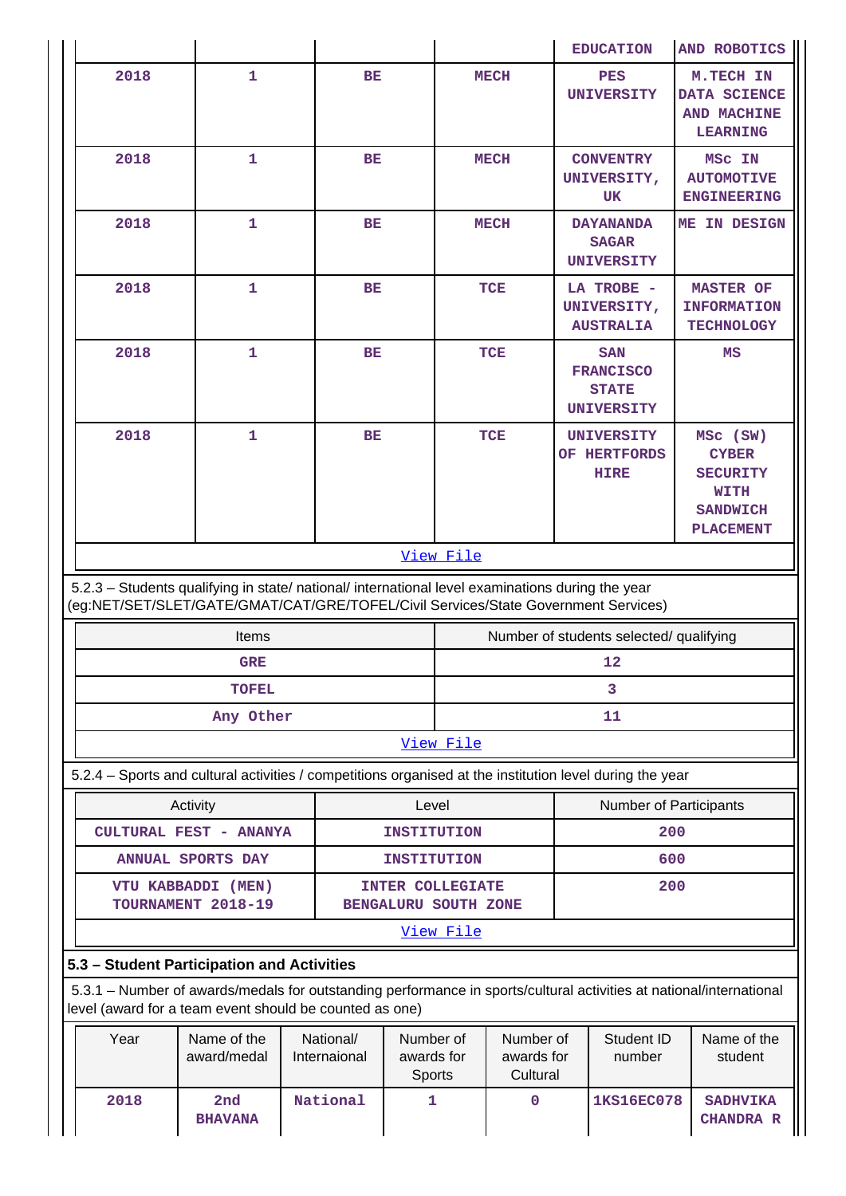| | | | | EDUCATION | AND ROBOTICS |
|---|---|---|---|---|---|
| 2018 | 1 | BE | MECH | PES UNIVERSITY | M.TECH IN DATA SCIENCE AND MACHINE LEARNING |
| 2018 | 1 | BE | MECH | CONVENTRY UNIVERSITY, UK | MSc IN AUTOMOTIVE ENGINEERING |
| 2018 | 1 | BE | MECH | DAYANANDA SAGAR UNIVERSITY | ME IN DESIGN |
| 2018 | 1 | BE | TCE | LA TROBE - UNIVERSITY, AUSTRALIA | MASTER OF INFORMATION TECHNOLOGY |
| 2018 | 1 | BE | TCE | SAN FRANCISCO STATE UNIVERSITY | MS |
| 2018 | 1 | BE | TCE | UNIVERSITY OF HERTFORDS HIRE | MSc (SW) CYBER SECURITY WITH SANDWICH PLACEMENT |

View File

5.2.3 – Students qualifying in state/ national/ international level examinations during the year (eg:NET/SET/SLET/GATE/GMAT/CAT/GRE/TOFEL/Civil Services/State Government Services)

| Items | Number of students selected/ qualifying |
|---|---|
| GRE | 12 |
| TOFEL | 3 |
| Any Other | 11 |

View File

5.2.4 – Sports and cultural activities / competitions organised at the institution level during the year

| Activity | Level | Number of Participants |
|---|---|---|
| CULTURAL FEST - ANANYA | INSTITUTION | 200 |
| ANNUAL SPORTS DAY | INSTITUTION | 600 |
| VTU KABBADDI (MEN) TOURNAMENT 2018-19 | INTER COLLEGIATE BENGALURU SOUTH ZONE | 200 |

View File

### 5.3 – Student Participation and Activities

5.3.1 – Number of awards/medals for outstanding performance in sports/cultural activities at national/international level (award for a team event should be counted as one)

| Year | Name of the award/medal | National/ Internaional | Number of awards for Sports | Number of awards for Cultural | Student ID number | Name of the student |
|---|---|---|---|---|---|---|
| 2018 | 2nd BHAVANA | National | 1 | 0 | 1KS16EC078 | SADHVIKA CHANDRA R |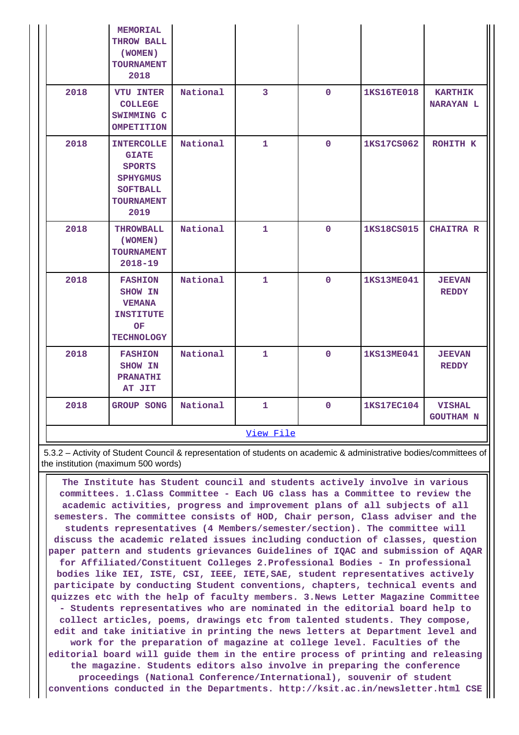|  | MEMORIAL THROW BALL (WOMEN) TOURNAMENT 2018 |  |  |  |  |  |
|---|---|---|---|---|---|---|
| 2018 | VTU INTER COLLEGE SWIMMING C OMPETITION | National | 3 | 0 | 1KS16TE018 | KARTHIK NARAYAN L |
| 2018 | INTERCOLLE GIATE SPORTS SPHYGMUS SOFTBALL TOURNAMENT 2019 | National | 1 | 0 | 1KS17CS062 | ROHITH K |
| 2018 | THROWBALL (WOMEN) TOURNAMENT 2018-19 | National | 1 | 0 | 1KS18CS015 | CHAITRA R |
| 2018 | FASHION SHOW IN VEMANA INSTITUTE OF TECHNOLOGY | National | 1 | 0 | 1KS13ME041 | JEEVAN REDDY |
| 2018 | FASHION SHOW IN PRANATHI AT JIT | National | 1 | 0 | 1KS13ME041 | JEEVAN REDDY |
| 2018 | GROUP SONG | National | 1 | 0 | 1KS17EC104 | VISHAL GOUTHAM N |
| View File |  |  |  |  |  |  |

5.3.2 – Activity of Student Council & representation of students on academic & administrative bodies/committees of the institution (maximum 500 words)

The Institute has Student council and students actively involve in various committees. 1.Class Committee - Each UG class has a Committee to review the academic activities, progress and improvement plans of all subjects of all semesters. The committee consists of HOD, Chair person, Class adviser and the students representatives (4 Members/semester/section). The committee will discuss the academic related issues including conduction of classes, question paper pattern and students grievances Guidelines of IQAC and submission of AQAR for Affiliated/Constituent Colleges 2.Professional Bodies - In professional bodies like IEI, ISTE, CSI, IEEE, IETE,SAE, student representatives actively participate by conducting Student conventions, chapters, technical events and quizzes etc with the help of faculty members. 3.News Letter Magazine Committee - Students representatives who are nominated in the editorial board help to collect articles, poems, drawings etc from talented students. They compose, edit and take initiative in printing the news letters at Department level and work for the preparation of magazine at college level. Faculties of the editorial board will guide them in the entire process of printing and releasing the magazine. Students editors also involve in preparing the conference proceedings (National Conference/International), souvenir of student conventions conducted in the Departments. http://ksit.ac.in/newsletter.html CSE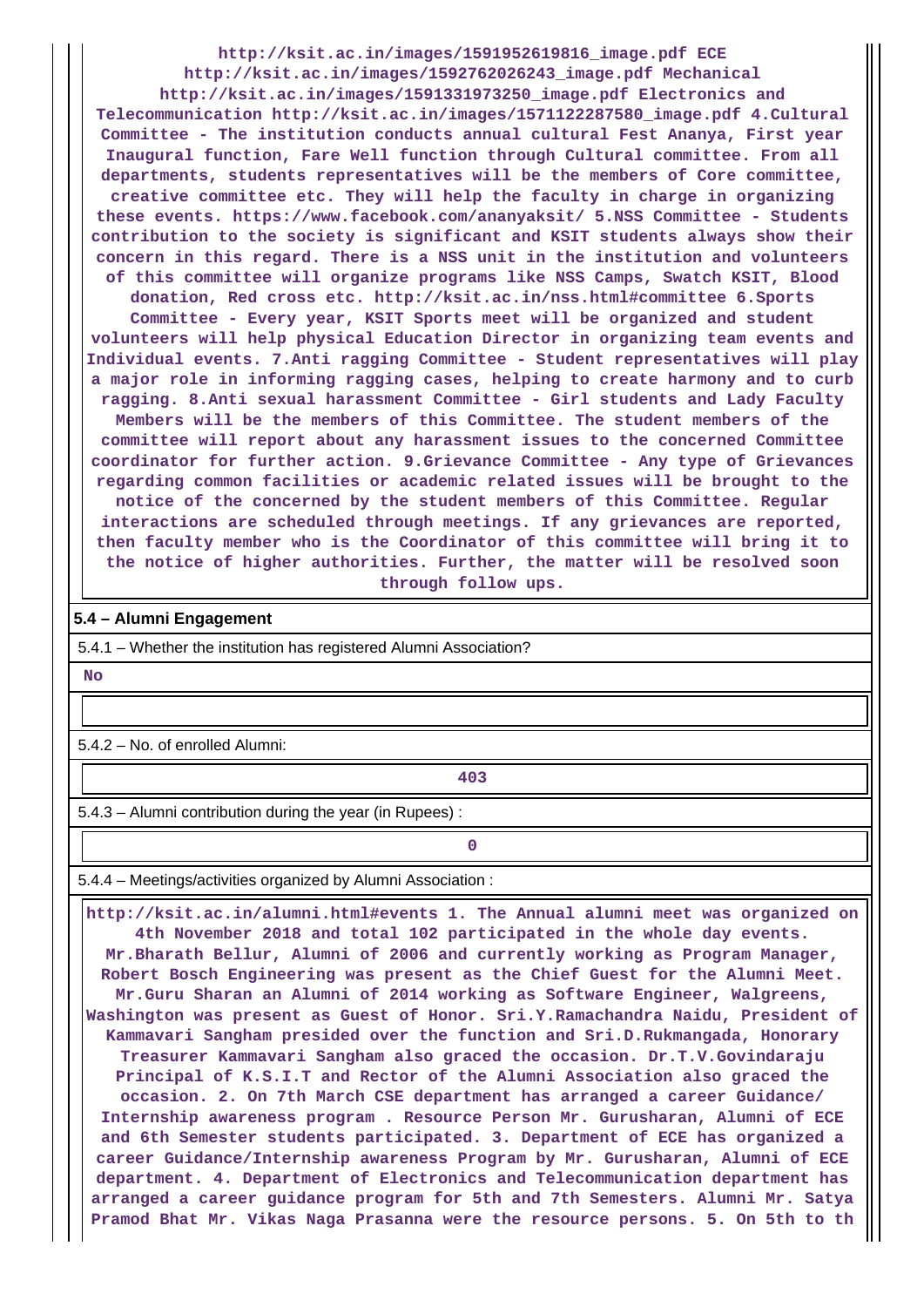http://ksit.ac.in/images/1591952619816_image.pdf ECE http://ksit.ac.in/images/1592762026243_image.pdf Mechanical http://ksit.ac.in/images/1591331973250_image.pdf Electronics and Telecommunication http://ksit.ac.in/images/1571122287580_image.pdf 4.Cultural Committee - The institution conducts annual cultural Fest Ananya, First year Inaugural function, Fare Well function through Cultural committee. From all departments, students representatives will be the members of Core committee, creative committee etc. They will help the faculty in charge in organizing these events. https://www.facebook.com/ananyaksit/ 5.NSS Committee - Students contribution to the society is significant and KSIT students always show their concern in this regard. There is a NSS unit in the institution and volunteers of this committee will organize programs like NSS Camps, Swatch KSIT, Blood donation, Red cross etc. http://ksit.ac.in/nss.html#committee 6.Sports Committee - Every year, KSIT Sports meet will be organized and student volunteers will help physical Education Director in organizing team events and Individual events. 7.Anti ragging Committee - Student representatives will play a major role in informing ragging cases, helping to create harmony and to curb ragging. 8.Anti sexual harassment Committee - Girl students and Lady Faculty Members will be the members of this Committee. The student members of the committee will report about any harassment issues to the concerned Committee coordinator for further action. 9.Grievance Committee - Any type of Grievances regarding common facilities or academic related issues will be brought to the notice of the concerned by the student members of this Committee. Regular interactions are scheduled through meetings. If any grievances are reported, then faculty member who is the Coordinator of this committee will bring it to the notice of higher authorities. Further, the matter will be resolved soon through follow ups.

**5.4 – Alumni Engagement**

5.4.1 – Whether the institution has registered Alumni Association?

**No**

5.4.2 – No. of enrolled Alumni:

**403**

5.4.3 – Alumni contribution during the year (in Rupees) :

**0**

5.4.4 – Meetings/activities organized by Alumni Association :

http://ksit.ac.in/alumni.html#events 1. The Annual alumni meet was organized on 4th November 2018 and total 102 participated in the whole day events. Mr.Bharath Bellur, Alumni of 2006 and currently working as Program Manager, Robert Bosch Engineering was present as the Chief Guest for the Alumni Meet. Mr.Guru Sharan an Alumni of 2014 working as Software Engineer, Walgreens, Washington was present as Guest of Honor. Sri.Y.Ramachandra Naidu, President of Kammavari Sangham presided over the function and Sri.D.Rukmangada, Honorary Treasurer Kammavari Sangham also graced the occasion. Dr.T.V.Govindaraju Principal of K.S.I.T and Rector of the Alumni Association also graced the occasion. 2. On 7th March CSE department has arranged a career Guidance/ Internship awareness program . Resource Person Mr. Gurusharan, Alumni of ECE and 6th Semester students participated. 3. Department of ECE has organized a career Guidance/Internship awareness Program by Mr. Gurusharan, Alumni of ECE department. 4. Department of Electronics and Telecommunication department has arranged a career guidance program for 5th and 7th Semesters. Alumni Mr. Satya Pramod Bhat Mr. Vikas Naga Prasanna were the resource persons. 5. On 5th to th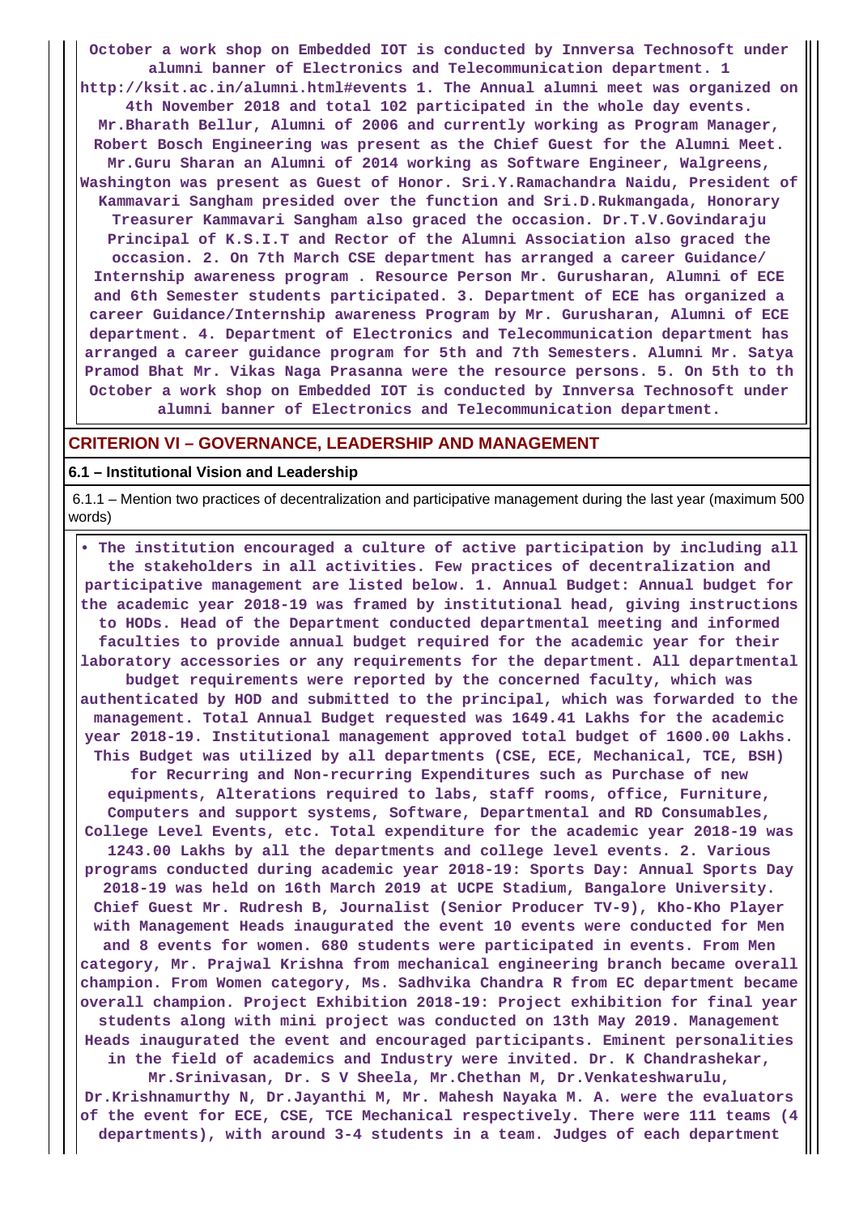**October a work shop on Embedded IOT is conducted by Innversa Technosoft under alumni banner of Electronics and Telecommunication department. 1 http://ksit.ac.in/alumni.html#events 1. The Annual alumni meet was organized on 4th November 2018 and total 102 participated in the whole day events. Mr.Bharath Bellur, Alumni of 2006 and currently working as Program Manager, Robert Bosch Engineering was present as the Chief Guest for the Alumni Meet. Mr.Guru Sharan an Alumni of 2014 working as Software Engineer, Walgreens, Washington was present as Guest of Honor. Sri.Y.Ramachandra Naidu, President of Kammavari Sangham presided over the function and Sri.D.Rukmangada, Honorary Treasurer Kammavari Sangham also graced the occasion. Dr.T.V.Govindaraju Principal of K.S.I.T and Rector of the Alumni Association also graced the occasion. 2. On 7th March CSE department has arranged a career Guidance/ Internship awareness program . Resource Person Mr. Gurusharan, Alumni of ECE and 6th Semester students participated. 3. Department of ECE has organized a career Guidance/Internship awareness Program by Mr. Gurusharan, Alumni of ECE department. 4. Department of Electronics and Telecommunication department has arranged a career guidance program for 5th and 7th Semesters. Alumni Mr. Satya Pramod Bhat Mr. Vikas Naga Prasanna were the resource persons. 5. On 5th to th October a work shop on Embedded IOT is conducted by Innversa Technosoft under alumni banner of Electronics and Telecommunication department.**

## CRITERION VI – GOVERNANCE, LEADERSHIP AND MANAGEMENT

### 6.1 – Institutional Vision and Leadership

6.1.1 – Mention two practices of decentralization and participative management during the last year (maximum 500 words)

**• The institution encouraged a culture of active participation by including all the stakeholders in all activities. Few practices of decentralization and participative management are listed below. 1. Annual Budget: Annual budget for the academic year 2018-19 was framed by institutional head, giving instructions to HODs. Head of the Department conducted departmental meeting and informed faculties to provide annual budget required for the academic year for their laboratory accessories or any requirements for the department. All departmental budget requirements were reported by the concerned faculty, which was authenticated by HOD and submitted to the principal, which was forwarded to the management. Total Annual Budget requested was 1649.41 Lakhs for the academic year 2018-19. Institutional management approved total budget of 1600.00 Lakhs. This Budget was utilized by all departments (CSE, ECE, Mechanical, TCE, BSH) for Recurring and Non-recurring Expenditures such as Purchase of new equipments, Alterations required to labs, staff rooms, office, Furniture, Computers and support systems, Software, Departmental and RD Consumables, College Level Events, etc. Total expenditure for the academic year 2018-19 was 1243.00 Lakhs by all the departments and college level events. 2. Various programs conducted during academic year 2018-19: Sports Day: Annual Sports Day 2018-19 was held on 16th March 2019 at UCPE Stadium, Bangalore University. Chief Guest Mr. Rudresh B, Journalist (Senior Producer TV-9), Kho-Kho Player with Management Heads inaugurated the event 10 events were conducted for Men and 8 events for women. 680 students were participated in events. From Men category, Mr. Prajwal Krishna from mechanical engineering branch became overall champion. From Women category, Ms. Sadhvika Chandra R from EC department became overall champion. Project Exhibition 2018-19: Project exhibition for final year students along with mini project was conducted on 13th May 2019. Management Heads inaugurated the event and encouraged participants. Eminent personalities in the field of academics and Industry were invited. Dr. K Chandrashekar, Mr.Srinivasan, Dr. S V Sheela, Mr.Chethan M, Dr.Venkateshwarulu, Dr.Krishnamurthy N, Dr.Jayanthi M, Mr. Mahesh Nayaka M. A. were the evaluators of the event for ECE, CSE, TCE Mechanical respectively. There were 111 teams (4 departments), with around 3-4 students in a team. Judges of each department**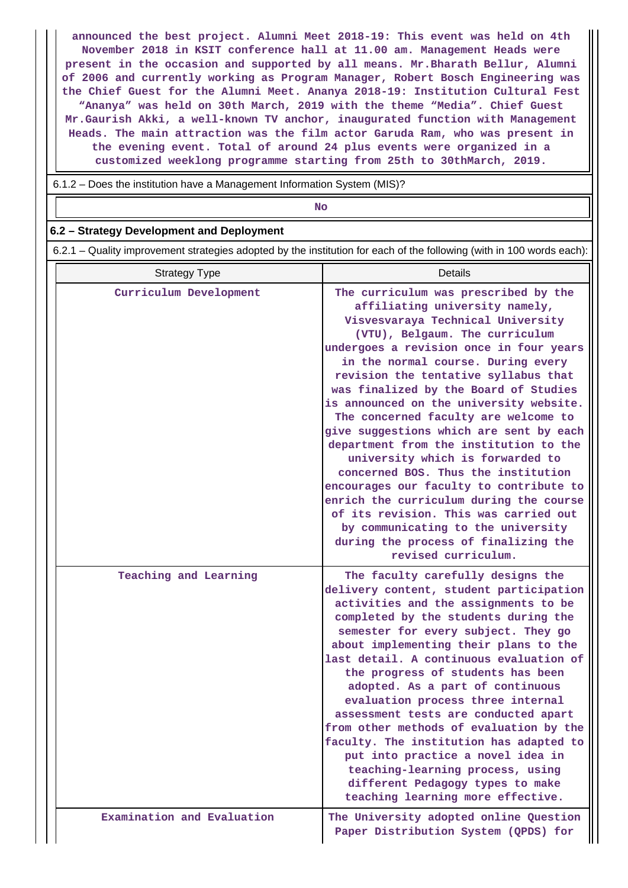announced the best project. Alumni Meet 2018-19: This event was held on 4th November 2018 in KSIT conference hall at 11.00 am. Management Heads were present in the occasion and supported by all means. Mr.Bharath Bellur, Alumni of 2006 and currently working as Program Manager, Robert Bosch Engineering was the Chief Guest for the Alumni Meet. Ananya 2018-19: Institution Cultural Fest “Ananya” was held on 30th March, 2019 with the theme “Media”. Chief Guest Mr.Gaurish Akki, a well-known TV anchor, inaugurated function with Management Heads. The main attraction was the film actor Garuda Ram, who was present in the evening event. Total of around 24 plus events were organized in a customized weeklong programme starting from 25th to 30thMarch, 2019.

6.1.2 – Does the institution have a Management Information System (MIS)?

No

### 6.2 – Strategy Development and Deployment

6.2.1 – Quality improvement strategies adopted by the institution for each of the following (with in 100 words each):

| Strategy Type | Details |
|---|---|
| Curriculum Development | The curriculum was prescribed by the affiliating university namely, Visvesvaraya Technical University (VTU), Belgaum. The curriculum undergoes a revision once in four years in the normal course. During every revision the tentative syllabus that was finalized by the Board of Studies is announced on the university website. The concerned faculty are welcome to give suggestions which are sent by each department from the institution to the university which is forwarded to concerned BOS. Thus the institution encourages our faculty to contribute to enrich the curriculum during the course of its revision. This was carried out by communicating to the university during the process of finalizing the revised curriculum. |
| Teaching and Learning | The faculty carefully designs the delivery content, student participation activities and the assignments to be completed by the students during the semester for every subject. They go about implementing their plans to the last detail. A continuous evaluation of the progress of students has been adopted. As a part of continuous evaluation process three internal assessment tests are conducted apart from other methods of evaluation by the faculty. The institution has adapted to put into practice a novel idea in teaching-learning process, using different Pedagogy types to make teaching learning more effective. |
| Examination and Evaluation | The University adopted online Question Paper Distribution System (QPDS) for |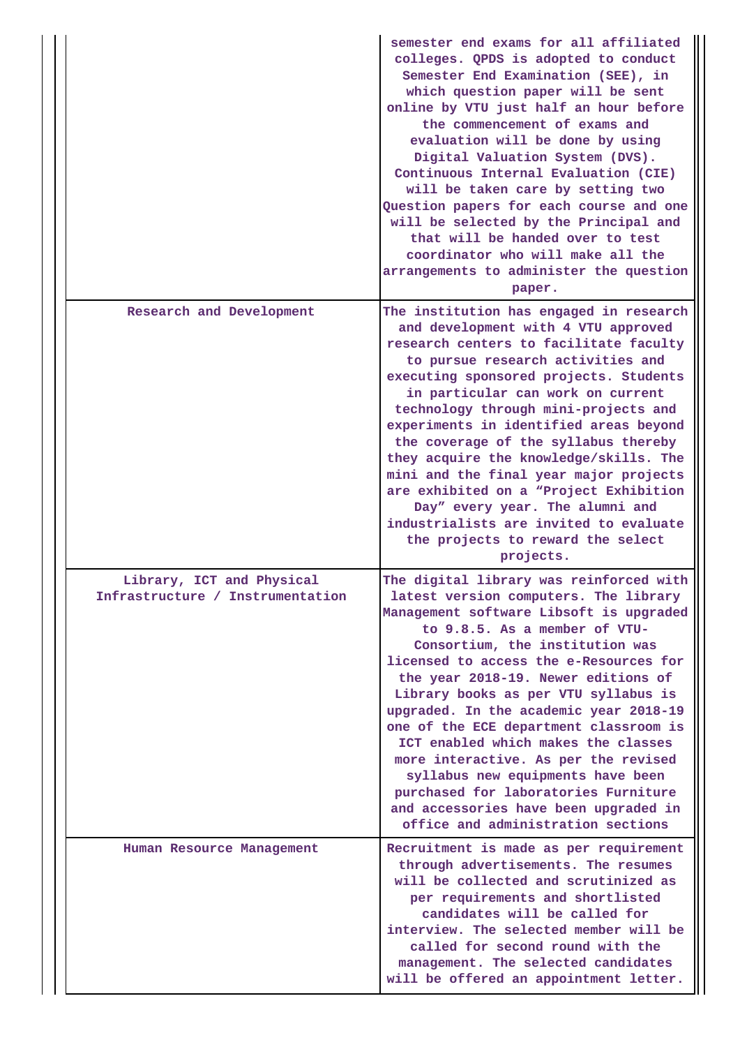|  |  |
|---|---|
|  | semester end exams for all affiliated colleges. QPDS is adopted to conduct Semester End Examination (SEE), in which question paper will be sent online by VTU just half an hour before the commencement of exams and evaluation will be done by using Digital Valuation System (DVS). Continuous Internal Evaluation (CIE) will be taken care by setting two Question papers for each course and one will be selected by the Principal and that will be handed over to test coordinator who will make all the arrangements to administer the question paper. |
| Research and Development | The institution has engaged in research and development with 4 VTU approved research centers to facilitate faculty to pursue research activities and executing sponsored projects. Students in particular can work on current technology through mini-projects and experiments in identified areas beyond the coverage of the syllabus thereby they acquire the knowledge/skills. The mini and the final year major projects are exhibited on a "Project Exhibition Day" every year. The alumni and industrialists are invited to evaluate the projects to reward the select projects. |
| Library, ICT and Physical Infrastructure / Instrumentation | The digital library was reinforced with latest version computers. The library Management software Libsoft is upgraded to 9.8.5. As a member of VTU-Consortium, the institution was licensed to access the e-Resources for the year 2018-19. Newer editions of Library books as per VTU syllabus is upgraded. In the academic year 2018-19 one of the ECE department classroom is ICT enabled which makes the classes more interactive. As per the revised syllabus new equipments have been purchased for laboratories Furniture and accessories have been upgraded in office and administration sections |
| Human Resource Management | Recruitment is made as per requirement through advertisements. The resumes will be collected and scrutinized as per requirements and shortlisted candidates will be called for interview. The selected member will be called for second round with the management. The selected candidates will be offered an appointment letter. |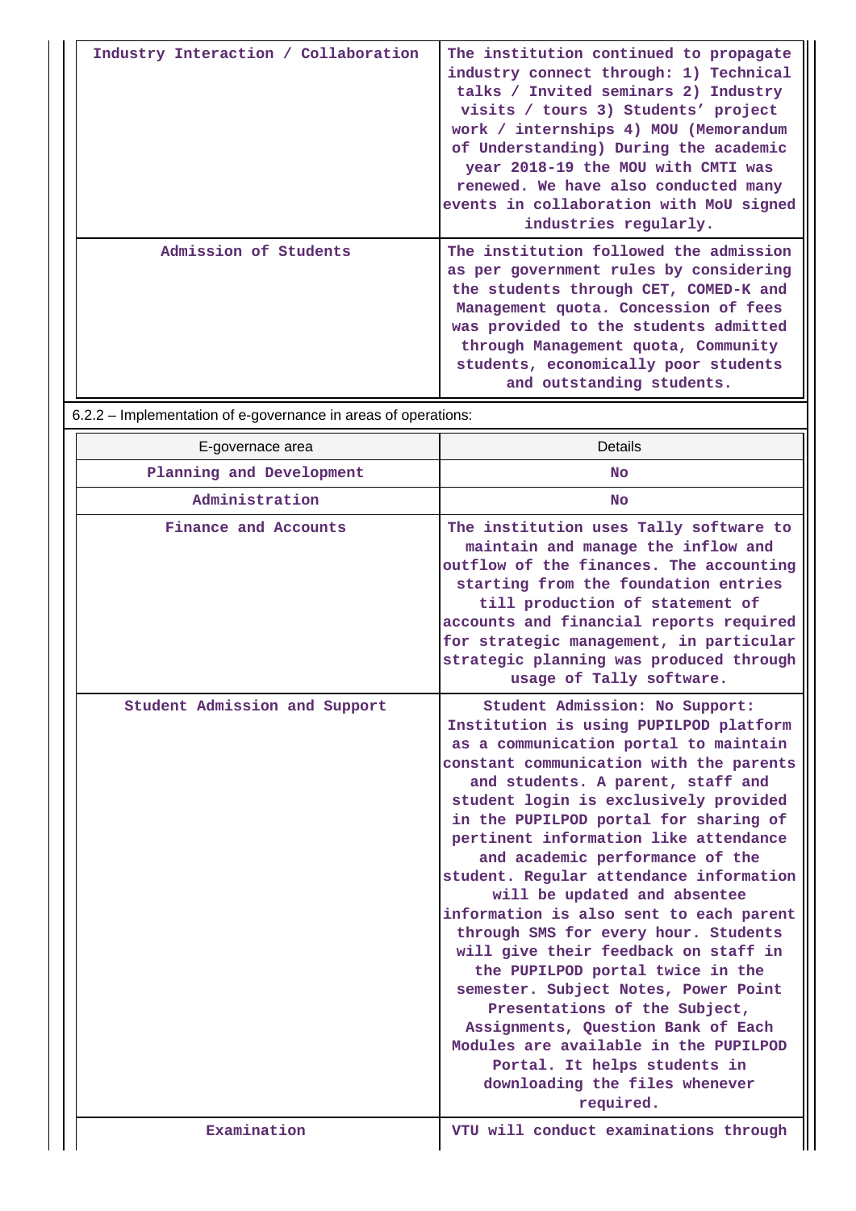| | |
|---|---|
| Industry Interaction / Collaboration | The institution continued to propagate industry connect through: 1) Technical talks / Invited seminars 2) Industry visits / tours 3) Students' project work / internships 4) MOU (Memorandum of Understanding) During the academic year 2018-19 the MOU with CMTI was renewed. We have also conducted many events in collaboration with MoU signed industries regularly. |
| Admission of Students | The institution followed the admission as per government rules by considering the students through CET, COMED-K and Management quota. Concession of fees was provided to the students admitted through Management quota, Community students, economically poor students and outstanding students. |

6.2.2 – Implementation of e-governance in areas of operations:

| E-governace area | Details |
|---|---|
| Planning and Development | No |
| Administration | No |
| Finance and Accounts | The institution uses Tally software to maintain and manage the inflow and outflow of the finances. The accounting starting from the foundation entries till production of statement of accounts and financial reports required for strategic management, in particular strategic planning was produced through usage of Tally software. |
| Student Admission and Support | Student Admission: No Support: Institution is using PUPILPOD platform as a communication portal to maintain constant communication with the parents and students. A parent, staff and student login is exclusively provided in the PUPILPOD portal for sharing of pertinent information like attendance and academic performance of the student. Regular attendance information will be updated and absentee information is also sent to each parent through SMS for every hour. Students will give their feedback on staff in the PUPILPOD portal twice in the semester. Subject Notes, Power Point Presentations of the Subject, Assignments, Question Bank of Each Modules are available in the PUPILPOD Portal. It helps students in downloading the files whenever required. |
| Examination | VTU will conduct examinations through |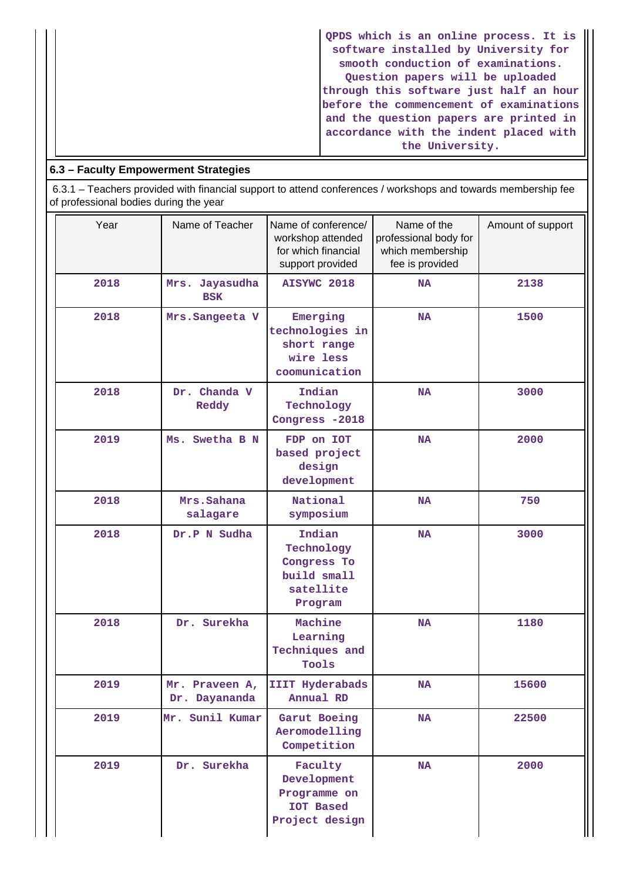| | QPDS which is an online process. It is software installed by University for smooth conduction of examinations. Question papers will be uploaded through this software just half an hour before the commencement of examinations and the question papers are printed in accordance with the indent placed with the University. |
|---|---|

## 6.3 – Faculty Empowerment Strategies

6.3.1 – Teachers provided with financial support to attend conferences / workshops and towards membership fee of professional bodies during the year

| Year | Name of Teacher | Name of conference/ workshop attended for which financial support provided | Name of the professional body for which membership fee is provided | Amount of support |
|---|---|---|---|---|
| 2018 | Mrs. Jayasudha BSK | AISYWC 2018 | NA | 2138 |
| 2018 | Mrs.Sangeeta V | Emerging technologies in short range wire less coomunication | NA | 1500 |
| 2018 | Dr. Chanda V Reddy | Indian Technology Congress -2018 | NA | 3000 |
| 2019 | Ms. Swetha B N | FDP on IOT based project design development | NA | 2000 |
| 2018 | Mrs.Sahana salagare | National symposium | NA | 750 |
| 2018 | Dr.P N Sudha | Indian Technology Congress To build small satellite Program | NA | 3000 |
| 2018 | Dr. Surekha | Machine Learning Techniques and Tools | NA | 1180 |
| 2019 | Mr. Praveen A, Dr. Dayananda | IIIT Hyderabads Annual RD | NA | 15600 |
| 2019 | Mr. Sunil Kumar | Garut Boeing Aeromodelling Competition | NA | 22500 |
| 2019 | Dr. Surekha | Faculty Development Programme on IOT Based Project design | NA | 2000 |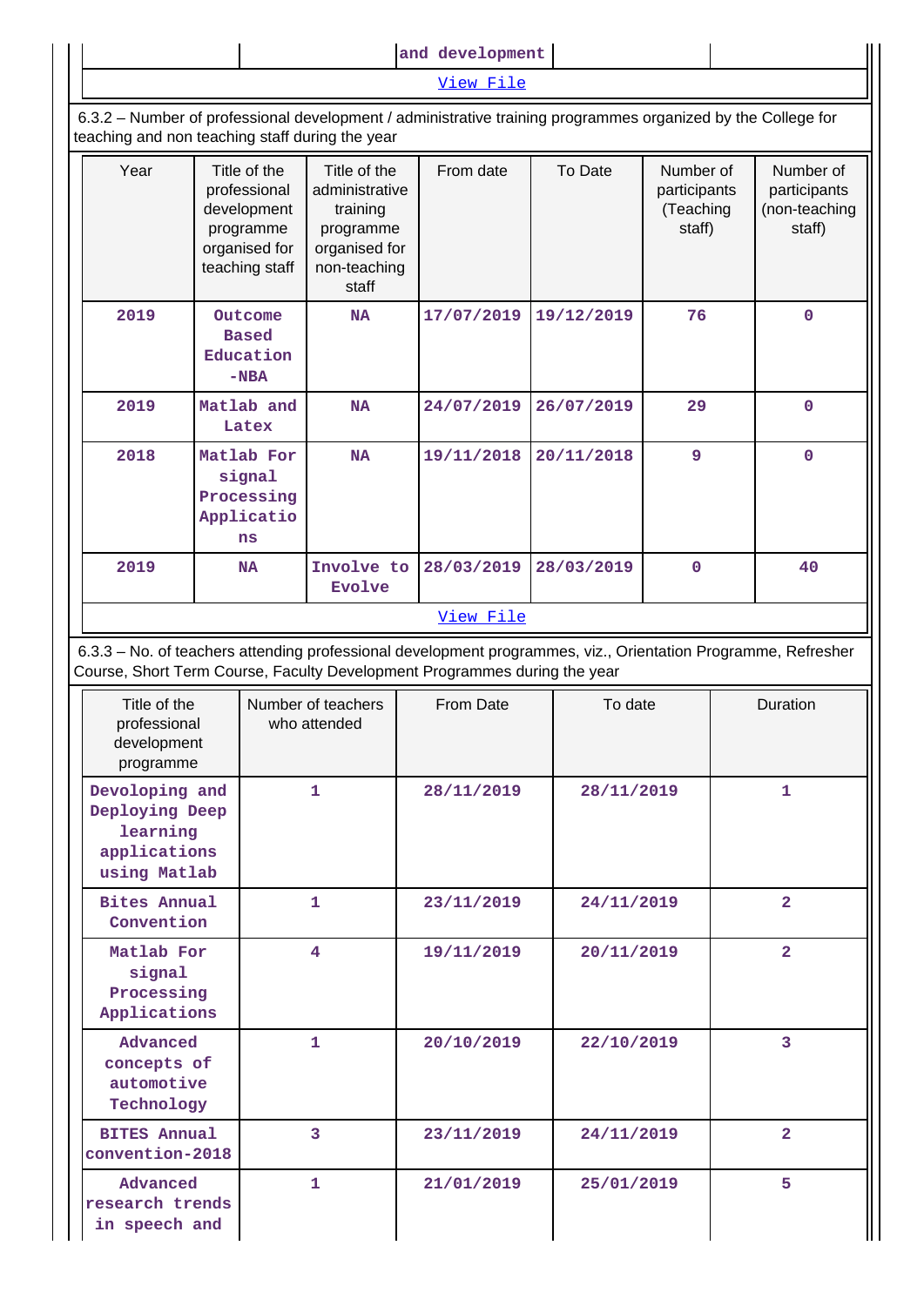| | | and development | | |
|---|---|---|---|---|

View File

6.3.2 – Number of professional development / administrative training programmes organized by the College for teaching and non teaching staff during the year

| Year | Title of the professional development programme organised for teaching staff | Title of the administrative training programme organised for non-teaching staff | From date | To Date | Number of participants (Teaching staff) | Number of participants (non-teaching staff) |
|---|---|---|---|---|---|---|
| 2019 | Outcome Based Education -NBA | NA | 17/07/2019 | 19/12/2019 | 76 | 0 |
| 2019 | Matlab and Latex | NA | 24/07/2019 | 26/07/2019 | 29 | 0 |
| 2018 | Matlab For signal Processing Applications | NA | 19/11/2018 | 20/11/2018 | 9 | 0 |
| 2019 | NA | Involve to Evolve | 28/03/2019 | 28/03/2019 | 0 | 40 |

View File

6.3.3 – No. of teachers attending professional development programmes, viz., Orientation Programme, Refresher Course, Short Term Course, Faculty Development Programmes during the year

| Title of the professional development programme | Number of teachers who attended | From Date | To date | Duration |
|---|---|---|---|---|
| Devoloping and Deploying Deep learning applications using Matlab | 1 | 28/11/2019 | 28/11/2019 | 1 |
| Bites Annual Convention | 1 | 23/11/2019 | 24/11/2019 | 2 |
| Matlab For signal Processing Applications | 4 | 19/11/2019 | 20/11/2019 | 2 |
| Advanced concepts of automotive Technology | 1 | 20/10/2019 | 22/10/2019 | 3 |
| BITES Annual convention-2018 | 3 | 23/11/2019 | 24/11/2019 | 2 |
| Advanced research trends in speech and | 1 | 21/01/2019 | 25/01/2019 | 5 |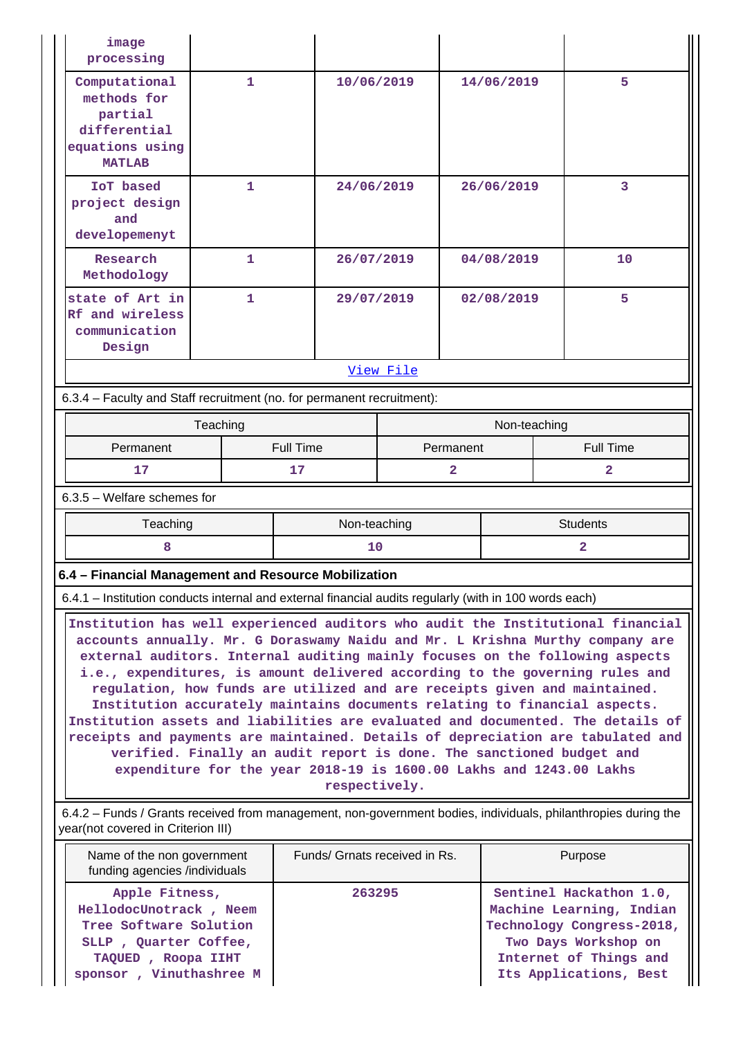| image processing | | | | |
|---|---|---|---|---|
| Computational methods for partial differential equations using MATLAB | 1 | 10/06/2019 | 14/06/2019 | 5 |
| IoT based project design and developemenyt | 1 | 24/06/2019 | 26/06/2019 | 3 |
| Research Methodology | 1 | 26/07/2019 | 04/08/2019 | 10 |
| state of Art in Rf and wireless communication Design | 1 | 29/07/2019 | 02/08/2019 | 5 |

View File

6.3.4 – Faculty and Staff recruitment (no. for permanent recruitment):

| Teaching | | Non-teaching | |
|---|---|---|---|
| Permanent | Full Time | Permanent | Full Time |
| 17 | 17 | 2 | 2 |

6.3.5 – Welfare schemes for

| Teaching | Non-teaching | Students |
|---|---|---|
| 8 | 10 | 2 |

**6.4 – Financial Management and Resource Mobilization**

6.4.1 – Institution conducts internal and external financial audits regularly (with in 100 words each)

Institution has well experienced auditors who audit the Institutional financial accounts annually. Mr. G Doraswamy Naidu and Mr. L Krishna Murthy company are external auditors. Internal auditing mainly focuses on the following aspects i.e., expenditures, is amount delivered according to the governing rules and regulation, how funds are utilized and are receipts given and maintained. Institution accurately maintains documents relating to financial aspects. Institution assets and liabilities are evaluated and documented. The details of receipts and payments are maintained. Details of depreciation are tabulated and verified. Finally an audit report is done. The sanctioned budget and expenditure for the year 2018-19 is 1600.00 Lakhs and 1243.00 Lakhs respectively.

6.4.2 – Funds / Grants received from management, non-government bodies, individuals, philanthropies during the year(not covered in Criterion III)

| Name of the non government funding agencies /individuals | Funds/ Grnats received in Rs. | Purpose |
|---|---|---|
| Apple Fitness, HellodocUnotrack , Neem Tree Software Solution SLLP , Quarter Coffee, TAQUED , Roopa IIHT sponsor , Vinuthashree M | 263295 | Sentinel Hackathon 1.0, Machine Learning, Indian Technology Congress-2018, Two Days Workshop on Internet of Things and Its Applications, Best |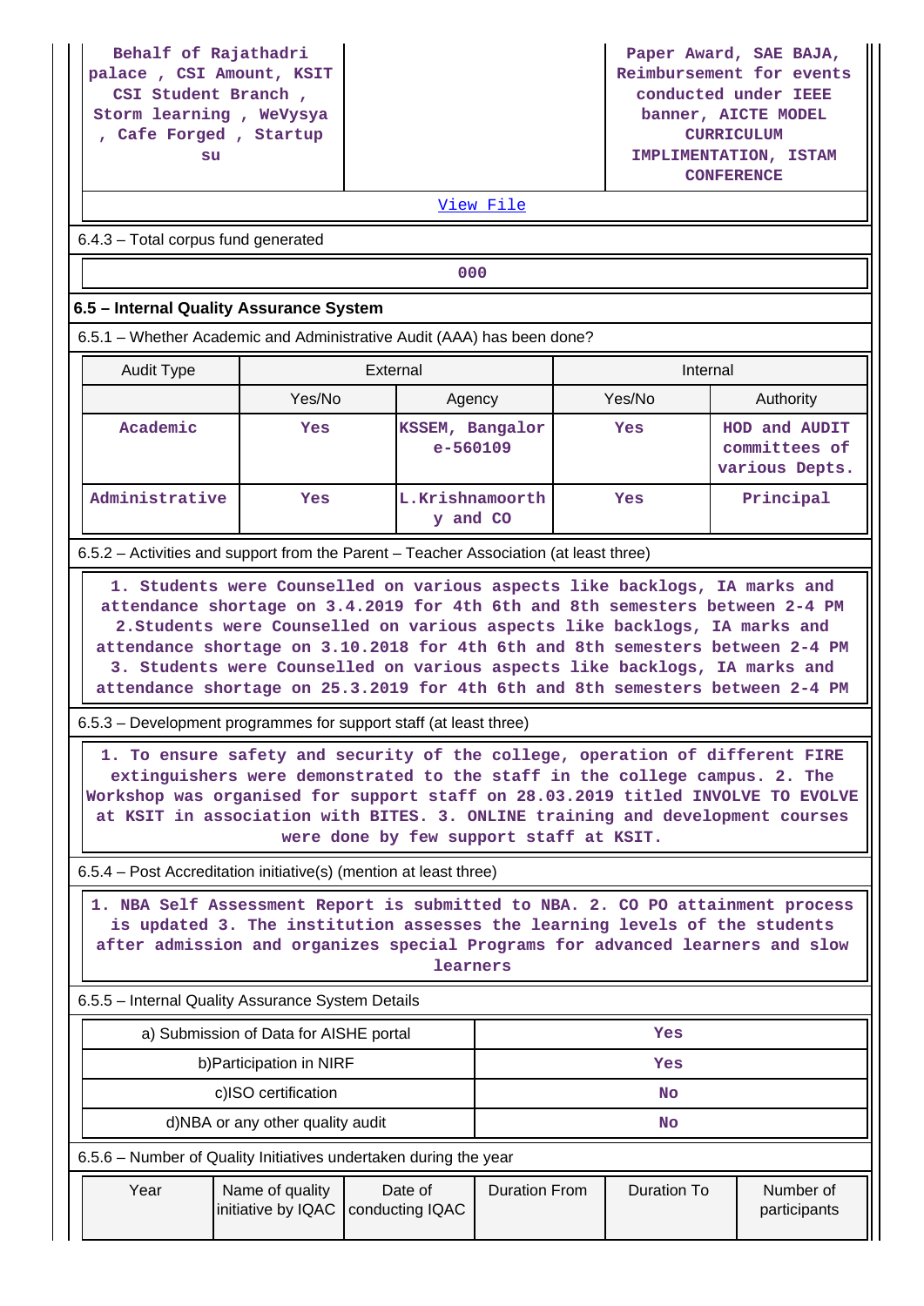| Behalf of Rajathadri palace , CSI Amount, KSIT CSI Student Branch , Storm learning , WeVysya , Cafe Forged , Startup su | | Paper Award, SAE BAJA, Reimbursement for events conducted under IEEE banner, AICTE MODEL CURRICULUM IMPLIMENTATION, ISTAM CONFERENCE |
|---|---|---|

View File

6.4.3 – Total corpus fund generated

| 000 |
|---|

### 6.5 – Internal Quality Assurance System

6.5.1 – Whether Academic and Administrative Audit (AAA) has been done?

| Audit Type | External | | Internal | |
|---|---|---|---|---|
| | Yes/No | Agency | Yes/No | Authority |
| Academic | Yes | KSSEM, Bangalore-560109 | Yes | HOD and AUDIT committees of various Depts. |
| Administrative | Yes | L.Krishnamoorthy and CO | Yes | Principal |

6.5.2 – Activities and support from the Parent – Teacher Association (at least three)

1. Students were Counselled on various aspects like backlogs, IA marks and attendance shortage on 3.4.2019 for 4th 6th and 8th semesters between 2-4 PM 2.Students were Counselled on various aspects like backlogs, IA marks and attendance shortage on 3.10.2018 for 4th 6th and 8th semesters between 2-4 PM 3. Students were Counselled on various aspects like backlogs, IA marks and attendance shortage on 25.3.2019 for 4th 6th and 8th semesters between 2-4 PM

6.5.3 – Development programmes for support staff (at least three)

1. To ensure safety and security of the college, operation of different FIRE extinguishers were demonstrated to the staff in the college campus. 2. The Workshop was organised for support staff on 28.03.2019 titled INVOLVE TO EVOLVE at KSIT in association with BITES. 3. ONLINE training and development courses were done by few support staff at KSIT.

6.5.4 – Post Accreditation initiative(s) (mention at least three)

1. NBA Self Assessment Report is submitted to NBA. 2. CO PO attainment process is updated 3. The institution assesses the learning levels of the students after admission and organizes special Programs for advanced learners and slow learners

6.5.5 – Internal Quality Assurance System Details

| | |
|---|---|
| a) Submission of Data for AISHE portal | Yes |
| b)Participation in NIRF | Yes |
| c)ISO certification | No |
| d)NBA or any other quality audit | No |

6.5.6 – Number of Quality Initiatives undertaken during the year

| Year | Name of quality initiative by IQAC | Date of conducting IQAC | Duration From | Duration To | Number of participants |
|---|---|---|---|---|---|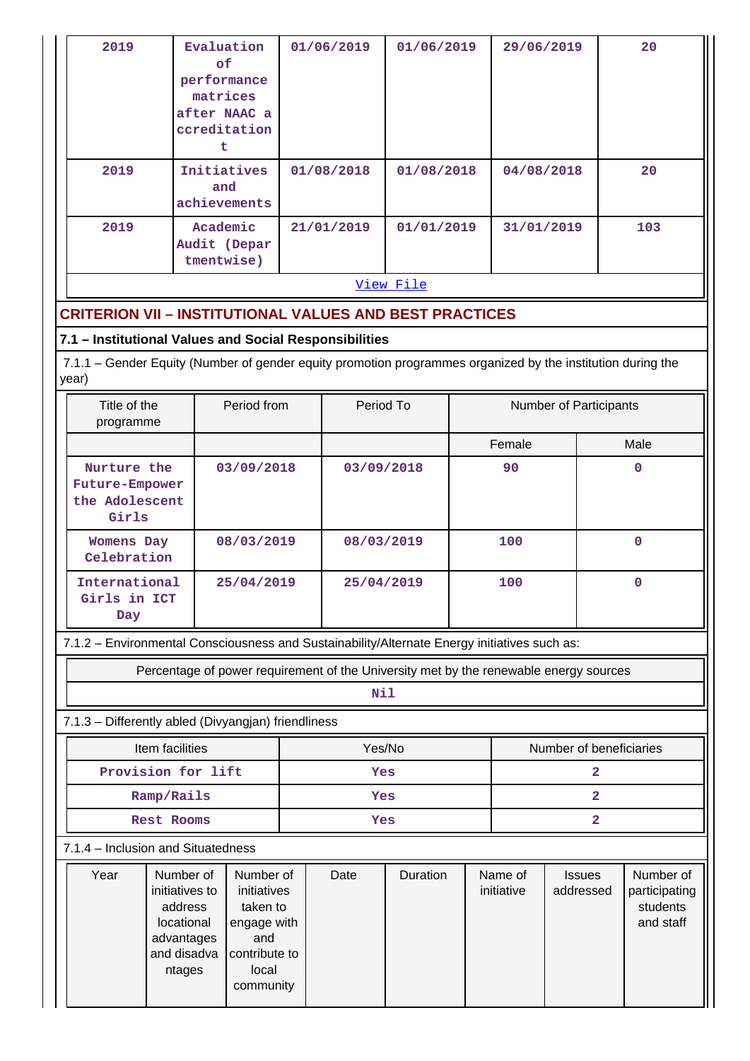| 2019 | Evaluation of performance matrices after NAAC accreditation t | 01/06/2019 | 01/06/2019 | 29/06/2019 | 20 |
|---|---|---|---|---|---|
| 2019 | Initiatives and achievements | 01/08/2018 | 01/08/2018 | 04/08/2018 | 20 |
| 2019 | Academic Audit (Departmentwise) | 21/01/2019 | 01/01/2019 | 31/01/2019 | 103 |
| View File | | | | | |

## CRITERION VII – INSTITUTIONAL VALUES AND BEST PRACTICES

### 7.1 – Institutional Values and Social Responsibilities

7.1.1 – Gender Equity (Number of gender equity promotion programmes organized by the institution during the year)

| Title of the programme | Period from | Period To | Number of Participants | |
|---|---|---|---|---|
| | | | Female | Male |
| Nurture the Future-Empower the Adolescent Girls | 03/09/2018 | 03/09/2018 | 90 | 0 |
| Womens Day Celebration | 08/03/2019 | 08/03/2019 | 100 | 0 |
| International Girls in ICT Day | 25/04/2019 | 25/04/2019 | 100 | 0 |

7.1.2 – Environmental Consciousness and Sustainability/Alternate Energy initiatives such as:

| Percentage of power requirement of the University met by the renewable energy sources |
|---|
| Nil |

7.1.3 – Differently abled (Divyangjan) friendliness

| Item facilities | Yes/No | Number of beneficiaries |
|---|---|---|
| Provision for lift | Yes | 2 |
| Ramp/Rails | Yes | 2 |
| Rest Rooms | Yes | 2 |

7.1.4 – Inclusion and Situatedness

| Year | Number of initiatives to address locational advantages and disadvantages | Number of initiatives taken to engage with and contribute to local community | Date | Duration | Name of initiative | Issues addressed | Number of participating students and staff |
|---|---|---|---|---|---|---|---|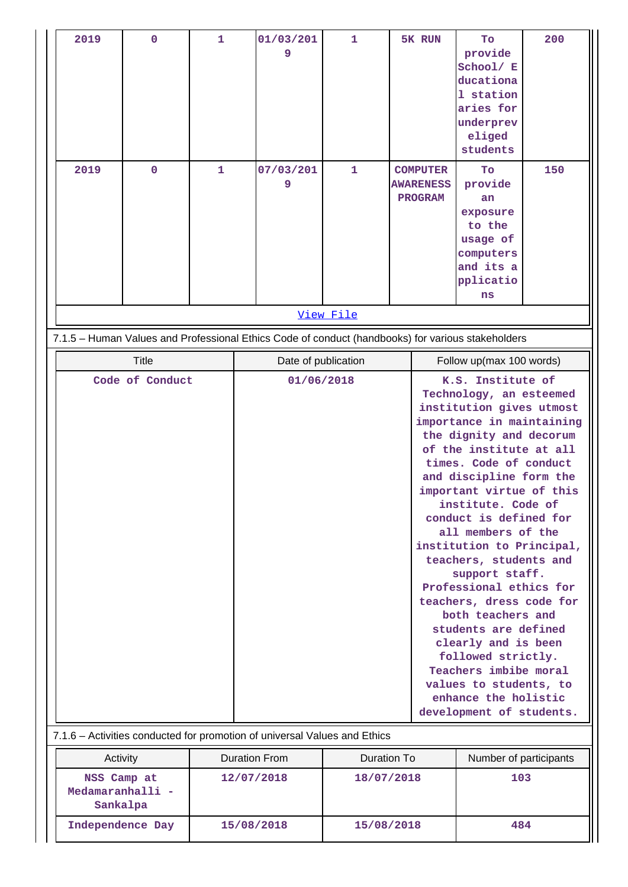| 2019 | 0 | 1 | 01/03/2019 | 1 | 5K RUN | To provide School/ Educational stationaries for underpreveliged students | 200 |
|---|---|---|---|---|---|---|---|
| 2019 | 0 | 1 | 07/03/2019 | 1 | COMPUTER AWARENESS PROGRAM | To provide an exposure to the usage of computers and its applications | 150 |

View File

7.1.5 – Human Values and Professional Ethics Code of conduct (handbooks) for various stakeholders

| Title | Date of publication | Follow up(max 100 words) |
|---|---|---|
| Code of Conduct | 01/06/2018 | K.S. Institute of Technology, an esteemed institution gives utmost importance in maintaining the dignity and decorum of the institute at all times. Code of conduct and discipline form the important virtue of this institute. Code of conduct is defined for all members of the institution to Principal, teachers, students and support staff. Professional ethics for teachers, dress code for both teachers and students are defined clearly and is been followed strictly. Teachers imbibe moral values to students, to enhance the holistic development of students. |

7.1.6 – Activities conducted for promotion of universal Values and Ethics

| Activity | Duration From | Duration To | Number of participants |
|---|---|---|---|
| NSS Camp at Medamaranhalli - Sankalpa | 12/07/2018 | 18/07/2018 | 103 |
| Independence Day | 15/08/2018 | 15/08/2018 | 484 |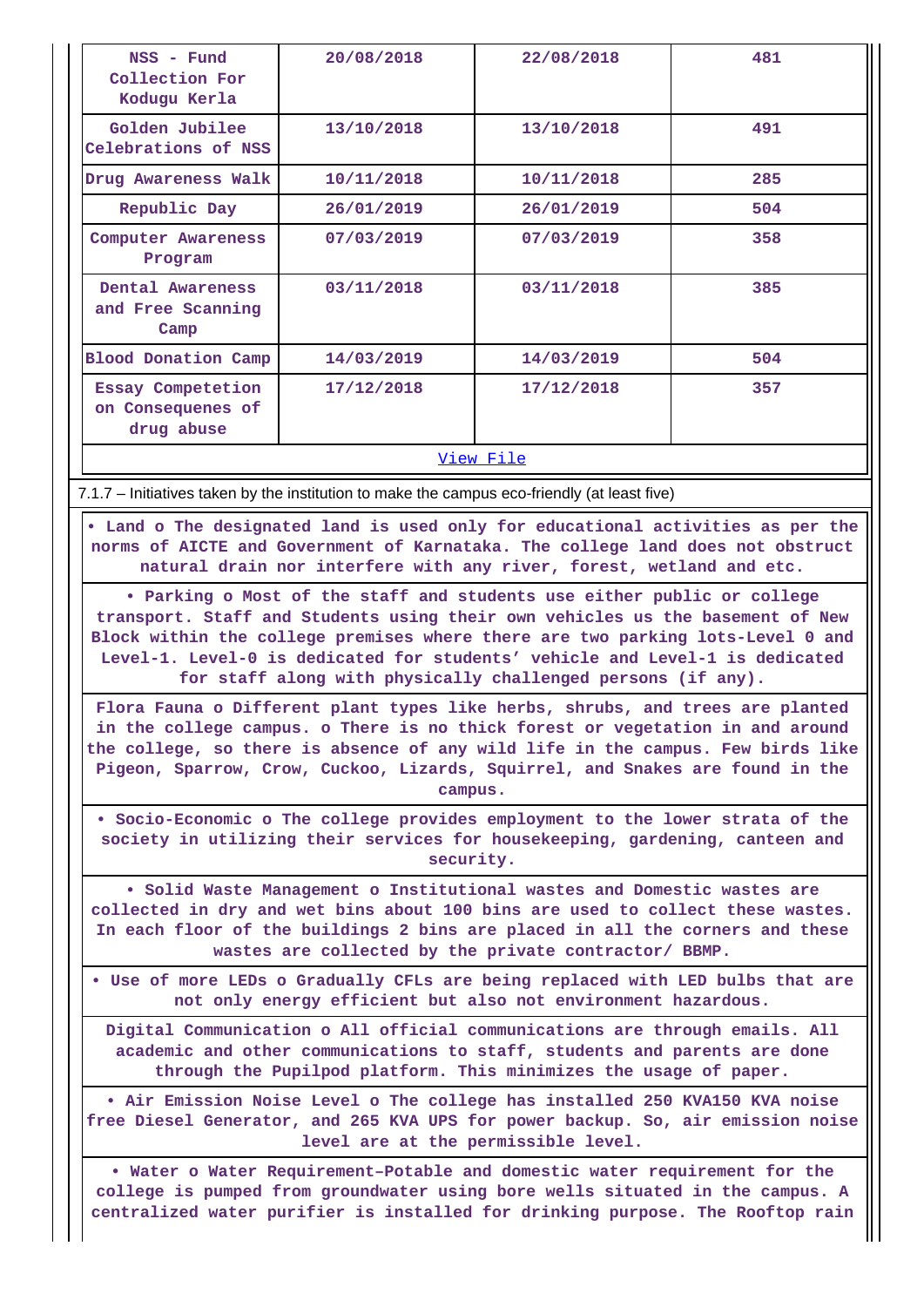| NSS - Fund Collection For Kodugu Kerla | 20/08/2018 | 22/08/2018 | 481 |
|---|---|---|---|
| Golden Jubilee Celebrations of NSS | 13/10/2018 | 13/10/2018 | 491 |
| Drug Awareness Walk | 10/11/2018 | 10/11/2018 | 285 |
| Republic Day | 26/01/2019 | 26/01/2019 | 504 |
| Computer Awareness Program | 07/03/2019 | 07/03/2019 | 358 |
| Dental Awareness and Free Scanning Camp | 03/11/2018 | 03/11/2018 | 385 |
| Blood Donation Camp | 14/03/2019 | 14/03/2019 | 504 |
| Essay Competetion on Consequenes of drug abuse | 17/12/2018 | 17/12/2018 | 357 |

View File

7.1.7 – Initiatives taken by the institution to make the campus eco-friendly (at least five)

• Land o The designated land is used only for educational activities as per the norms of AICTE and Government of Karnataka. The college land does not obstruct natural drain nor interfere with any river, forest, wetland and etc.

• Parking o Most of the staff and students use either public or college transport. Staff and Students using their own vehicles us the basement of New Block within the college premises where there are two parking lots-Level 0 and Level-1. Level-0 is dedicated for students' vehicle and Level-1 is dedicated for staff along with physically challenged persons (if any).

Flora Fauna o Different plant types like herbs, shrubs, and trees are planted in the college campus. o There is no thick forest or vegetation in and around the college, so there is absence of any wild life in the campus. Few birds like Pigeon, Sparrow, Crow, Cuckoo, Lizards, Squirrel, and Snakes are found in the campus.

• Socio-Economic o The college provides employment to the lower strata of the society in utilizing their services for housekeeping, gardening, canteen and security.

• Solid Waste Management o Institutional wastes and Domestic wastes are collected in dry and wet bins about 100 bins are used to collect these wastes. In each floor of the buildings 2 bins are placed in all the corners and these wastes are collected by the private contractor/ BBMP.

• Use of more LEDs o Gradually CFLs are being replaced with LED bulbs that are not only energy efficient but also not environment hazardous.

Digital Communication o All official communications are through emails. All academic and other communications to staff, students and parents are done through the Pupilpod platform. This minimizes the usage of paper.

• Air Emission Noise Level o The college has installed 250 KVA150 KVA noise free Diesel Generator, and 265 KVA UPS for power backup. So, air emission noise level are at the permissible level.

• Water o Water Requirement–Potable and domestic water requirement for the college is pumped from groundwater using bore wells situated in the campus. A centralized water purifier is installed for drinking purpose. The Rooftop rain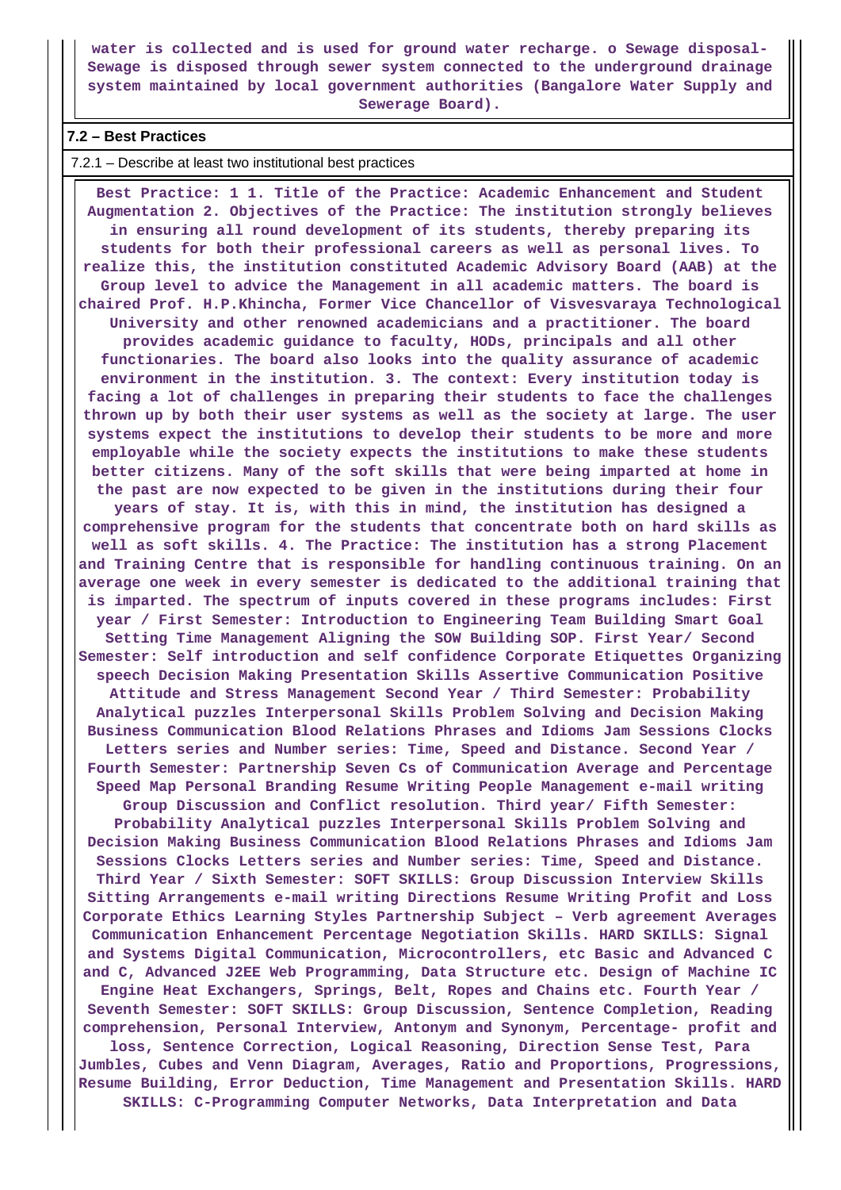**water is collected and is used for ground water recharge. o Sewage disposal- Sewage is disposed through sewer system connected to the underground drainage system maintained by local government authorities (Bangalore Water Supply and Sewerage Board).**

### 7.2 – Best Practices

7.2.1 – Describe at least two institutional best practices

**Best Practice: 1 1. Title of the Practice: Academic Enhancement and Student Augmentation 2. Objectives of the Practice: The institution strongly believes in ensuring all round development of its students, thereby preparing its students for both their professional careers as well as personal lives. To realize this, the institution constituted Academic Advisory Board (AAB) at the Group level to advice the Management in all academic matters. The board is chaired Prof. H.P.Khincha, Former Vice Chancellor of Visvesvaraya Technological University and other renowned academicians and a practitioner. The board provides academic guidance to faculty, HODs, principals and all other functionaries. The board also looks into the quality assurance of academic environment in the institution. 3. The context: Every institution today is facing a lot of challenges in preparing their students to face the challenges thrown up by both their user systems as well as the society at large. The user systems expect the institutions to develop their students to be more and more employable while the society expects the institutions to make these students better citizens. Many of the soft skills that were being imparted at home in the past are now expected to be given in the institutions during their four years of stay. It is, with this in mind, the institution has designed a comprehensive program for the students that concentrate both on hard skills as well as soft skills. 4. The Practice: The institution has a strong Placement and Training Centre that is responsible for handling continuous training. On an average one week in every semester is dedicated to the additional training that is imparted. The spectrum of inputs covered in these programs includes: First year / First Semester: Introduction to Engineering Team Building Smart Goal Setting Time Management Aligning the SOW Building SOP. First Year/ Second Semester: Self introduction and self confidence Corporate Etiquettes Organizing speech Decision Making Presentation Skills Assertive Communication Positive Attitude and Stress Management Second Year / Third Semester: Probability Analytical puzzles Interpersonal Skills Problem Solving and Decision Making Business Communication Blood Relations Phrases and Idioms Jam Sessions Clocks Letters series and Number series: Time, Speed and Distance. Second Year / Fourth Semester: Partnership Seven Cs of Communication Average and Percentage Speed Map Personal Branding Resume Writing People Management e-mail writing Group Discussion and Conflict resolution. Third year/ Fifth Semester: Probability Analytical puzzles Interpersonal Skills Problem Solving and Decision Making Business Communication Blood Relations Phrases and Idioms Jam Sessions Clocks Letters series and Number series: Time, Speed and Distance. Third Year / Sixth Semester: SOFT SKILLS: Group Discussion Interview Skills Sitting Arrangements e-mail writing Directions Resume Writing Profit and Loss Corporate Ethics Learning Styles Partnership Subject – Verb agreement Averages Communication Enhancement Percentage Negotiation Skills. HARD SKILLS: Signal and Systems Digital Communication, Microcontrollers, etc Basic and Advanced C and C, Advanced J2EE Web Programming, Data Structure etc. Design of Machine IC Engine Heat Exchangers, Springs, Belt, Ropes and Chains etc. Fourth Year / Seventh Semester: SOFT SKILLS: Group Discussion, Sentence Completion, Reading comprehension, Personal Interview, Antonym and Synonym, Percentage- profit and loss, Sentence Correction, Logical Reasoning, Direction Sense Test, Para Jumbles, Cubes and Venn Diagram, Averages, Ratio and Proportions, Progressions, Resume Building, Error Deduction, Time Management and Presentation Skills. HARD SKILLS: C-Programming Computer Networks, Data Interpretation and Data**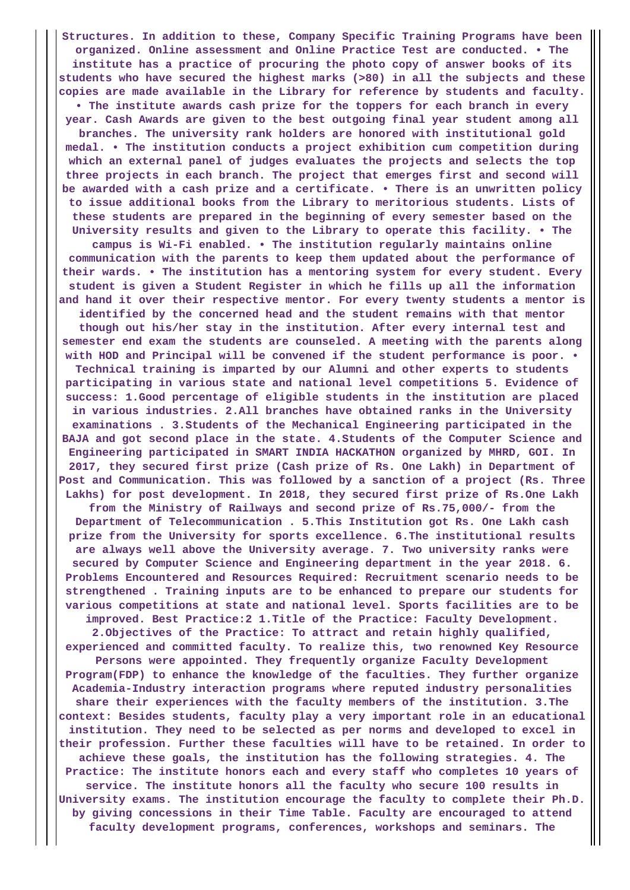**Structures. In addition to these, Company Specific Training Programs have been organized. Online assessment and Online Practice Test are conducted. • The institute has a practice of procuring the photo copy of answer books of its students who have secured the highest marks (>80) in all the subjects and these copies are made available in the Library for reference by students and faculty. • The institute awards cash prize for the toppers for each branch in every year. Cash Awards are given to the best outgoing final year student among all branches. The university rank holders are honored with institutional gold medal. • The institution conducts a project exhibition cum competition during which an external panel of judges evaluates the projects and selects the top three projects in each branch. The project that emerges first and second will be awarded with a cash prize and a certificate. • There is an unwritten policy to issue additional books from the Library to meritorious students. Lists of these students are prepared in the beginning of every semester based on the University results and given to the Library to operate this facility. • The campus is Wi-Fi enabled. • The institution regularly maintains online communication with the parents to keep them updated about the performance of their wards. • The institution has a mentoring system for every student. Every student is given a Student Register in which he fills up all the information and hand it over their respective mentor. For every twenty students a mentor is identified by the concerned head and the student remains with that mentor though out his/her stay in the institution. After every internal test and semester end exam the students are counseled. A meeting with the parents along with HOD and Principal will be convened if the student performance is poor. • Technical training is imparted by our Alumni and other experts to students participating in various state and national level competitions 5. Evidence of success: 1.Good percentage of eligible students in the institution are placed in various industries. 2.All branches have obtained ranks in the University examinations . 3.Students of the Mechanical Engineering participated in the BAJA and got second place in the state. 4.Students of the Computer Science and Engineering participated in SMART INDIA HACKATHON organized by MHRD, GOI. In 2017, they secured first prize (Cash prize of Rs. One Lakh) in Department of Post and Communication. This was followed by a sanction of a project (Rs. Three Lakhs) for post development. In 2018, they secured first prize of Rs.One Lakh from the Ministry of Railways and second prize of Rs.75,000/- from the Department of Telecommunication . 5.This Institution got Rs. One Lakh cash prize from the University for sports excellence. 6.The institutional results are always well above the University average. 7. Two university ranks were secured by Computer Science and Engineering department in the year 2018. 6. Problems Encountered and Resources Required: Recruitment scenario needs to be strengthened . Training inputs are to be enhanced to prepare our students for various competitions at state and national level. Sports facilities are to be improved. Best Practice:2 1.Title of the Practice: Faculty Development. 2.Objectives of the Practice: To attract and retain highly qualified, experienced and committed faculty. To realize this, two renowned Key Resource Persons were appointed. They frequently organize Faculty Development Program(FDP) to enhance the knowledge of the faculties. They further organize Academia-Industry interaction programs where reputed industry personalities share their experiences with the faculty members of the institution. 3.The context: Besides students, faculty play a very important role in an educational institution. They need to be selected as per norms and developed to excel in their profession. Further these faculties will have to be retained. In order to achieve these goals, the institution has the following strategies. 4. The Practice: The institute honors each and every staff who completes 10 years of service. The institute honors all the faculty who secure 100 results in University exams. The institution encourage the faculty to complete their Ph.D. by giving concessions in their Time Table. Faculty are encouraged to attend faculty development programs, conferences, workshops and seminars. The**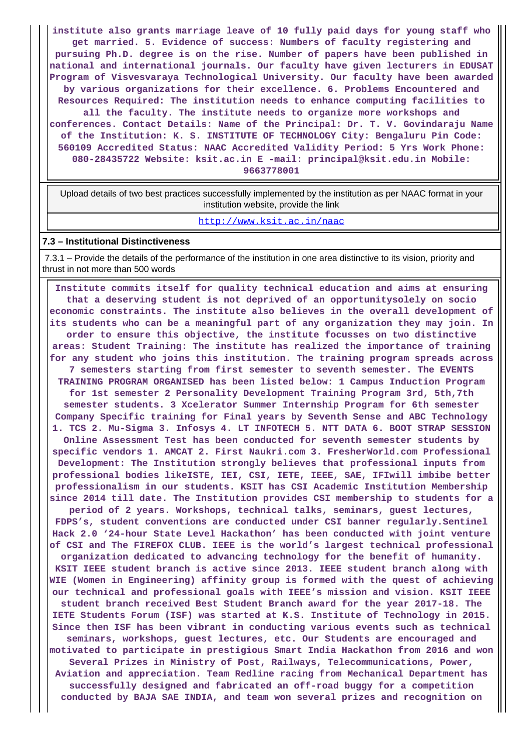**institute also grants marriage leave of 10 fully paid days for young staff who get married. 5. Evidence of success: Numbers of faculty registering and pursuing Ph.D. degree is on the rise. Number of papers have been published in national and international journals. Our faculty have given lecturers in EDUSAT Program of Visvesvaraya Technological University. Our faculty have been awarded by various organizations for their excellence. 6. Problems Encountered and Resources Required: The institution needs to enhance computing facilities to all the faculty. The institute needs to organize more workshops and conferences. Contact Details: Name of the Principal: Dr. T. V. Govindaraju Name of the Institution: K. S. INSTITUTE OF TECHNOLOGY City: Bengaluru Pin Code: 560109 Accredited Status: NAAC Accredited Validity Period: 5 Yrs Work Phone: 080-28435722 Website: ksit.ac.in E -mail: principal@ksit.edu.in Mobile: 9663778001**

| Upload details of two best practices successfully implemented by the institution as per NAAC format in your institution website, provide the link |
|---|
| http://www.ksit.ac.in/naac |

### 7.3 – Institutional Distinctiveness

7.3.1 – Provide the details of the performance of the institution in one area distinctive to its vision, priority and thrust in not more than 500 words

**Institute commits itself for quality technical education and aims at ensuring that a deserving student is not deprived of an opportunitysolely on socio economic constraints. The institute also believes in the overall development of its students who can be a meaningful part of any organization they may join. In order to ensure this objective, the institute focusses on two distinctive areas: Student Training: The institute has realized the importance of training for any student who joins this institution. The training program spreads across 7 semesters starting from first semester to seventh semester. The EVENTS TRAINING PROGRAM ORGANISED has been listed below: 1 Campus Induction Program for 1st semester 2 Personality Development Training Program 3rd, 5th,7th semester students. 3 Xcelerator Summer Internship Program for 6th semester Company Specific training for Final years by Seventh Sense and ABC Technology 1. TCS 2. Mu-Sigma 3. Infosys 4. LT INFOTECH 5. NTT DATA 6. BOOT STRAP SESSION Online Assessment Test has been conducted for seventh semester students by specific vendors 1. AMCAT 2. First Naukri.com 3. FresherWorld.com Professional Development: The Institution strongly believes that professional inputs from professional bodies likeISTE, IEI, CSI, IETE, IEEE, SAE, IFIwill imbibe better professionalism in our students. KSIT has CSI Academic Institution Membership since 2014 till date. The Institution provides CSI membership to students for a period of 2 years. Workshops, technical talks, seminars, guest lectures, FDPS's, student conventions are conducted under CSI banner regularly.Sentinel Hack 2.0 '24-hour State Level Hackathon' has been conducted with joint venture of CSI and The FIREFOX CLUB. IEEE is the world's largest technical professional organization dedicated to advancing technology for the benefit of humanity. KSIT IEEE student branch is active since 2013. IEEE student branch along with WIE (Women in Engineering) affinity group is formed with the quest of achieving our technical and professional goals with IEEE's mission and vision. KSIT IEEE student branch received Best Student Branch award for the year 2017-18. The IETE Students Forum (ISF) was started at K.S. Institute of Technology in 2015. Since then ISF has been vibrant in conducting various events such as technical seminars, workshops, guest lectures, etc. Our Students are encouraged and motivated to participate in prestigious Smart India Hackathon from 2016 and won Several Prizes in Ministry of Post, Railways, Telecommunications, Power, Aviation and appreciation. Team Redline racing from Mechanical Department has successfully designed and fabricated an off-road buggy for a competition conducted by BAJA SAE INDIA, and team won several prizes and recognition on**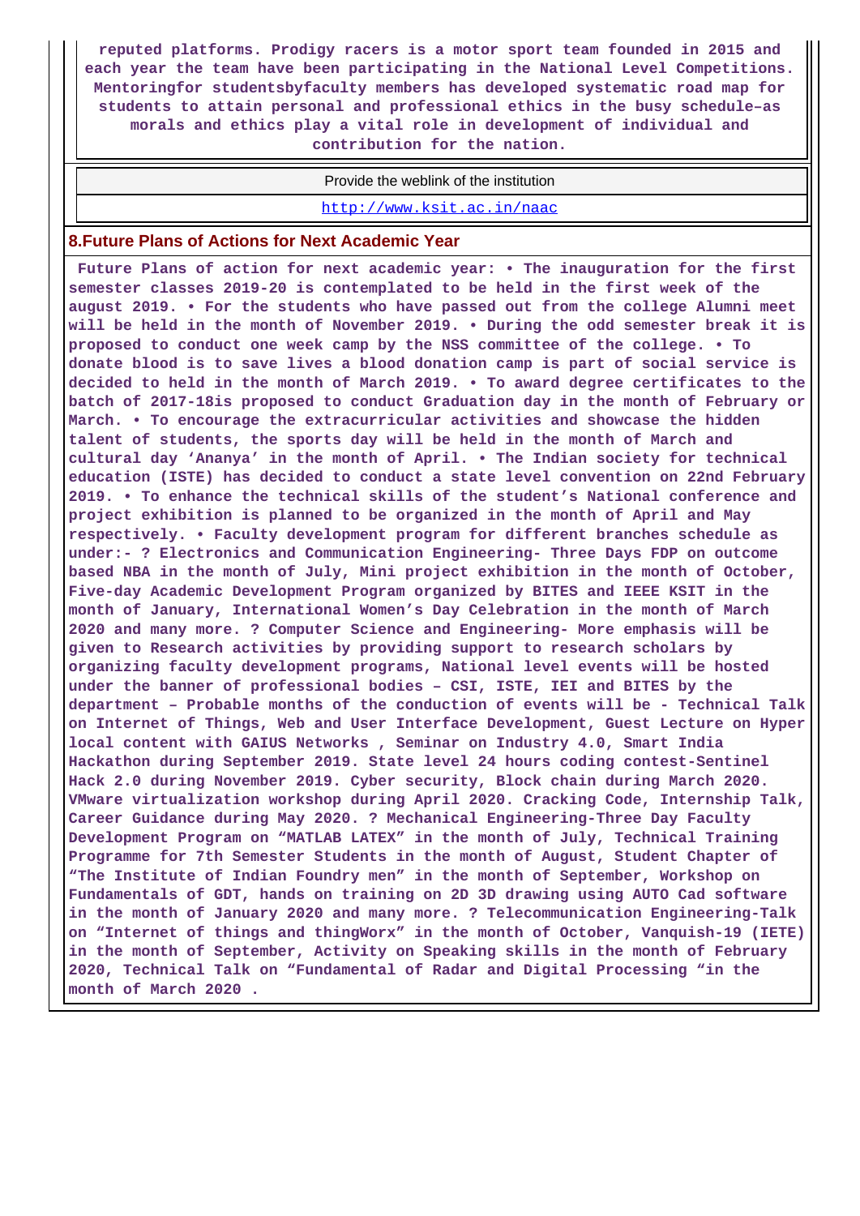**reputed platforms. Prodigy racers is a motor sport team founded in 2015 and each year the team have been participating in the National Level Competitions. Mentoringfor studentsbyfaculty members has developed systematic road map for students to attain personal and professional ethics in the busy schedule–as morals and ethics play a vital role in development of individual and contribution for the nation.**

| Provide the weblink of the institution |
|---|
| http://www.ksit.ac.in/naac |

## 8.Future Plans of Actions for Next Academic Year

**Future Plans of action for next academic year: • The inauguration for the first semester classes 2019-20 is contemplated to be held in the first week of the august 2019. • For the students who have passed out from the college Alumni meet will be held in the month of November 2019. • During the odd semester break it is proposed to conduct one week camp by the NSS committee of the college. • To donate blood is to save lives a blood donation camp is part of social service is decided to held in the month of March 2019. • To award degree certificates to the batch of 2017-18is proposed to conduct Graduation day in the month of February or March. • To encourage the extracurricular activities and showcase the hidden talent of students, the sports day will be held in the month of March and cultural day 'Ananya' in the month of April. • The Indian society for technical education (ISTE) has decided to conduct a state level convention on 22nd February 2019. • To enhance the technical skills of the student's National conference and project exhibition is planned to be organized in the month of April and May respectively. • Faculty development program for different branches schedule as under:- ? Electronics and Communication Engineering- Three Days FDP on outcome based NBA in the month of July, Mini project exhibition in the month of October, Five-day Academic Development Program organized by BITES and IEEE KSIT in the month of January, International Women's Day Celebration in the month of March 2020 and many more. ? Computer Science and Engineering- More emphasis will be given to Research activities by providing support to research scholars by organizing faculty development programs, National level events will be hosted under the banner of professional bodies – CSI, ISTE, IEI and BITES by the department – Probable months of the conduction of events will be - Technical Talk on Internet of Things, Web and User Interface Development, Guest Lecture on Hyper local content with GAIUS Networks , Seminar on Industry 4.0, Smart India Hackathon during September 2019. State level 24 hours coding contest-Sentinel Hack 2.0 during November 2019. Cyber security, Block chain during March 2020. VMware virtualization workshop during April 2020. Cracking Code, Internship Talk, Career Guidance during May 2020. ? Mechanical Engineering-Three Day Faculty Development Program on "MATLAB LATEX" in the month of July, Technical Training Programme for 7th Semester Students in the month of August, Student Chapter of "The Institute of Indian Foundry men" in the month of September, Workshop on Fundamentals of GDT, hands on training on 2D 3D drawing using AUTO Cad software in the month of January 2020 and many more. ? Telecommunication Engineering-Talk on "Internet of things and thingWorx" in the month of October, Vanquish-19 (IETE) in the month of September, Activity on Speaking skills in the month of February 2020, Technical Talk on "Fundamental of Radar and Digital Processing "in the month of March 2020 .**